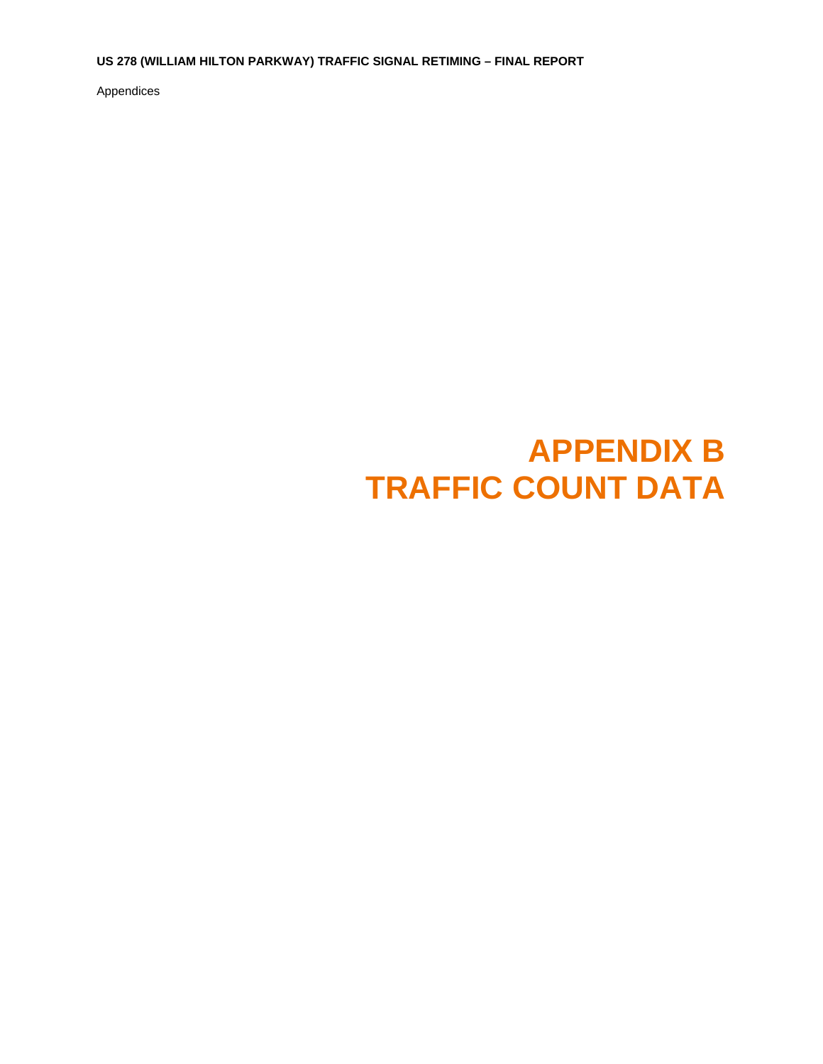# APPENDIX B
# TRAFFIC COUNT DATA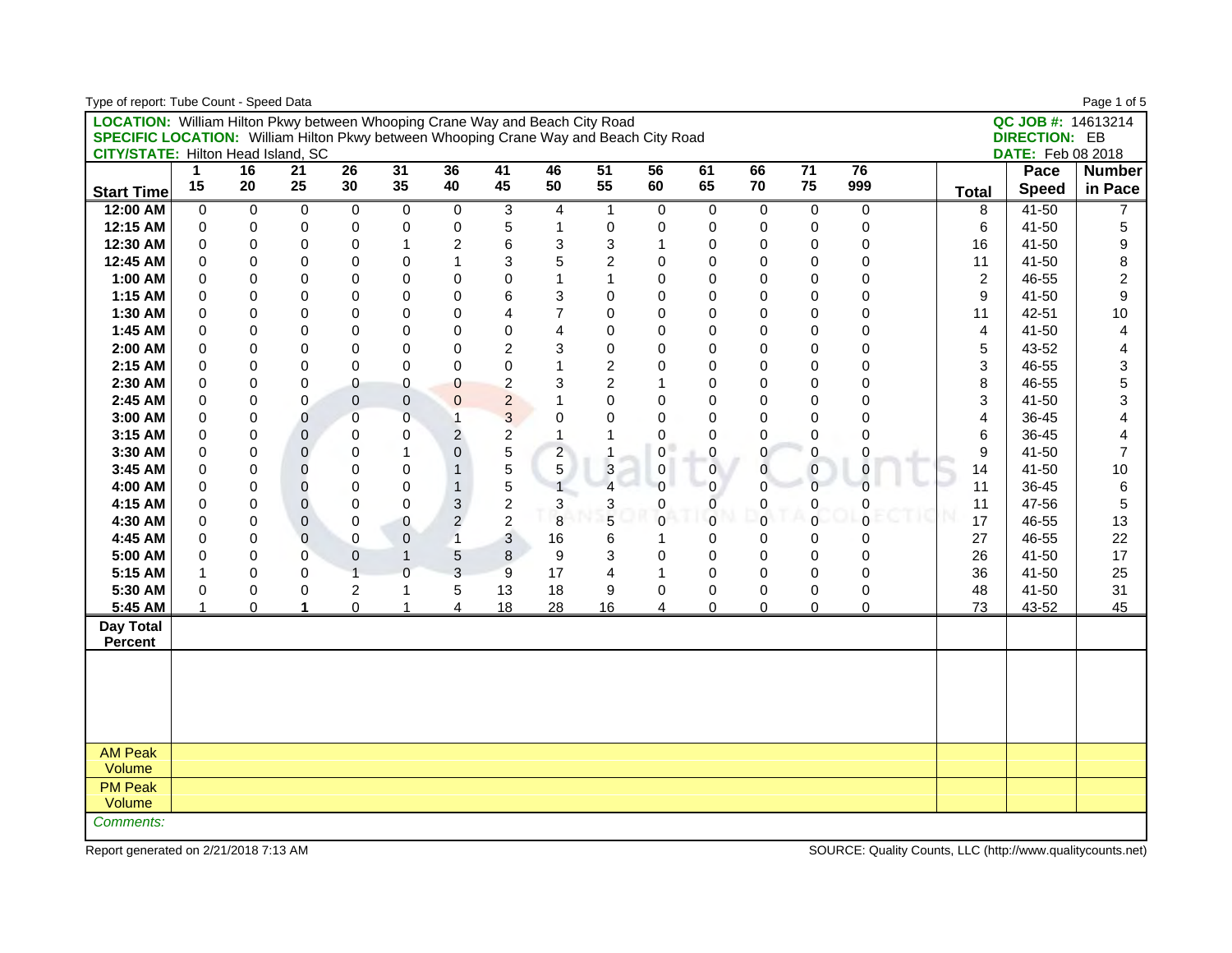Type of report: Tube Count - Speed Data

**LOCATION:** William Hilton Pkwy between Whooping Crane Way and Beach City Road
**SPECIFIC LOCATION:** William Hilton Pkwy between Whooping Crane Way and Beach City Road
**CITY/STATE:** Hilton Head Island, SC

**QC JOB #:** 14613214
**DIRECTION:** EB
**DATE:** Feb 08 2018

| Start Time | 1<br>15 | 16<br>20 | 21<br>25 | 26<br>30 | 31<br>35 | 36<br>40 | 41<br>45 | 46<br>50 | 51<br>55 | 56<br>60 | 61<br>65 | 66<br>70 | 71<br>75 | 76<br>999 | Total | Pace Speed | Number in Pace |
|---|---|---|---|---|---|---|---|---|---|---|---|---|---|---|---|---|---|
| 12:00 AM | 0 | 0 | 0 | 0 | 0 | 0 | 3 | 4 | 1 | 0 | 0 | 0 | 0 | 0 | 8 | 41-50 | 7 |
| 12:15 AM | 0 | 0 | 0 | 0 | 0 | 0 | 5 | 1 | 0 | 0 | 0 | 0 | 0 | 0 | 6 | 41-50 | 5 |
| 12:30 AM | 0 | 0 | 0 | 0 | 1 | 2 | 6 | 3 | 3 | 1 | 0 | 0 | 0 | 0 | 16 | 41-50 | 9 |
| 12:45 AM | 0 | 0 | 0 | 0 | 0 | 1 | 3 | 5 | 2 | 0 | 0 | 0 | 0 | 0 | 11 | 41-50 | 8 |
| 1:00 AM | 0 | 0 | 0 | 0 | 0 | 0 | 0 | 1 | 1 | 0 | 0 | 0 | 0 | 0 | 2 | 46-55 | 2 |
| 1:15 AM | 0 | 0 | 0 | 0 | 0 | 0 | 6 | 3 | 0 | 0 | 0 | 0 | 0 | 0 | 9 | 41-50 | 9 |
| 1:30 AM | 0 | 0 | 0 | 0 | 0 | 0 | 4 | 7 | 0 | 0 | 0 | 0 | 0 | 0 | 11 | 42-51 | 10 |
| 1:45 AM | 0 | 0 | 0 | 0 | 0 | 0 | 0 | 4 | 0 | 0 | 0 | 0 | 0 | 0 | 4 | 41-50 | 4 |
| 2:00 AM | 0 | 0 | 0 | 0 | 0 | 0 | 2 | 3 | 0 | 0 | 0 | 0 | 0 | 0 | 5 | 43-52 | 4 |
| 2:15 AM | 0 | 0 | 0 | 0 | 0 | 0 | 0 | 1 | 2 | 0 | 0 | 0 | 0 | 0 | 3 | 46-55 | 3 |
| 2:30 AM | 0 | 0 | 0 | 0 | 0 | 0 | 2 | 3 | 2 | 1 | 0 | 0 | 0 | 0 | 8 | 46-55 | 5 |
| 2:45 AM | 0 | 0 | 0 | 0 | 0 | 0 | 2 | 1 | 0 | 0 | 0 | 0 | 0 | 0 | 3 | 41-50 | 3 |
| 3:00 AM | 0 | 0 | 0 | 0 | 0 | 1 | 3 | 0 | 0 | 0 | 0 | 0 | 0 | 0 | 4 | 36-45 | 4 |
| 3:15 AM | 0 | 0 | 0 | 0 | 0 | 2 | 2 | 1 | 1 | 0 | 0 | 0 | 0 | 0 | 6 | 36-45 | 4 |
| 3:30 AM | 0 | 0 | 0 | 0 | 1 | 0 | 5 | 2 | 1 | 0 | 0 | 0 | 0 | 0 | 9 | 41-50 | 7 |
| 3:45 AM | 0 | 0 | 0 | 0 | 0 | 1 | 5 | 5 | 3 | 0 | 0 | 0 | 0 | 0 | 14 | 41-50 | 10 |
| 4:00 AM | 0 | 0 | 0 | 0 | 0 | 1 | 5 | 1 | 4 | 0 | 0 | 0 | 0 | 0 | 11 | 36-45 | 6 |
| 4:15 AM | 0 | 0 | 0 | 0 | 0 | 3 | 2 | 3 | 3 | 0 | 0 | 0 | 0 | 0 | 11 | 47-56 | 5 |
| 4:30 AM | 0 | 0 | 0 | 0 | 0 | 2 | 2 | 8 | 5 | 0 | 0 | 0 | 0 | 0 | 17 | 46-55 | 13 |
| 4:45 AM | 0 | 0 | 0 | 0 | 0 | 1 | 3 | 16 | 6 | 1 | 0 | 0 | 0 | 0 | 27 | 46-55 | 22 |
| 5:00 AM | 0 | 0 | 0 | 0 | 1 | 5 | 8 | 9 | 3 | 0 | 0 | 0 | 0 | 0 | 26 | 41-50 | 17 |
| 5:15 AM | 1 | 0 | 0 | 1 | 0 | 3 | 9 | 17 | 4 | 1 | 0 | 0 | 0 | 0 | 36 | 41-50 | 25 |
| 5:30 AM | 0 | 0 | 0 | 2 | 1 | 5 | 13 | 18 | 9 | 0 | 0 | 0 | 0 | 0 | 48 | 41-50 | 31 |
| 5:45 AM | 1 | 0 | 1 | 0 | 1 | 4 | 18 | 28 | 16 | 4 | 0 | 0 | 0 | 0 | 73 | 43-52 | 45 |
| Day Total<br>Percent | | | | | | | | | | | | | | | | | |
| AM Peak<br>Volume | | | | | | | | | | | | | | | | | |
| PM Peak<br>Volume | | | | | | | | | | | | | | | | | |

*Comments:*

Report generated on 2/21/2018 7:13 AM

SOURCE: Quality Counts, LLC (http://www.qualitycounts.net)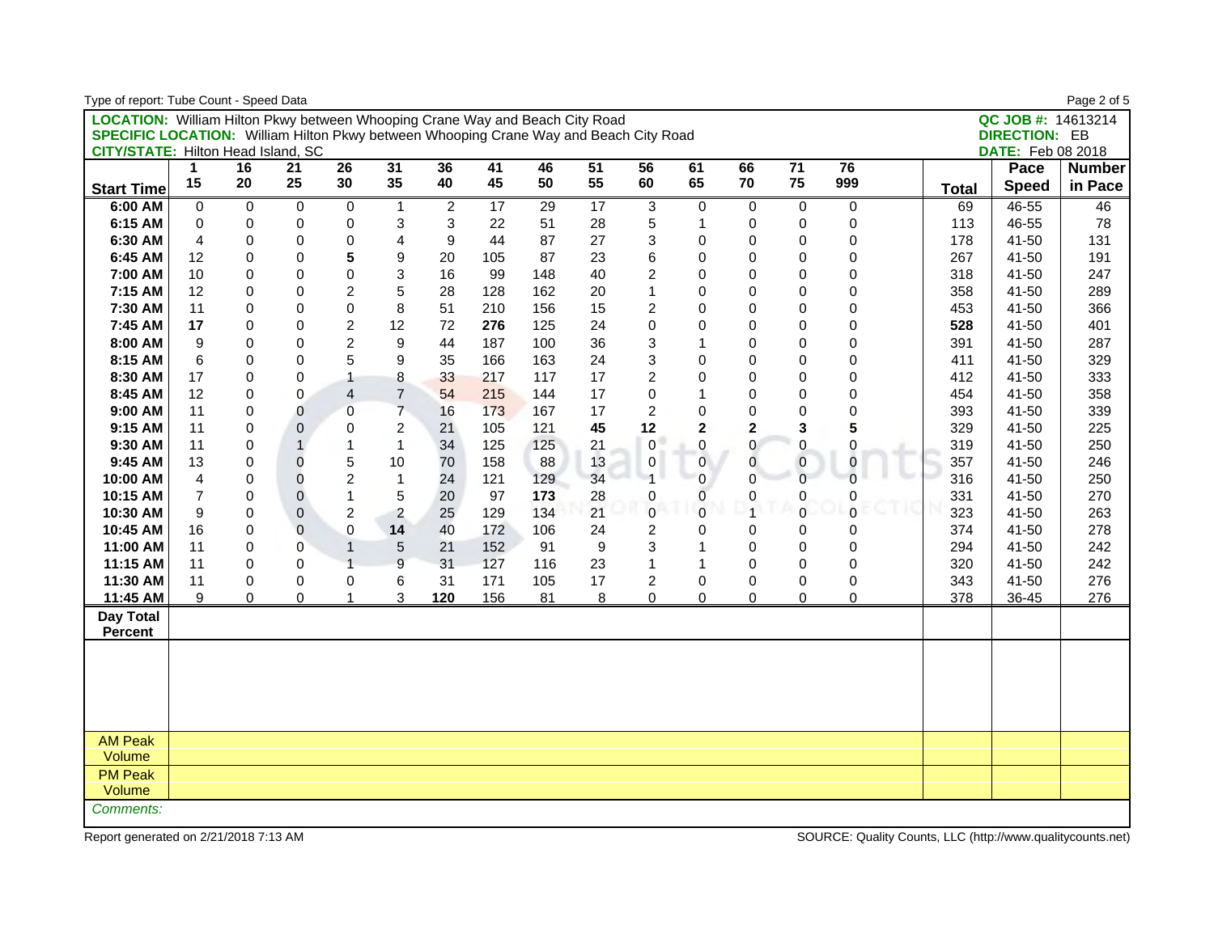Type of report: Tube Count - Speed Data

**LOCATION:** William Hilton Pkwy between Whooping Crane Way and Beach City Road
**SPECIFIC LOCATION:** William Hilton Pkwy between Whooping Crane Way and Beach City Road
**CITY/STATE:** Hilton Head Island, SC

**QC JOB #:** 14613214
**DIRECTION:** EB
**DATE:** Feb 08 2018

| Start Time | 1 15 | 16 20 | 21 25 | 26 30 | 31 35 | 36 40 | 41 45 | 46 50 | 51 55 | 56 60 | 61 65 | 66 70 | 71 75 | 76 999 | Total | Pace Speed | Number in Pace |
|---|---|---|---|---|---|---|---|---|---|---|---|---|---|---|---|---|---|
| 6:00 AM | 0 | 0 | 0 | 0 | 1 | 2 | 17 | 29 | 17 | 3 | 0 | 0 | 0 | 0 | 69 | 46-55 | 46 |
| 6:15 AM | 0 | 0 | 0 | 0 | 3 | 3 | 22 | 51 | 28 | 5 | 1 | 0 | 0 | 0 | 113 | 46-55 | 78 |
| 6:30 AM | 4 | 0 | 0 | 0 | 4 | 9 | 44 | 87 | 27 | 3 | 0 | 0 | 0 | 0 | 178 | 41-50 | 131 |
| 6:45 AM | 12 | 0 | 0 | **5** | 9 | 20 | 105 | 87 | 23 | 6 | 0 | 0 | 0 | 0 | 267 | 41-50 | 191 |
| 7:00 AM | 10 | 0 | 0 | 0 | 3 | 16 | 99 | 148 | 40 | 2 | 0 | 0 | 0 | 0 | 318 | 41-50 | 247 |
| 7:15 AM | 12 | 0 | 0 | 2 | 5 | 28 | 128 | 162 | 20 | 1 | 0 | 0 | 0 | 0 | 358 | 41-50 | 289 |
| 7:30 AM | 11 | 0 | 0 | 0 | 8 | 51 | 210 | 156 | 15 | 2 | 0 | 0 | 0 | 0 | 453 | 41-50 | 366 |
| 7:45 AM | **17** | 0 | 0 | 2 | 12 | 72 | **276** | 125 | 24 | 0 | 0 | 0 | 0 | 0 | **528** | 41-50 | 401 |
| 8:00 AM | 9 | 0 | 0 | 2 | 9 | 44 | 187 | 100 | 36 | 3 | 1 | 0 | 0 | 0 | 391 | 41-50 | 287 |
| 8:15 AM | 6 | 0 | 0 | 5 | 9 | 35 | 166 | 163 | 24 | 3 | 0 | 0 | 0 | 0 | 411 | 41-50 | 329 |
| 8:30 AM | 17 | 0 | 0 | 1 | 8 | 33 | 217 | 117 | 17 | 2 | 0 | 0 | 0 | 0 | 412 | 41-50 | 333 |
| 8:45 AM | 12 | 0 | 0 | 4 | 7 | 54 | 215 | 144 | 17 | 0 | 1 | 0 | 0 | 0 | 454 | 41-50 | 358 |
| 9:00 AM | 11 | 0 | 0 | 0 | 7 | 16 | 173 | 167 | 17 | 2 | 0 | 0 | 0 | 0 | 393 | 41-50 | 339 |
| 9:15 AM | 11 | 0 | 0 | 0 | 2 | 21 | 105 | 121 | **45** | **12** | **2** | **2** | **3** | **5** | 329 | 41-50 | 225 |
| 9:30 AM | 11 | 0 | 1 | 1 | 1 | 34 | 125 | 125 | 21 | 0 | 0 | 0 | 0 | 0 | 319 | 41-50 | 250 |
| 9:45 AM | 13 | 0 | 0 | 5 | 10 | 70 | 158 | 88 | 13 | 0 | 0 | 0 | 0 | 0 | 357 | 41-50 | 246 |
| 10:00 AM | 4 | 0 | 0 | 2 | 1 | 24 | 121 | 129 | 34 | 1 | 0 | 0 | 0 | 0 | 316 | 41-50 | 250 |
| 10:15 AM | 7 | 0 | 0 | 1 | 5 | 20 | 97 | **173** | 28 | 0 | 0 | 0 | 0 | 0 | 331 | 41-50 | 270 |
| 10:30 AM | 9 | 0 | 0 | 2 | 2 | 25 | 129 | 134 | 21 | 0 | 0 | 1 | 0 | 0 | 323 | 41-50 | 263 |
| 10:45 AM | 16 | 0 | 0 | 0 | **14** | 40 | 172 | 106 | 24 | 2 | 0 | 0 | 0 | 0 | 374 | 41-50 | 278 |
| 11:00 AM | 11 | 0 | 0 | 1 | 5 | 21 | 152 | 91 | 9 | 3 | 1 | 0 | 0 | 0 | 294 | 41-50 | 242 |
| 11:15 AM | 11 | 0 | 0 | 1 | 9 | 31 | 127 | 116 | 23 | 1 | 1 | 0 | 0 | 0 | 320 | 41-50 | 242 |
| 11:30 AM | 11 | 0 | 0 | 0 | 6 | 31 | 171 | 105 | 17 | 2 | 0 | 0 | 0 | 0 | 343 | 41-50 | 276 |
| 11:45 AM | 9 | 0 | 0 | 1 | 3 | **120** | 156 | 81 | 8 | 0 | 0 | 0 | 0 | 0 | 378 | 36-45 | 276 |
| Day Total | | | | | | | | | | | | | | | | | |
| Percent | | | | | | | | | | | | | | | | | |
| AM Peak Volume | | | | | | | | | | | | | | | | | |
| PM Peak Volume | | | | | | | | | | | | | | | | | |

*Comments:*

Report generated on 2/21/2018 7:13 AM

SOURCE: Quality Counts, LLC (http://www.qualitycounts.net)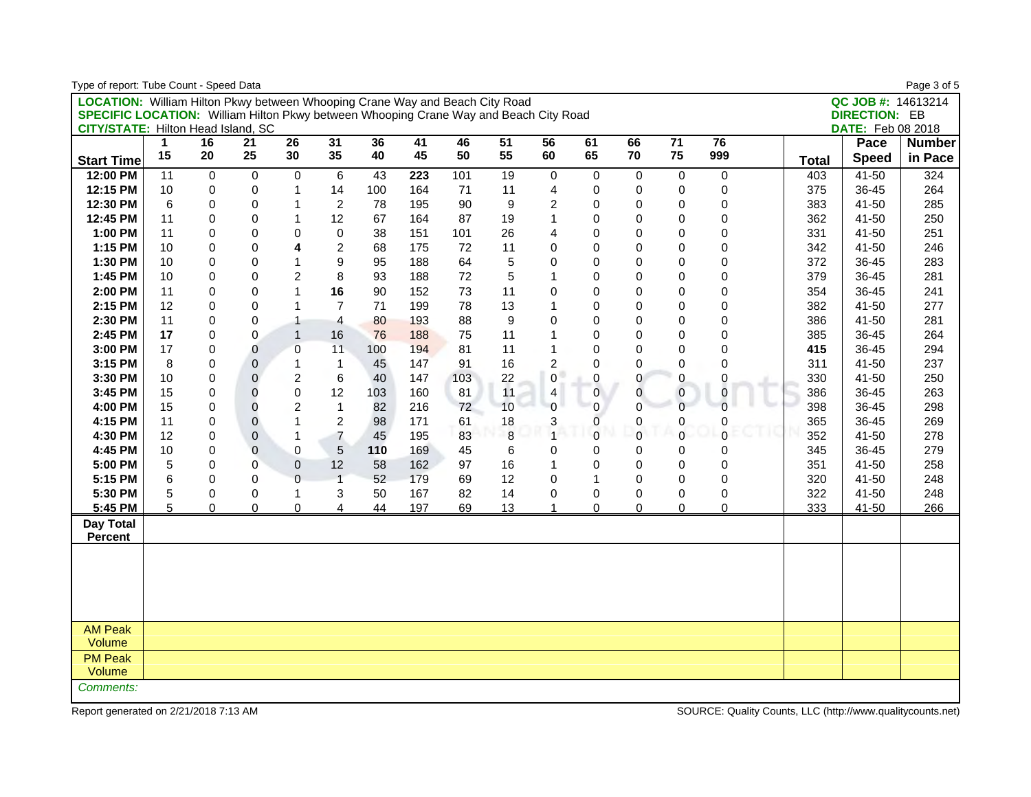Type of report: Tube Count - Speed Data

**LOCATION:** William Hilton Pkwy between Whooping Crane Way and Beach City Road
**SPECIFIC LOCATION:** William Hilton Pkwy between Whooping Crane Way and Beach City Road
**CITY/STATE:** Hilton Head Island, SC

**QC JOB #:** 14613214
**DIRECTION:** EB
**DATE:** Feb 08 2018

| Start Time | 1<br>15 | 16<br>20 | 21<br>25 | 26<br>30 | 31<br>35 | 36<br>40 | 41<br>45 | 46<br>50 | 51<br>55 | 56<br>60 | 61<br>65 | 66<br>70 | 71<br>75 | 76<br>999 | Total | Pace Speed | Number in Pace |
|---|---|---|---|---|---|---|---|---|---|---|---|---|---|---|---|---|---|
| 12:00 PM | 11 | 0 | 0 | 0 | 6 | 43 | **223** | 101 | 19 | 0 | 0 | 0 | 0 | 0 | 403 | 41-50 | 324 |
| 12:15 PM | 10 | 0 | 0 | 1 | 14 | 100 | 164 | 71 | 11 | 4 | 0 | 0 | 0 | 0 | 375 | 36-45 | 264 |
| 12:30 PM | 6 | 0 | 0 | 1 | 2 | 78 | 195 | 90 | 9 | 2 | 0 | 0 | 0 | 0 | 383 | 41-50 | 285 |
| 12:45 PM | 11 | 0 | 0 | 1 | 12 | 67 | 164 | 87 | 19 | 1 | 0 | 0 | 0 | 0 | 362 | 41-50 | 250 |
| 1:00 PM | 11 | 0 | 0 | 0 | 0 | 38 | 151 | 101 | 26 | 4 | 0 | 0 | 0 | 0 | 331 | 41-50 | 251 |
| 1:15 PM | 10 | 0 | 0 | **4** | 2 | 68 | 175 | 72 | 11 | 0 | 0 | 0 | 0 | 0 | 342 | 41-50 | 246 |
| 1:30 PM | 10 | 0 | 0 | 1 | 9 | 95 | 188 | 64 | 5 | 0 | 0 | 0 | 0 | 0 | 372 | 36-45 | 283 |
| 1:45 PM | 10 | 0 | 0 | 2 | 8 | 93 | 188 | 72 | 5 | 1 | 0 | 0 | 0 | 0 | 379 | 36-45 | 281 |
| 2:00 PM | 11 | 0 | 0 | 1 | **16** | 90 | 152 | 73 | 11 | 0 | 0 | 0 | 0 | 0 | 354 | 36-45 | 241 |
| 2:15 PM | 12 | 0 | 0 | 1 | 7 | 71 | 199 | 78 | 13 | 1 | 0 | 0 | 0 | 0 | 382 | 41-50 | 277 |
| 2:30 PM | 11 | 0 | 0 | 1 | 4 | 80 | 193 | 88 | 9 | 0 | 0 | 0 | 0 | 0 | 386 | 41-50 | 281 |
| 2:45 PM | **17** | 0 | 0 | 1 | 16 | 76 | 188 | 75 | 11 | 1 | 0 | 0 | 0 | 0 | 385 | 36-45 | 264 |
| 3:00 PM | 17 | 0 | 0 | 0 | 11 | 100 | 194 | 81 | 11 | 1 | 0 | 0 | 0 | 0 | **415** | 36-45 | 294 |
| 3:15 PM | 8 | 0 | 0 | 1 | 1 | 45 | 147 | 91 | 16 | 2 | 0 | 0 | 0 | 0 | 311 | 41-50 | 237 |
| 3:30 PM | 10 | 0 | 0 | 2 | 6 | 40 | 147 | 103 | 22 | 0 | 0 | 0 | 0 | 0 | 330 | 41-50 | 250 |
| 3:45 PM | 15 | 0 | 0 | 0 | 12 | 103 | 160 | 81 | 11 | 4 | 0 | 0 | 0 | 0 | 386 | 36-45 | 263 |
| 4:00 PM | 15 | 0 | 0 | 2 | 1 | 82 | 216 | 72 | 10 | 0 | 0 | 0 | 0 | 0 | 398 | 36-45 | 298 |
| 4:15 PM | 11 | 0 | 0 | 1 | 2 | 98 | 171 | 61 | 18 | 3 | 0 | 0 | 0 | 0 | 365 | 36-45 | 269 |
| 4:30 PM | 12 | 0 | 0 | 1 | 7 | 45 | 195 | 83 | 8 | 1 | 0 | 0 | 0 | 0 | 352 | 41-50 | 278 |
| 4:45 PM | 10 | 0 | 0 | 0 | 5 | **110** | 169 | 45 | 6 | 0 | 0 | 0 | 0 | 0 | 345 | 36-45 | 279 |
| 5:00 PM | 5 | 0 | 0 | 0 | 12 | 58 | 162 | 97 | 16 | 1 | 0 | 0 | 0 | 0 | 351 | 41-50 | 258 |
| 5:15 PM | 6 | 0 | 0 | 0 | 1 | 52 | 179 | 69 | 12 | 0 | 1 | 0 | 0 | 0 | 320 | 41-50 | 248 |
| 5:30 PM | 5 | 0 | 0 | 1 | 3 | 50 | 167 | 82 | 14 | 0 | 0 | 0 | 0 | 0 | 322 | 41-50 | 248 |
| 5:45 PM | 5 | 0 | 0 | 0 | 4 | 44 | 197 | 69 | 13 | 1 | 0 | 0 | 0 | 0 | 333 | 41-50 | 266 |
| Day Total<br>Percent | | | | | | | | | | | | | | | | | |
| AM Peak<br>Volume | | | | | | | | | | | | | | | | | |
| PM Peak<br>Volume | | | | | | | | | | | | | | | | | |

*Comments:*

Report generated on 2/21/2018 7:13 AM

SOURCE: Quality Counts, LLC (http://www.qualitycounts.net)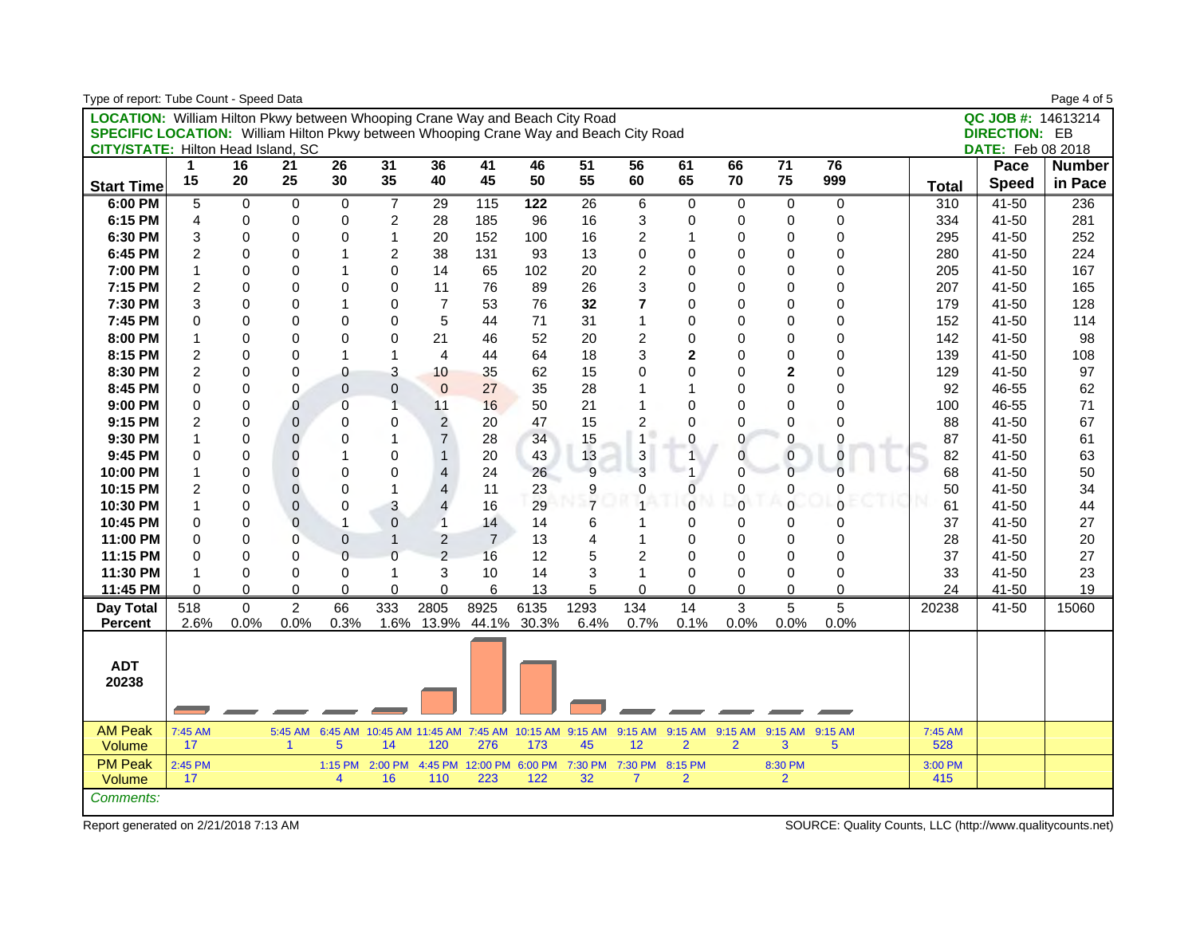Type of report: Tube Count - Speed Data

**LOCATION:** William Hilton Pkwy between Whooping Crane Way and Beach City Road
**SPECIFIC LOCATION:** William Hilton Pkwy between Whooping Crane Way and Beach City Road
**CITY/STATE:** Hilton Head Island, SC

**QC JOB #:** 14613214
**DIRECTION:** EB
**DATE:** Feb 08 2018

| Start Time | 1 15 | 16 20 | 21 25 | 26 30 | 31 35 | 36 40 | 41 45 | 46 50 | 51 55 | 56 60 | 61 65 | 66 70 | 71 75 | 76 999 | Total | Pace Speed | Number in Pace |
|---|---|---|---|---|---|---|---|---|---|---|---|---|---|---|---|---|---|
| 6:00 PM | 5 | 0 | 0 | 0 | 7 | 29 | 115 | **122** | 26 | 6 | 0 | 0 | 0 | 0 | 310 | 41-50 | 236 |
| 6:15 PM | 4 | 0 | 0 | 0 | 2 | 28 | 185 | 96 | 16 | 3 | 0 | 0 | 0 | 0 | 334 | 41-50 | 281 |
| 6:30 PM | 3 | 0 | 0 | 0 | 1 | 20 | 152 | 100 | 16 | 2 | 1 | 0 | 0 | 0 | 295 | 41-50 | 252 |
| 6:45 PM | 2 | 0 | 0 | 1 | 2 | 38 | 131 | 93 | 13 | 0 | 0 | 0 | 0 | 0 | 280 | 41-50 | 224 |
| 7:00 PM | 1 | 0 | 0 | 1 | 0 | 14 | 65 | 102 | 20 | 2 | 0 | 0 | 0 | 0 | 205 | 41-50 | 167 |
| 7:15 PM | 2 | 0 | 0 | 0 | 0 | 11 | 76 | 89 | 26 | 3 | 0 | 0 | 0 | 0 | 207 | 41-50 | 165 |
| 7:30 PM | 3 | 0 | 0 | 1 | 0 | 7 | 53 | 76 | **32** | **7** | 0 | 0 | 0 | 0 | 179 | 41-50 | 128 |
| 7:45 PM | 0 | 0 | 0 | 0 | 0 | 5 | 44 | 71 | 31 | 1 | 0 | 0 | 0 | 0 | 152 | 41-50 | 114 |
| 8:00 PM | 1 | 0 | 0 | 0 | 0 | 21 | 46 | 52 | 20 | 2 | 0 | 0 | 0 | 0 | 142 | 41-50 | 98 |
| 8:15 PM | 2 | 0 | 0 | 1 | 1 | 4 | 44 | 64 | 18 | 3 | **2** | 0 | 0 | 0 | 139 | 41-50 | 108 |
| 8:30 PM | 2 | 0 | 0 | 0 | 3 | 10 | 35 | 62 | 15 | 0 | 0 | 0 | **2** | 0 | 129 | 41-50 | 97 |
| 8:45 PM | 0 | 0 | 0 | 0 | 0 | 0 | 27 | 35 | 28 | 1 | 1 | 0 | 0 | 0 | 92 | 46-55 | 62 |
| 9:00 PM | 0 | 0 | 0 | 0 | 1 | 11 | 16 | 50 | 21 | 1 | 0 | 0 | 0 | 0 | 100 | 46-55 | 71 |
| 9:15 PM | 2 | 0 | 0 | 0 | 0 | 2 | 20 | 47 | 15 | 2 | 0 | 0 | 0 | 0 | 88 | 41-50 | 67 |
| 9:30 PM | 1 | 0 | 0 | 0 | 1 | 7 | 28 | 34 | 15 | 1 | 0 | 0 | 0 | 0 | 87 | 41-50 | 61 |
| 9:45 PM | 0 | 0 | 0 | 1 | 0 | 1 | 20 | 43 | 13 | 3 | 1 | 0 | 0 | 0 | 82 | 41-50 | 63 |
| 10:00 PM | 1 | 0 | 0 | 0 | 0 | 4 | 24 | 26 | 9 | 3 | 1 | 0 | 0 | 0 | 68 | 41-50 | 50 |
| 10:15 PM | 2 | 0 | 0 | 0 | 1 | 4 | 11 | 23 | 9 | 0 | 0 | 0 | 0 | 0 | 50 | 41-50 | 34 |
| 10:30 PM | 1 | 0 | 0 | 0 | 3 | 4 | 16 | 29 | 7 | 1 | 0 | 0 | 0 | 0 | 61 | 41-50 | 44 |
| 10:45 PM | 0 | 0 | 0 | 1 | 0 | 1 | 14 | 14 | 6 | 1 | 0 | 0 | 0 | 0 | 37 | 41-50 | 27 |
| 11:00 PM | 0 | 0 | 0 | 0 | 1 | 2 | 7 | 13 | 4 | 1 | 0 | 0 | 0 | 0 | 28 | 41-50 | 20 |
| 11:15 PM | 0 | 0 | 0 | 0 | 0 | 2 | 16 | 12 | 5 | 2 | 0 | 0 | 0 | 0 | 37 | 41-50 | 27 |
| 11:30 PM | 1 | 0 | 0 | 0 | 1 | 3 | 10 | 14 | 3 | 1 | 0 | 0 | 0 | 0 | 33 | 41-50 | 23 |
| 11:45 PM | 0 | 0 | 0 | 0 | 0 | 0 | 6 | 13 | 5 | 0 | 0 | 0 | 0 | 0 | 24 | 41-50 | 19 |
| **Day Total** | 518 | 0 | 2 | 66 | 333 | 2805 | 8925 | 6135 | 1293 | 134 | 14 | 3 | 5 | 5 | 20238 | 41-50 | 15060 |
| **Percent** | 2.6% | 0.0% | 0.0% | 0.3% | 1.6% | 13.9% | 44.1% | 30.3% | 6.4% | 0.7% | 0.1% | 0.0% | 0.0% | 0.0% | | | |
| **AM Peak** | 7:45 AM | | 5:45 AM | 6:45 AM | 10:45 AM | 11:45 AM | 7:45 AM | 10:15 AM | 9:15 AM | 9:15 AM | 9:15 AM | 9:15 AM | 9:15 AM | 9:15 AM | 7:45 AM | | |
| **Volume** | 17 | | 1 | 5 | 14 | 120 | 276 | 173 | 45 | 12 | 2 | 2 | 3 | 5 | 528 | | |
| **PM Peak** | 2:45 PM | | | 1:15 PM | 2:00 PM | 4:45 PM | 12:00 PM | 6:00 PM | 7:30 PM | 7:30 PM | 8:15 PM | | 8:30 PM | | 3:00 PM | | |
| **Volume** | 17 | | | 4 | 16 | 110 | 223 | 122 | 32 | 7 | 2 | | 2 | | 415 | | |

**ADT**
**20238**

*Comments:*

Report generated on 2/21/2018 7:13 AM

SOURCE: Quality Counts, LLC (http://www.qualitycounts.net)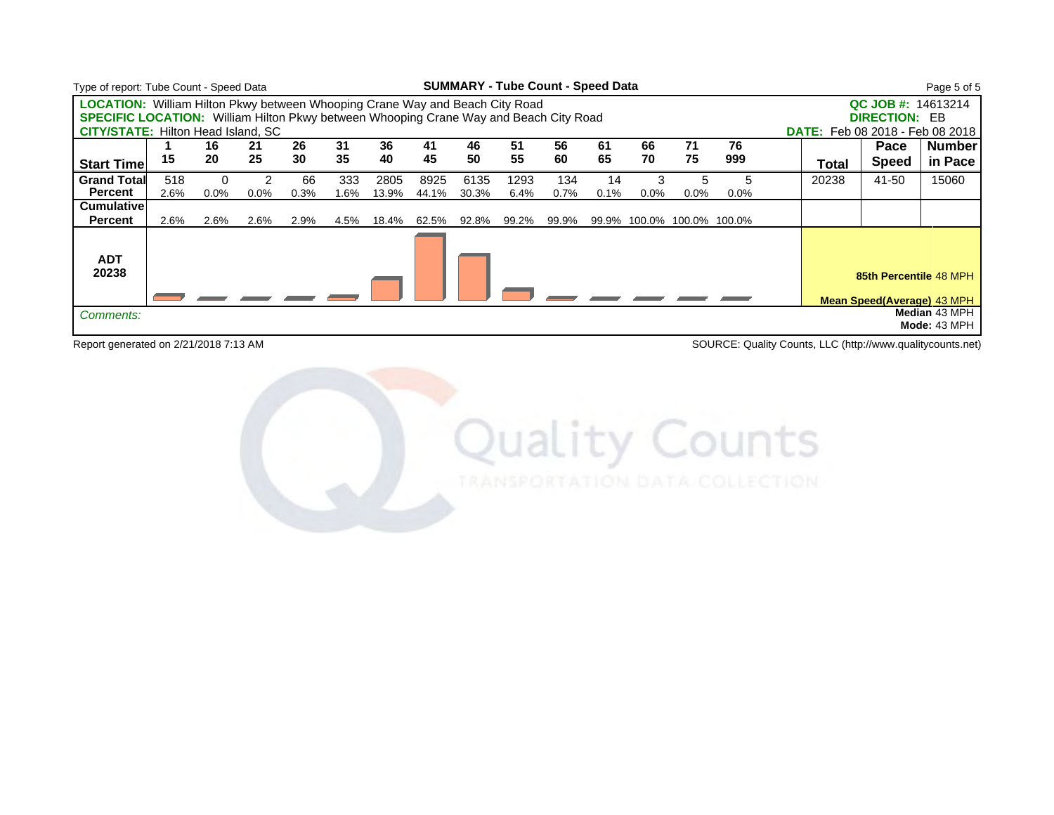Type of report: Tube Count - Speed Data

**SUMMARY - Tube Count - Speed Data**

**LOCATION:** William Hilton Pkwy between Whooping Crane Way and Beach City Road
**SPECIFIC LOCATION:** William Hilton Pkwy between Whooping Crane Way and Beach City Road
**CITY/STATE:** Hilton Head Island, SC

**QC JOB #:** 14613214
**DIRECTION:** EB
**DATE:** Feb 08 2018 - Feb 08 2018

| Start Time | 1 15 | 16 20 | 21 25 | 26 30 | 31 35 | 36 40 | 41 45 | 46 50 | 51 55 | 56 60 | 61 65 | 66 70 | 71 75 | 76 999 | Total | Pace Speed | Number in Pace |
|---|---|---|---|---|---|---|---|---|---|---|---|---|---|---|---|---|---|
| Grand Total | 518 | 0 | 2 | 66 | 333 | 2805 | 8925 | 6135 | 1293 | 134 | 14 | 3 | 5 | 5 | 20238 | 41-50 | 15060 |
| Percent | 2.6% | 0.0% | 0.0% | 0.3% | 1.6% | 13.9% | 44.1% | 30.3% | 6.4% | 0.7% | 0.1% | 0.0% | 0.0% | 0.0% | | | |
| Cumulative Percent | 2.6% | 2.6% | 2.6% | 2.9% | 4.5% | 18.4% | 62.5% | 92.8% | 99.2% | 99.9% | 99.9% | 100.0% | 100.0% | 100.0% | | | |

**ADT**
**20238**

**85th Percentile** 48 MPH
**Mean Speed(Average)** 43 MPH
**Median** 43 MPH
**Mode:** 43 MPH

*Comments:*

Report generated on 2/21/2018 7:13 AM

SOURCE: Quality Counts, LLC (http://www.qualitycounts.net)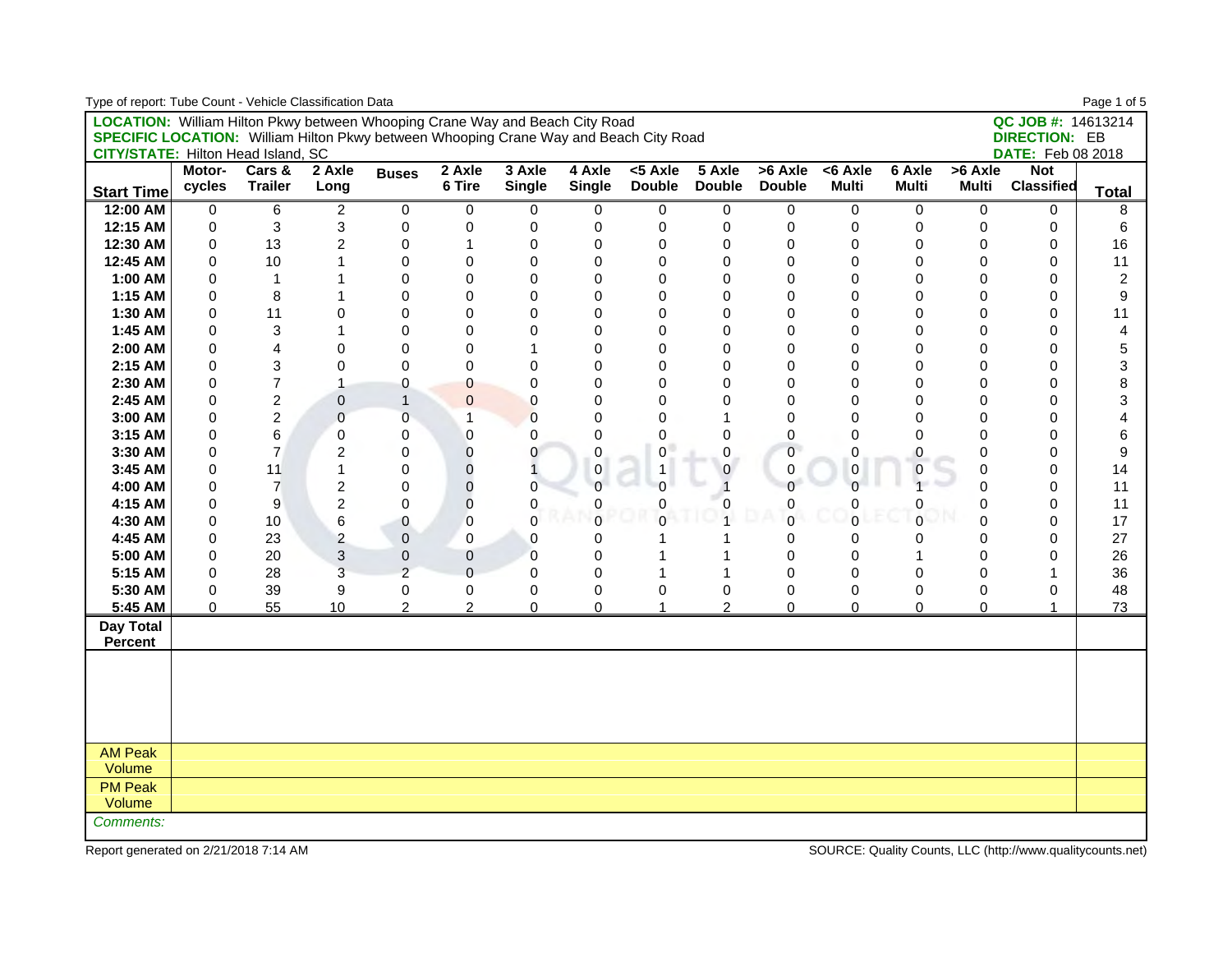Type of report: Tube Count - Vehicle Classification Data

**LOCATION:** William Hilton Pkwy between Whooping Crane Way and Beach City Road
**SPECIFIC LOCATION:** William Hilton Pkwy between Whooping Crane Way and Beach City Road
**CITY/STATE:** Hilton Head Island, SC

**QC JOB #:** 14613214
**DIRECTION:** EB
**DATE:** Feb 08 2018

| Start Time | Motor-cycles | Cars & Trailer | 2 Axle Long | Buses | 2 Axle 6 Tire | 3 Axle Single | 4 Axle Single | <5 Axle Double | 5 Axle Double | >6 Axle Double | <6 Axle Multi | 6 Axle Multi | >6 Axle Multi | Not Classified | Total |
|---|---|---|---|---|---|---|---|---|---|---|---|---|---|---|---|
| 12:00 AM | 0 | 6 | 2 | 0 | 0 | 0 | 0 | 0 | 0 | 0 | 0 | 0 | 0 | 0 | 8 |
| 12:15 AM | 0 | 3 | 3 | 0 | 0 | 0 | 0 | 0 | 0 | 0 | 0 | 0 | 0 | 0 | 6 |
| 12:30 AM | 0 | 13 | 2 | 0 | 1 | 0 | 0 | 0 | 0 | 0 | 0 | 0 | 0 | 0 | 16 |
| 12:45 AM | 0 | 10 | 1 | 0 | 0 | 0 | 0 | 0 | 0 | 0 | 0 | 0 | 0 | 0 | 11 |
| 1:00 AM | 0 | 1 | 1 | 0 | 0 | 0 | 0 | 0 | 0 | 0 | 0 | 0 | 0 | 0 | 2 |
| 1:15 AM | 0 | 8 | 1 | 0 | 0 | 0 | 0 | 0 | 0 | 0 | 0 | 0 | 0 | 0 | 9 |
| 1:30 AM | 0 | 11 | 0 | 0 | 0 | 0 | 0 | 0 | 0 | 0 | 0 | 0 | 0 | 0 | 11 |
| 1:45 AM | 0 | 3 | 1 | 0 | 0 | 0 | 0 | 0 | 0 | 0 | 0 | 0 | 0 | 0 | 4 |
| 2:00 AM | 0 | 4 | 0 | 0 | 0 | 1 | 0 | 0 | 0 | 0 | 0 | 0 | 0 | 0 | 5 |
| 2:15 AM | 0 | 3 | 0 | 0 | 0 | 0 | 0 | 0 | 0 | 0 | 0 | 0 | 0 | 0 | 3 |
| 2:30 AM | 0 | 7 | 1 | 0 | 0 | 0 | 0 | 0 | 0 | 0 | 0 | 0 | 0 | 0 | 8 |
| 2:45 AM | 0 | 2 | 0 | 1 | 0 | 0 | 0 | 0 | 0 | 0 | 0 | 0 | 0 | 0 | 3 |
| 3:00 AM | 0 | 2 | 0 | 0 | 1 | 0 | 0 | 0 | 1 | 0 | 0 | 0 | 0 | 0 | 4 |
| 3:15 AM | 0 | 6 | 0 | 0 | 0 | 0 | 0 | 0 | 0 | 0 | 0 | 0 | 0 | 0 | 6 |
| 3:30 AM | 0 | 7 | 2 | 0 | 0 | 0 | 0 | 0 | 0 | 0 | 0 | 0 | 0 | 0 | 9 |
| 3:45 AM | 0 | 11 | 1 | 0 | 0 | 1 | 0 | 1 | 0 | 0 | 0 | 0 | 0 | 0 | 14 |
| 4:00 AM | 0 | 7 | 2 | 0 | 0 | 0 | 0 | 0 | 1 | 0 | 0 | 1 | 0 | 0 | 11 |
| 4:15 AM | 0 | 9 | 2 | 0 | 0 | 0 | 0 | 0 | 0 | 0 | 0 | 0 | 0 | 0 | 11 |
| 4:30 AM | 0 | 10 | 6 | 0 | 0 | 0 | 0 | 0 | 1 | 0 | 0 | 0 | 0 | 0 | 17 |
| 4:45 AM | 0 | 23 | 2 | 0 | 0 | 0 | 0 | 1 | 1 | 0 | 0 | 0 | 0 | 0 | 27 |
| 5:00 AM | 0 | 20 | 3 | 0 | 0 | 0 | 0 | 1 | 1 | 0 | 0 | 1 | 0 | 0 | 26 |
| 5:15 AM | 0 | 28 | 3 | 2 | 0 | 0 | 0 | 1 | 1 | 0 | 0 | 0 | 0 | 1 | 36 |
| 5:30 AM | 0 | 39 | 9 | 0 | 0 | 0 | 0 | 0 | 0 | 0 | 0 | 0 | 0 | 0 | 48 |
| 5:45 AM | 0 | 55 | 10 | 2 | 2 | 0 | 0 | 1 | 2 | 0 | 0 | 0 | 0 | 1 | 73 |
| Day Total | | | | | | | | | | | | | | | |
| Percent | | | | | | | | | | | | | | | |
| AM Peak Volume | | | | | | | | | | | | | | | |
| PM Peak Volume | | | | | | | | | | | | | | | |

*Comments:*

Report generated on 2/21/2018 7:14 AM

SOURCE: Quality Counts, LLC (http://www.qualitycounts.net)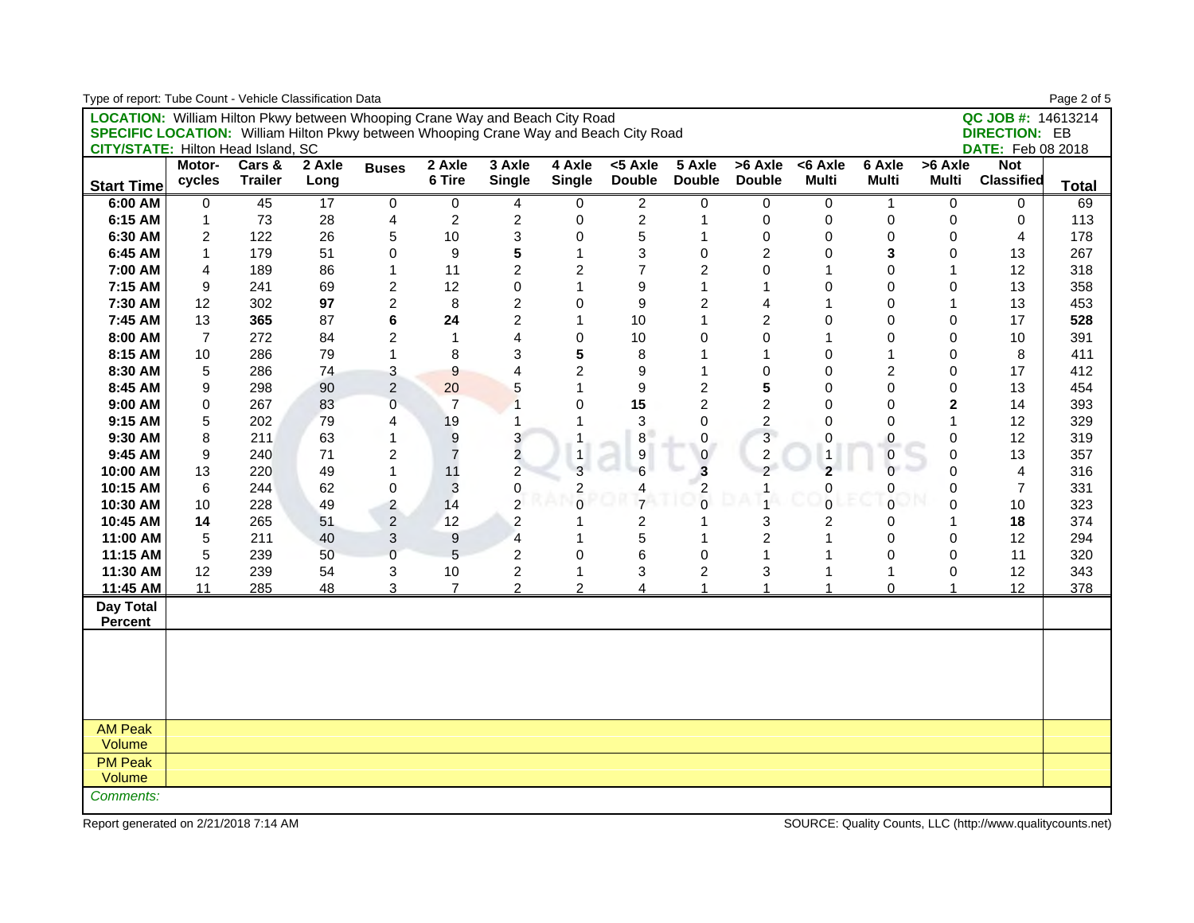Type of report: Tube Count - Vehicle Classification Data

**LOCATION:** William Hilton Pkwy between Whooping Crane Way and Beach City Road
**SPECIFIC LOCATION:** William Hilton Pkwy between Whooping Crane Way and Beach City Road
**CITY/STATE:** Hilton Head Island, SC

**QC JOB #:** 14613214
**DIRECTION:** EB
**DATE:** Feb 08 2018

| Start Time | Motor-cycles | Cars & Trailer | 2 Axle Long | Buses | 2 Axle 6 Tire | 3 Axle Single | 4 Axle Single | <5 Axle Double | 5 Axle Double | >6 Axle Double | <6 Axle Multi | 6 Axle Multi | >6 Axle Multi | Not Classified | Total |
|---|---|---|---|---|---|---|---|---|---|---|---|---|---|---|---|
| 6:00 AM | 0 | 45 | 17 | 0 | 0 | 4 | 0 | 2 | 0 | 0 | 0 | 1 | 0 | 0 | 69 |
| 6:15 AM | 1 | 73 | 28 | 4 | 2 | 2 | 0 | 2 | 1 | 0 | 0 | 0 | 0 | 0 | 113 |
| 6:30 AM | 2 | 122 | 26 | 5 | 10 | 3 | 0 | 5 | 1 | 0 | 0 | 0 | 0 | 4 | 178 |
| 6:45 AM | 1 | 179 | 51 | 0 | 9 | **5** | 1 | 3 | 0 | 2 | 0 | **3** | 0 | 13 | 267 |
| 7:00 AM | 4 | 189 | 86 | 1 | 11 | 2 | 2 | 7 | 2 | 0 | 1 | 0 | 1 | 12 | 318 |
| 7:15 AM | 9 | 241 | 69 | 2 | 12 | 0 | 1 | 9 | 1 | 1 | 0 | 0 | 0 | 13 | 358 |
| 7:30 AM | 12 | 302 | **97** | 2 | 8 | 2 | 0 | 9 | 2 | 4 | 1 | 0 | 1 | 13 | 453 |
| 7:45 AM | 13 | **365** | 87 | **6** | **24** | 2 | 1 | 10 | 1 | 2 | 0 | 0 | 0 | 17 | **528** |
| 8:00 AM | 7 | 272 | 84 | 2 | 1 | 4 | 0 | 10 | 0 | 0 | 1 | 0 | 0 | 10 | 391 |
| 8:15 AM | 10 | 286 | 79 | 1 | 8 | 3 | **5** | 8 | 1 | 1 | 0 | 1 | 0 | 8 | 411 |
| 8:30 AM | 5 | 286 | 74 | 3 | 9 | 4 | 2 | 9 | 1 | 0 | 0 | 2 | 0 | 17 | 412 |
| 8:45 AM | 9 | 298 | 90 | 2 | 20 | 5 | 1 | 9 | 2 | **5** | 0 | 0 | 0 | 13 | 454 |
| 9:00 AM | 0 | 267 | 83 | 0 | 7 | 1 | 0 | **15** | 2 | 2 | 0 | 0 | **2** | 14 | 393 |
| 9:15 AM | 5 | 202 | 79 | 4 | 19 | 1 | 1 | 3 | 0 | 2 | 0 | 0 | 1 | 12 | 329 |
| 9:30 AM | 8 | 211 | 63 | 1 | 9 | 3 | 1 | 8 | 0 | 3 | 0 | 0 | 0 | 12 | 319 |
| 9:45 AM | 9 | 240 | 71 | 2 | 7 | 2 | 1 | 9 | 0 | 2 | 1 | 0 | 0 | 13 | 357 |
| 10:00 AM | 13 | 220 | 49 | 1 | 11 | 2 | 3 | 6 | **3** | 2 | **2** | 0 | 0 | 4 | 316 |
| 10:15 AM | 6 | 244 | 62 | 0 | 3 | 0 | 2 | 4 | 2 | 1 | 0 | 0 | 0 | 7 | 331 |
| 10:30 AM | 10 | 228 | 49 | 2 | 14 | 2 | 0 | 7 | 0 | 1 | 0 | 0 | 0 | 10 | 323 |
| 10:45 AM | **14** | 265 | 51 | 2 | 12 | 2 | 1 | 2 | 1 | 3 | 2 | 0 | 1 | **18** | 374 |
| 11:00 AM | 5 | 211 | 40 | 3 | 9 | 4 | 1 | 5 | 1 | 2 | 1 | 0 | 0 | 12 | 294 |
| 11:15 AM | 5 | 239 | 50 | 0 | 5 | 2 | 0 | 6 | 0 | 1 | 1 | 0 | 0 | 11 | 320 |
| 11:30 AM | 12 | 239 | 54 | 3 | 10 | 2 | 1 | 3 | 2 | 3 | 1 | 1 | 0 | 12 | 343 |
| 11:45 AM | 11 | 285 | 48 | 3 | 7 | 2 | 2 | 4 | 1 | 1 | 1 | 0 | 1 | 12 | 378 |
| Day Total Percent | | | | | | | | | | | | | | | |
| AM Peak Volume | | | | | | | | | | | | | | | |
| PM Peak Volume | | | | | | | | | | | | | | | |

*Comments:*

Report generated on 2/21/2018 7:14 AM

SOURCE: Quality Counts, LLC (http://www.qualitycounts.net)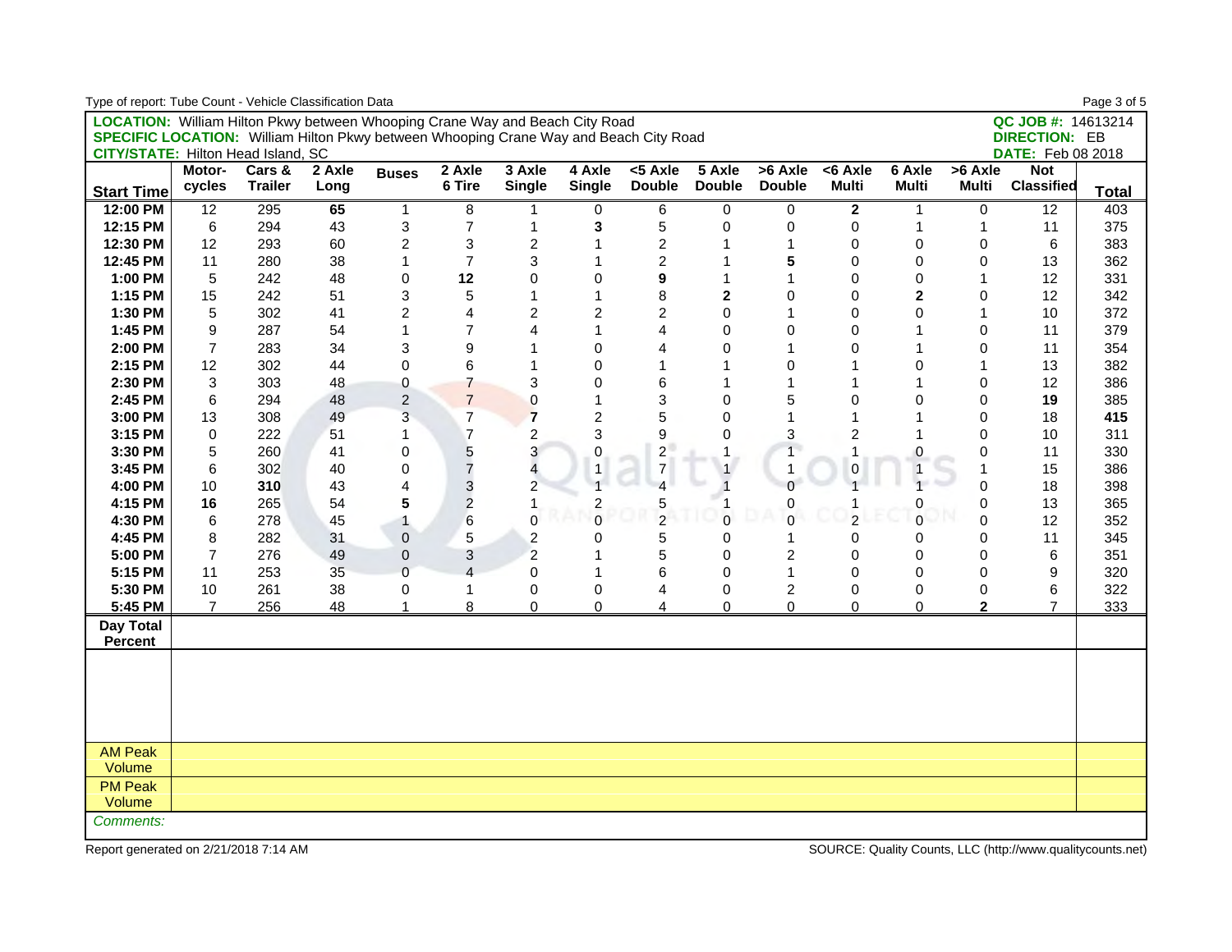Type of report: Tube Count - Vehicle Classification Data

**LOCATION:** William Hilton Pkwy between Whooping Crane Way and Beach City Road
**SPECIFIC LOCATION:** William Hilton Pkwy between Whooping Crane Way and Beach City Road
**CITY/STATE:** Hilton Head Island, SC

**QC JOB #:** 14613214
**DIRECTION:** EB
**DATE:** Feb 08 2018

| Start Time | Motor-cycles | Cars & Trailer | 2 Axle Long | Buses | 2 Axle 6 Tire | 3 Axle Single | 4 Axle Single | <5 Axle Double | 5 Axle Double | >6 Axle Double | <6 Axle Multi | 6 Axle Multi | >6 Axle Multi | Not Classified | Total |
|---|---|---|---|---|---|---|---|---|---|---|---|---|---|---|---|
| 12:00 PM | 12 | 295 | **65** | 1 | 8 | 1 | 0 | 6 | 0 | 0 | **2** | 1 | 0 | 12 | 403 |
| 12:15 PM | 6 | 294 | 43 | 3 | 7 | 1 | **3** | 5 | 0 | 0 | 0 | 1 | 1 | 11 | 375 |
| 12:30 PM | 12 | 293 | 60 | 2 | 3 | 2 | 1 | 2 | 1 | 1 | 0 | 0 | 0 | 6 | 383 |
| 12:45 PM | 11 | 280 | 38 | 1 | 7 | 3 | 1 | 2 | 1 | **5** | 0 | 0 | 0 | 13 | 362 |
| 1:00 PM | 5 | 242 | 48 | 0 | **12** | 0 | 0 | **9** | 1 | 1 | 0 | 0 | 1 | 12 | 331 |
| 1:15 PM | 15 | 242 | 51 | 3 | 5 | 1 | 1 | 8 | **2** | 0 | 0 | **2** | 0 | 12 | 342 |
| 1:30 PM | 5 | 302 | 41 | 2 | 4 | 2 | 2 | 2 | 0 | 1 | 0 | 0 | 1 | 10 | 372 |
| 1:45 PM | 9 | 287 | 54 | 1 | 7 | 4 | 1 | 4 | 0 | 0 | 0 | 1 | 0 | 11 | 379 |
| 2:00 PM | 7 | 283 | 34 | 3 | 9 | 1 | 0 | 4 | 0 | 1 | 0 | 1 | 0 | 11 | 354 |
| 2:15 PM | 12 | 302 | 44 | 0 | 6 | 1 | 0 | 1 | 1 | 0 | 1 | 0 | 1 | 13 | 382 |
| 2:30 PM | 3 | 303 | 48 | 0 | 7 | 3 | 0 | 6 | 1 | 1 | 1 | 1 | 0 | 12 | 386 |
| 2:45 PM | 6 | 294 | 48 | 2 | 7 | 0 | 1 | 3 | 0 | 5 | 0 | 0 | 0 | **19** | 385 |
| 3:00 PM | 13 | 308 | 49 | 3 | 7 | **7** | 2 | 5 | 0 | 1 | 1 | 1 | 0 | 18 | **415** |
| 3:15 PM | 0 | 222 | 51 | 1 | 7 | 2 | 3 | 9 | 0 | 3 | 2 | 1 | 0 | 10 | 311 |
| 3:30 PM | 5 | 260 | 41 | 0 | 5 | 3 | 0 | 2 | 1 | 1 | 1 | 0 | 0 | 11 | 330 |
| 3:45 PM | 6 | 302 | 40 | 0 | 7 | 4 | 1 | 7 | 1 | 1 | 0 | 1 | 1 | 15 | 386 |
| 4:00 PM | 10 | **310** | 43 | 4 | 3 | 2 | 1 | 4 | 1 | 0 | 1 | 1 | 0 | 18 | 398 |
| 4:15 PM | **16** | 265 | 54 | **5** | 2 | 1 | 2 | 5 | 1 | 0 | 1 | 0 | 0 | 13 | 365 |
| 4:30 PM | 6 | 278 | 45 | 1 | 6 | 0 | 0 | 2 | 0 | 0 | 2 | 0 | 0 | 12 | 352 |
| 4:45 PM | 8 | 282 | 31 | 0 | 5 | 2 | 0 | 5 | 0 | 1 | 0 | 0 | 0 | 11 | 345 |
| 5:00 PM | 7 | 276 | 49 | 0 | 3 | 2 | 1 | 5 | 0 | 2 | 0 | 0 | 0 | 6 | 351 |
| 5:15 PM | 11 | 253 | 35 | 0 | 4 | 0 | 1 | 6 | 0 | 1 | 0 | 0 | 0 | 9 | 320 |
| 5:30 PM | 10 | 261 | 38 | 0 | 1 | 0 | 0 | 4 | 0 | 2 | 0 | 0 | 0 | 6 | 322 |
| 5:45 PM | 7 | 256 | 48 | 1 | 8 | 0 | 0 | 4 | 0 | 0 | 0 | 0 | **2** | 7 | 333 |
| Day Total | | | | | | | | | | | | | | | |
| Percent | | | | | | | | | | | | | | | |
| AM Peak Volume | | | | | | | | | | | | | | | |
| PM Peak Volume | | | | | | | | | | | | | | | |

*Comments:*

Report generated on 2/21/2018 7:14 AM

SOURCE: Quality Counts, LLC (http://www.qualitycounts.net)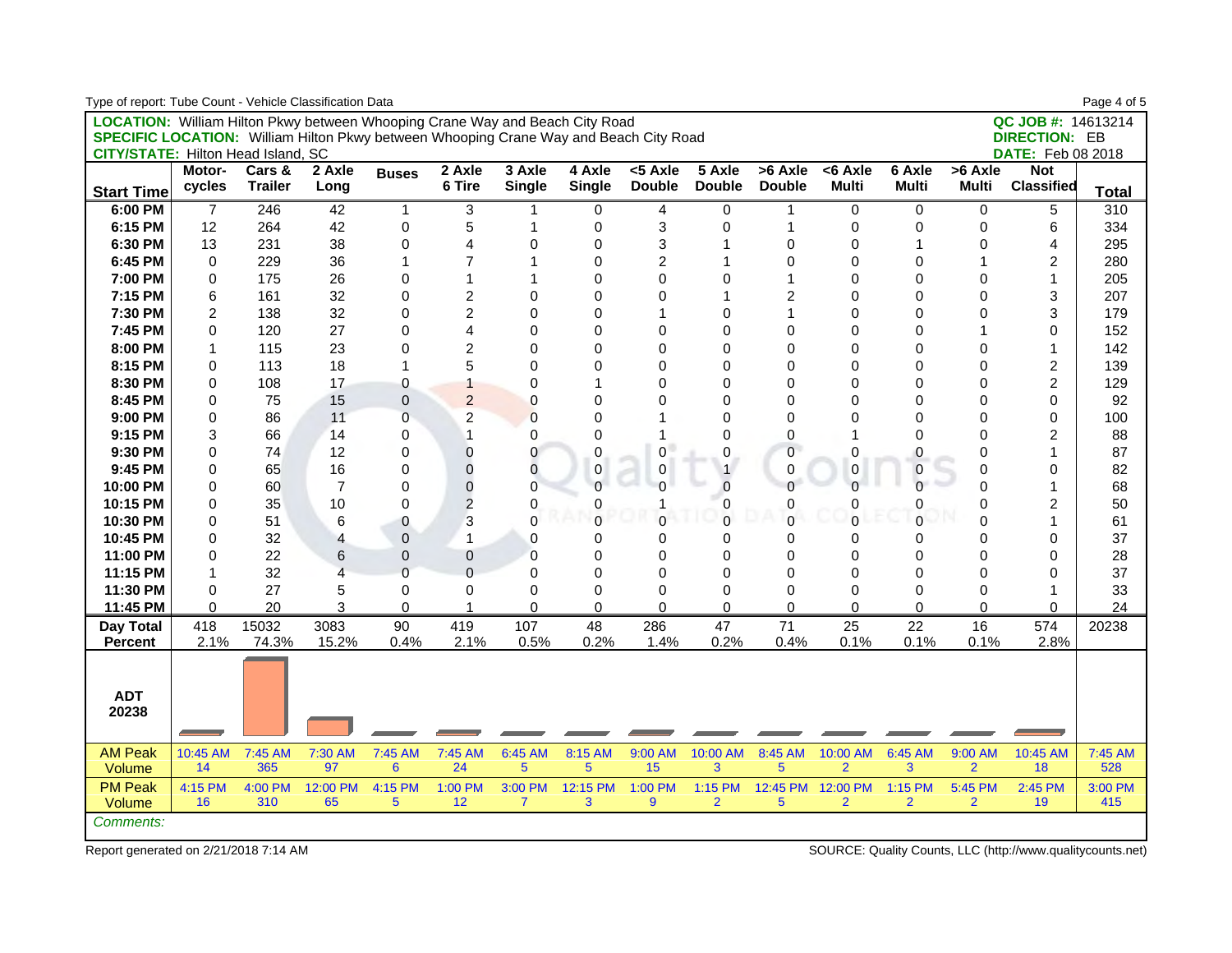Type of report: Tube Count - Vehicle Classification Data

**LOCATION:** William Hilton Pkwy between Whooping Crane Way and Beach City Road
**SPECIFIC LOCATION:** William Hilton Pkwy between Whooping Crane Way and Beach City Road
**CITY/STATE:** Hilton Head Island, SC

**QC JOB #:** 14613214
**DIRECTION:** EB
**DATE:** Feb 08 2018

| Start Time | Motor-cycles | Cars & Trailer | 2 Axle Long | Buses | 2 Axle 6 Tire | 3 Axle Single | 4 Axle Single | <5 Axle Double | 5 Axle Double | >6 Axle Double | <6 Axle Multi | 6 Axle Multi | >6 Axle Multi | Not Classified | Total |
|---|---|---|---|---|---|---|---|---|---|---|---|---|---|---|---|
| 6:00 PM | 7 | 246 | 42 | 1 | 3 | 1 | 0 | 4 | 0 | 1 | 0 | 0 | 0 | 5 | 310 |
| 6:15 PM | 12 | 264 | 42 | 0 | 5 | 1 | 0 | 3 | 0 | 1 | 0 | 0 | 0 | 6 | 334 |
| 6:30 PM | 13 | 231 | 38 | 0 | 4 | 0 | 0 | 3 | 1 | 0 | 0 | 1 | 0 | 4 | 295 |
| 6:45 PM | 0 | 229 | 36 | 1 | 7 | 1 | 0 | 2 | 1 | 0 | 0 | 0 | 1 | 2 | 280 |
| 7:00 PM | 0 | 175 | 26 | 0 | 1 | 1 | 0 | 0 | 0 | 1 | 0 | 0 | 0 | 1 | 205 |
| 7:15 PM | 6 | 161 | 32 | 0 | 2 | 0 | 0 | 0 | 1 | 2 | 0 | 0 | 0 | 3 | 207 |
| 7:30 PM | 2 | 138 | 32 | 0 | 2 | 0 | 0 | 1 | 0 | 1 | 0 | 0 | 0 | 3 | 179 |
| 7:45 PM | 0 | 120 | 27 | 0 | 4 | 0 | 0 | 0 | 0 | 0 | 0 | 0 | 1 | 0 | 152 |
| 8:00 PM | 1 | 115 | 23 | 0 | 2 | 0 | 0 | 0 | 0 | 0 | 0 | 0 | 0 | 1 | 142 |
| 8:15 PM | 0 | 113 | 18 | 1 | 5 | 0 | 0 | 0 | 0 | 0 | 0 | 0 | 0 | 2 | 139 |
| 8:30 PM | 0 | 108 | 17 | 0 | 1 | 0 | 1 | 0 | 0 | 0 | 0 | 0 | 0 | 2 | 129 |
| 8:45 PM | 0 | 75 | 15 | 0 | 2 | 0 | 0 | 0 | 0 | 0 | 0 | 0 | 0 | 0 | 92 |
| 9:00 PM | 0 | 86 | 11 | 0 | 2 | 0 | 0 | 1 | 0 | 0 | 0 | 0 | 0 | 0 | 100 |
| 9:15 PM | 3 | 66 | 14 | 0 | 1 | 0 | 0 | 1 | 0 | 0 | 1 | 0 | 0 | 2 | 88 |
| 9:30 PM | 0 | 74 | 12 | 0 | 0 | 0 | 0 | 0 | 0 | 0 | 0 | 0 | 0 | 1 | 87 |
| 9:45 PM | 0 | 65 | 16 | 0 | 0 | 0 | 0 | 0 | 1 | 0 | 0 | 0 | 0 | 0 | 82 |
| 10:00 PM | 0 | 60 | 7 | 0 | 0 | 0 | 0 | 0 | 0 | 0 | 0 | 0 | 0 | 1 | 68 |
| 10:15 PM | 0 | 35 | 10 | 0 | 2 | 0 | 0 | 1 | 0 | 0 | 0 | 0 | 0 | 2 | 50 |
| 10:30 PM | 0 | 51 | 6 | 0 | 3 | 0 | 0 | 0 | 0 | 0 | 0 | 0 | 0 | 1 | 61 |
| 10:45 PM | 0 | 32 | 4 | 0 | 1 | 0 | 0 | 0 | 0 | 0 | 0 | 0 | 0 | 0 | 37 |
| 11:00 PM | 0 | 22 | 6 | 0 | 0 | 0 | 0 | 0 | 0 | 0 | 0 | 0 | 0 | 0 | 28 |
| 11:15 PM | 1 | 32 | 4 | 0 | 0 | 0 | 0 | 0 | 0 | 0 | 0 | 0 | 0 | 0 | 37 |
| 11:30 PM | 0 | 27 | 5 | 0 | 0 | 0 | 0 | 0 | 0 | 0 | 0 | 0 | 0 | 1 | 33 |
| 11:45 PM | 0 | 20 | 3 | 0 | 1 | 0 | 0 | 0 | 0 | 0 | 0 | 0 | 0 | 0 | 24 |
| **Day Total** | 418 | 15032 | 3083 | 90 | 419 | 107 | 48 | 286 | 47 | 71 | 25 | 22 | 16 | 574 | 20238 |
| **Percent** | 2.1% | 74.3% | 15.2% | 0.4% | 2.1% | 0.5% | 0.2% | 1.4% | 0.2% | 0.4% | 0.1% | 0.1% | 0.1% | 2.8% | |
| **AM Peak** | 10:45 AM | 7:45 AM | 7:30 AM | 7:45 AM | 7:45 AM | 6:45 AM | 8:15 AM | 9:00 AM | 10:00 AM | 8:45 AM | 10:00 AM | 6:45 AM | 9:00 AM | 10:45 AM | 7:45 AM |
| **Volume** | 14 | 365 | 97 | 6 | 24 | 5 | 5 | 15 | 3 | 5 | 2 | 3 | 2 | 18 | 528 |
| **PM Peak** | 4:15 PM | 4:00 PM | 12:00 PM | 4:15 PM | 1:00 PM | 3:00 PM | 12:15 PM | 1:00 PM | 1:15 PM | 12:45 PM | 12:00 PM | 1:15 PM | 5:45 PM | 2:45 PM | 3:00 PM |
| **Volume** | 16 | 310 | 65 | 5 | 12 | 7 | 3 | 9 | 2 | 5 | 2 | 2 | 2 | 19 | 415 |

**ADT**
**20238**

*Comments:*

Report generated on 2/21/2018 7:14 AM

SOURCE: Quality Counts, LLC (http://www.qualitycounts.net)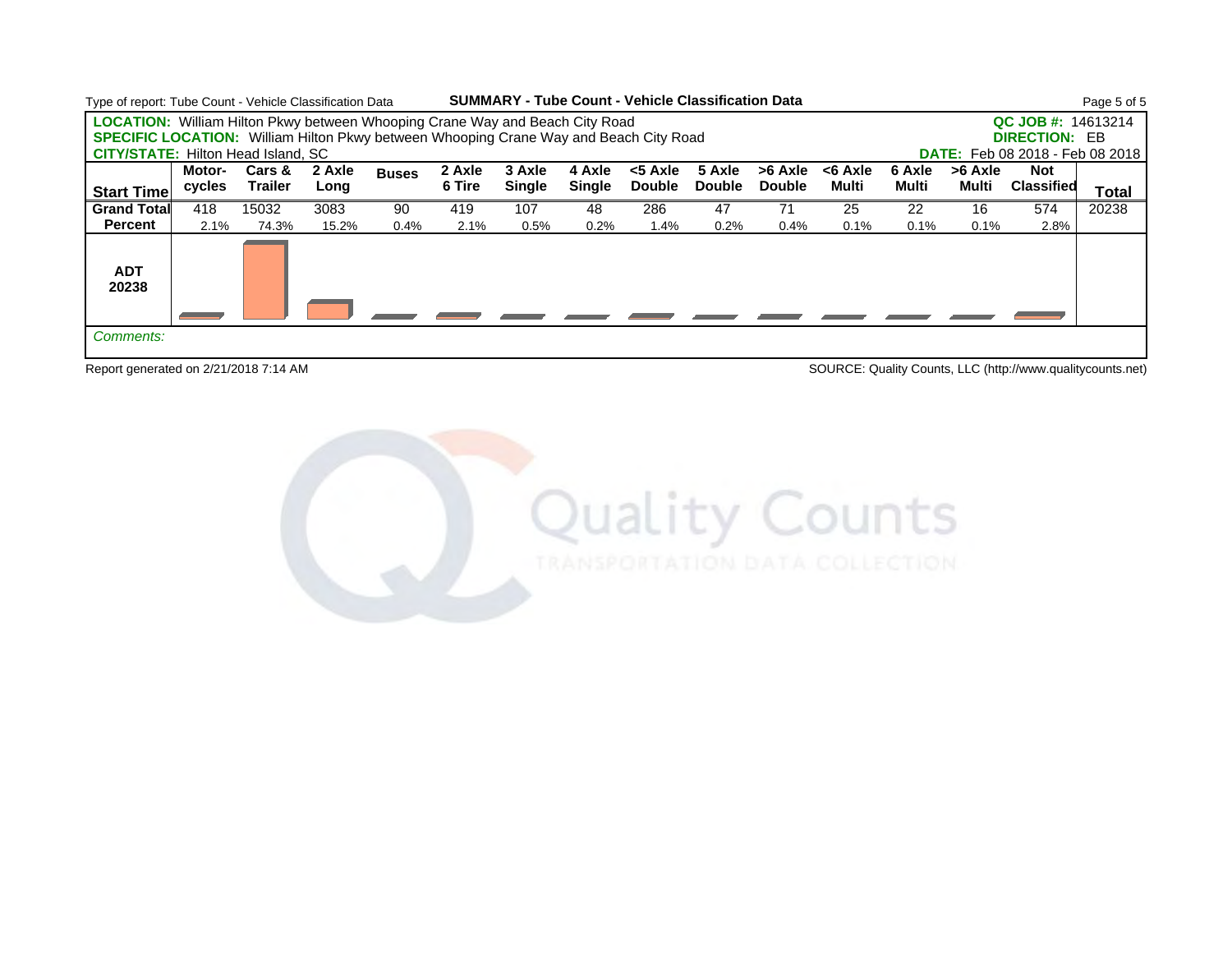Type of report: Tube Count - Vehicle Classification Data

## SUMMARY - Tube Count - Vehicle Classification Data

**LOCATION:** William Hilton Pkwy between Whooping Crane Way and Beach City Road
**SPECIFIC LOCATION:** William Hilton Pkwy between Whooping Crane Way and Beach City Road
**CITY/STATE:** Hilton Head Island, SC

**QC JOB #:** 14613214
**DIRECTION:** EB
**DATE:** Feb 08 2018 - Feb 08 2018

| Start Time | Motor-cycles | Cars & Trailer | 2 Axle Long | Buses | 2 Axle 6 Tire | 3 Axle Single | 4 Axle Single | <5 Axle Double | 5 Axle Double | >6 Axle Double | <6 Axle Multi | 6 Axle Multi | >6 Axle Multi | Not Classified | Total |
|---|---|---|---|---|---|---|---|---|---|---|---|---|---|---|---|
| Grand Total | 418 | 15032 | 3083 | 90 | 419 | 107 | 48 | 286 | 47 | 71 | 25 | 22 | 16 | 574 | 20238 |
| Percent | 2.1% | 74.3% | 15.2% | 0.4% | 2.1% | 0.5% | 0.2% | 1.4% | 0.2% | 0.4% | 0.1% | 0.1% | 0.1% | 2.8% | |

ADT
20238

*Comments:*

Report generated on 2/21/2018 7:14 AM

SOURCE: Quality Counts, LLC (http://www.qualitycounts.net)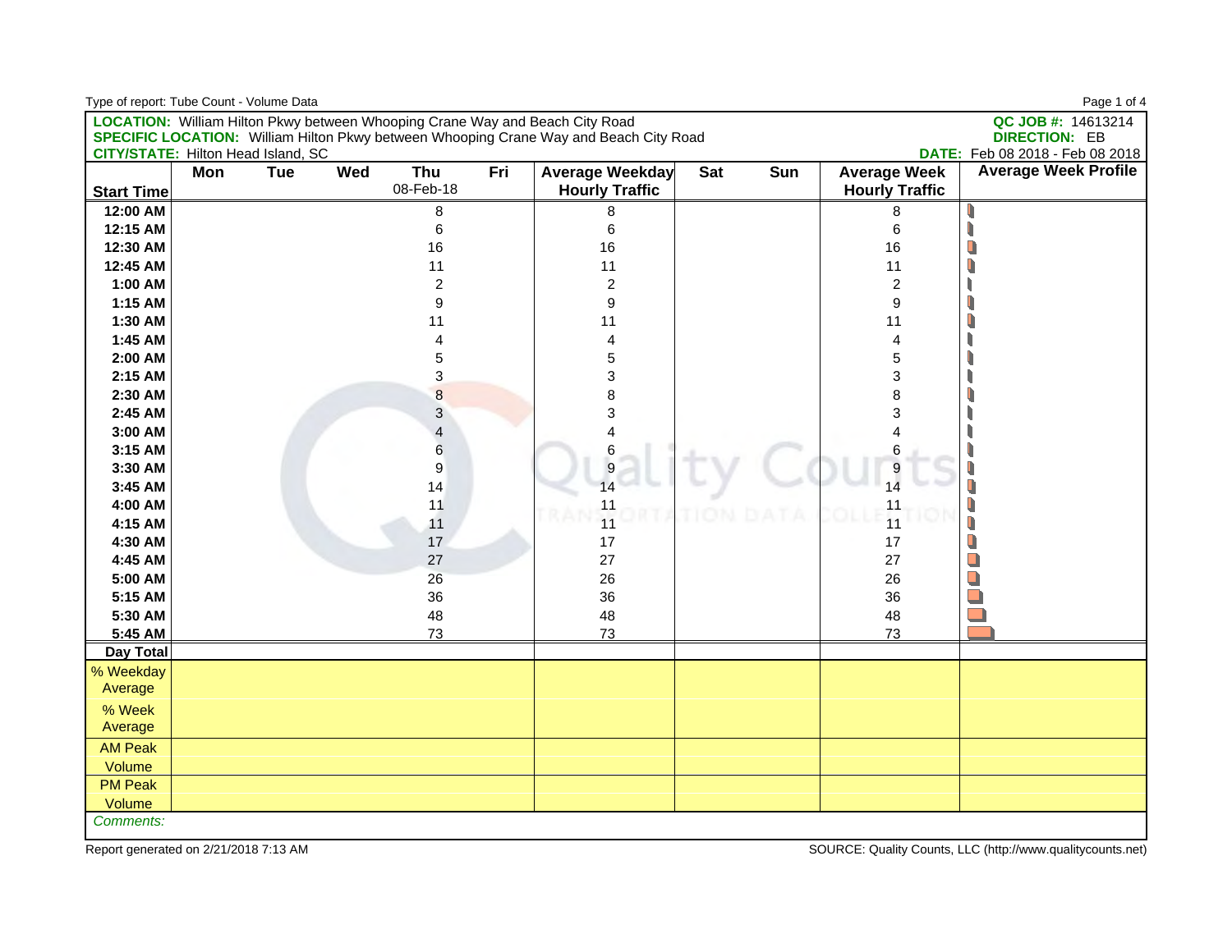Type of report: Tube Count - Volume Data

**LOCATION:** William Hilton Pkwy between Whooping Crane Way and Beach City Road
**SPECIFIC LOCATION:** William Hilton Pkwy between Whooping Crane Way and Beach City Road
**CITY/STATE:** Hilton Head Island, SC

**QC JOB #:** 14613214
**DIRECTION:** EB
**DATE:** Feb 08 2018 - Feb 08 2018

| Start Time | Mon | Tue | Wed | Thu 08-Feb-18 | Fri | Average Weekday Hourly Traffic | Sat | Sun | Average Week Hourly Traffic | Average Week Profile |
|---|---|---|---|---|---|---|---|---|---|---|
| 12:00 AM | | | | 8 | | 8 | | | 8 | |
| 12:15 AM | | | | 6 | | 6 | | | 6 | |
| 12:30 AM | | | | 16 | | 16 | | | 16 | |
| 12:45 AM | | | | 11 | | 11 | | | 11 | |
| 1:00 AM | | | | 2 | | 2 | | | 2 | |
| 1:15 AM | | | | 9 | | 9 | | | 9 | |
| 1:30 AM | | | | 11 | | 11 | | | 11 | |
| 1:45 AM | | | | 4 | | 4 | | | 4 | |
| 2:00 AM | | | | 5 | | 5 | | | 5 | |
| 2:15 AM | | | | 3 | | 3 | | | 3 | |
| 2:30 AM | | | | 8 | | 8 | | | 8 | |
| 2:45 AM | | | | 3 | | 3 | | | 3 | |
| 3:00 AM | | | | 4 | | 4 | | | 4 | |
| 3:15 AM | | | | 6 | | 6 | | | 6 | |
| 3:30 AM | | | | 9 | | 9 | | | 9 | |
| 3:45 AM | | | | 14 | | 14 | | | 14 | |
| 4:00 AM | | | | 11 | | 11 | | | 11 | |
| 4:15 AM | | | | 11 | | 11 | | | 11 | |
| 4:30 AM | | | | 17 | | 17 | | | 17 | |
| 4:45 AM | | | | 27 | | 27 | | | 27 | |
| 5:00 AM | | | | 26 | | 26 | | | 26 | |
| 5:15 AM | | | | 36 | | 36 | | | 36 | |
| 5:30 AM | | | | 48 | | 48 | | | 48 | |
| 5:45 AM | | | | 73 | | 73 | | | 73 | |
| Day Total | | | | | | | | | | |
| % Weekday Average | | | | | | | | | | |
| % Week Average | | | | | | | | | | |
| AM Peak Volume | | | | | | | | | | |
| PM Peak Volume | | | | | | | | | | |

*Comments:*

Report generated on 2/21/2018 7:13 AM

SOURCE: Quality Counts, LLC (http://www.qualitycounts.net)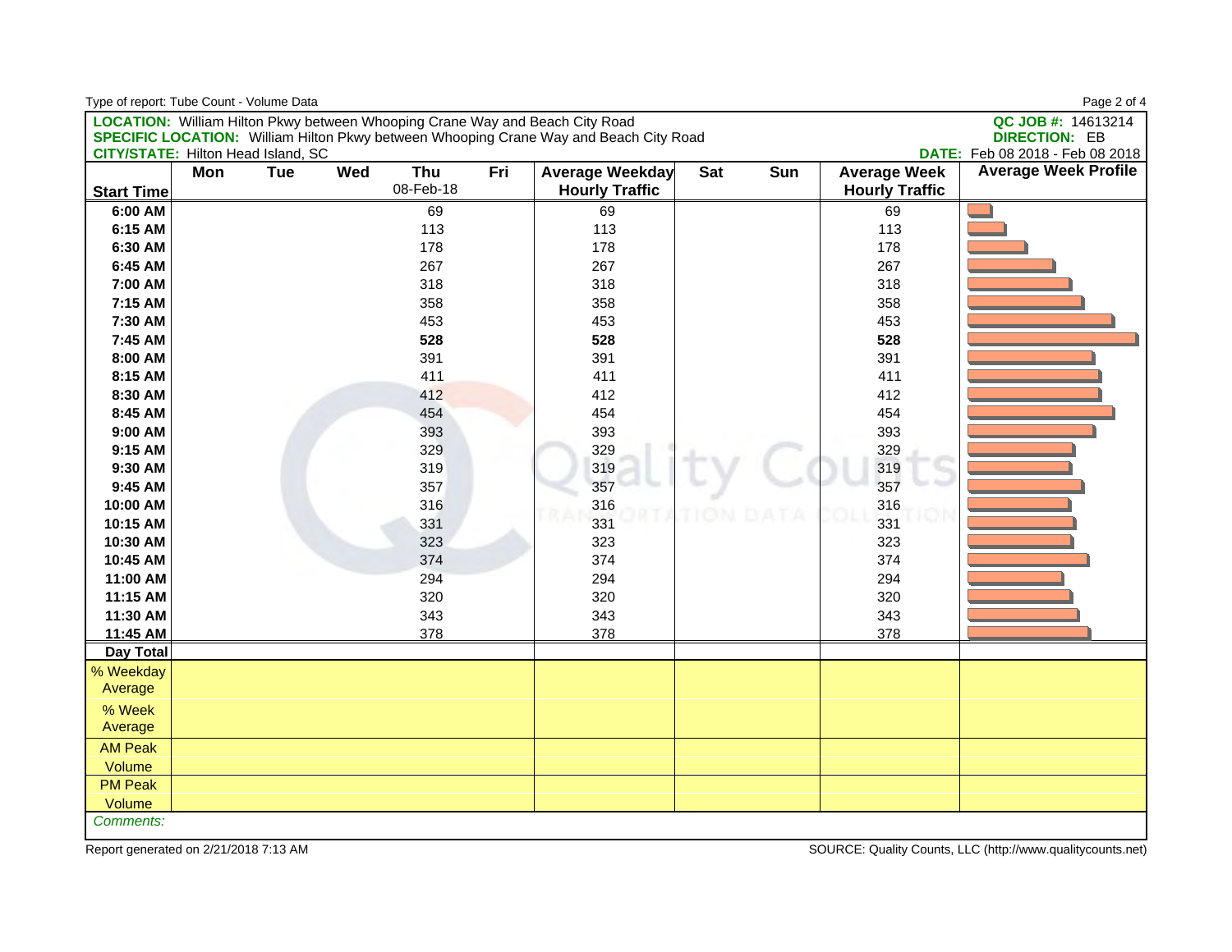Type of report: Tube Count - Volume Data

**LOCATION:** William Hilton Pkwy between Whooping Crane Way and Beach City Road
**SPECIFIC LOCATION:** William Hilton Pkwy between Whooping Crane Way and Beach City Road
**CITY/STATE:** Hilton Head Island, SC

**QC JOB #:** 14613214
**DIRECTION:** EB
**DATE:** Feb 08 2018 - Feb 08 2018

| Start Time | Mon | Tue | Wed | Thu 08-Feb-18 | Fri | Average Weekday Hourly Traffic | Sat | Sun | Average Week Hourly Traffic | Average Week Profile |
|---|---|---|---|---|---|---|---|---|---|---|
| 6:00 AM | | | | 69 | | 69 | | | 69 | |
| 6:15 AM | | | | 113 | | 113 | | | 113 | |
| 6:30 AM | | | | 178 | | 178 | | | 178 | |
| 6:45 AM | | | | 267 | | 267 | | | 267 | |
| 7:00 AM | | | | 318 | | 318 | | | 318 | |
| 7:15 AM | | | | 358 | | 358 | | | 358 | |
| 7:30 AM | | | | 453 | | 453 | | | 453 | |
| 7:45 AM | | | | **528** | | **528** | | | **528** | |
| 8:00 AM | | | | 391 | | 391 | | | 391 | |
| 8:15 AM | | | | 411 | | 411 | | | 411 | |
| 8:30 AM | | | | 412 | | 412 | | | 412 | |
| 8:45 AM | | | | 454 | | 454 | | | 454 | |
| 9:00 AM | | | | 393 | | 393 | | | 393 | |
| 9:15 AM | | | | 329 | | 329 | | | 329 | |
| 9:30 AM | | | | 319 | | 319 | | | 319 | |
| 9:45 AM | | | | 357 | | 357 | | | 357 | |
| 10:00 AM | | | | 316 | | 316 | | | 316 | |
| 10:15 AM | | | | 331 | | 331 | | | 331 | |
| 10:30 AM | | | | 323 | | 323 | | | 323 | |
| 10:45 AM | | | | 374 | | 374 | | | 374 | |
| 11:00 AM | | | | 294 | | 294 | | | 294 | |
| 11:15 AM | | | | 320 | | 320 | | | 320 | |
| 11:30 AM | | | | 343 | | 343 | | | 343 | |
| 11:45 AM | | | | 378 | | 378 | | | 378 | |
| Day Total | | | | | | | | | | |
| % Weekday Average | | | | | | | | | | |
| % Week Average | | | | | | | | | | |
| AM Peak Volume | | | | | | | | | | |
| PM Peak Volume | | | | | | | | | | |

*Comments:*

Report generated on 2/21/2018 7:13 AM

SOURCE: Quality Counts, LLC (http://www.qualitycounts.net)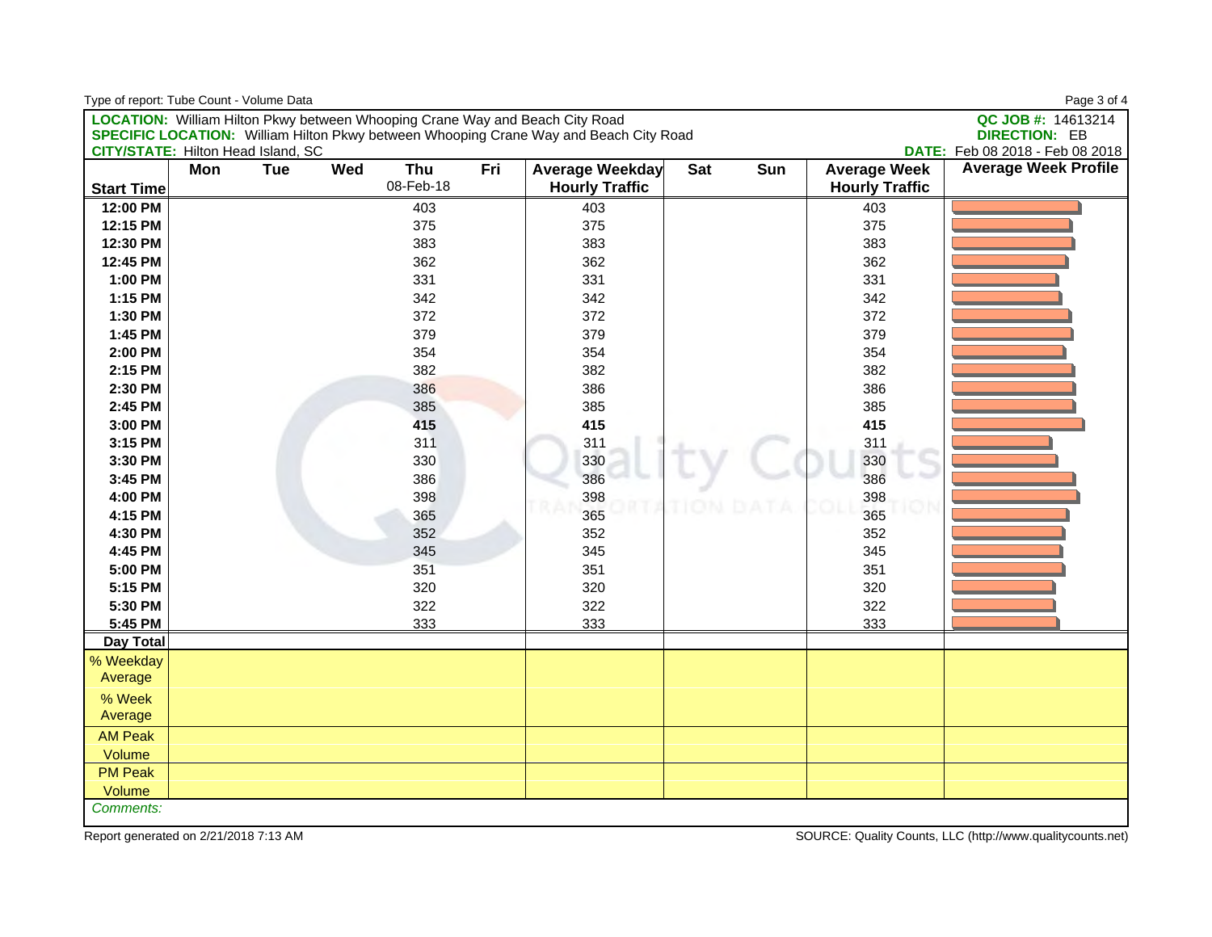Type of report: Tube Count - Volume Data

**LOCATION:** William Hilton Pkwy between Whooping Crane Way and Beach City Road
**SPECIFIC LOCATION:** William Hilton Pkwy between Whooping Crane Way and Beach City Road
**CITY/STATE:** Hilton Head Island, SC

**QC JOB #:** 14613214
**DIRECTION:** EB
**DATE:** Feb 08 2018 - Feb 08 2018

| Start Time | Mon | Tue | Wed | Thu 08-Feb-18 | Fri | Average Weekday Hourly Traffic | Sat | Sun | Average Week Hourly Traffic | Average Week Profile |
|---|---|---|---|---|---|---|---|---|---|---|
| 12:00 PM | | | | 403 | | 403 | | | 403 | |
| 12:15 PM | | | | 375 | | 375 | | | 375 | |
| 12:30 PM | | | | 383 | | 383 | | | 383 | |
| 12:45 PM | | | | 362 | | 362 | | | 362 | |
| 1:00 PM | | | | 331 | | 331 | | | 331 | |
| 1:15 PM | | | | 342 | | 342 | | | 342 | |
| 1:30 PM | | | | 372 | | 372 | | | 372 | |
| 1:45 PM | | | | 379 | | 379 | | | 379 | |
| 2:00 PM | | | | 354 | | 354 | | | 354 | |
| 2:15 PM | | | | 382 | | 382 | | | 382 | |
| 2:30 PM | | | | 386 | | 386 | | | 386 | |
| 2:45 PM | | | | 385 | | 385 | | | 385 | |
| 3:00 PM | | | | **415** | | **415** | | | **415** | |
| 3:15 PM | | | | 311 | | 311 | | | 311 | |
| 3:30 PM | | | | 330 | | 330 | | | 330 | |
| 3:45 PM | | | | 386 | | 386 | | | 386 | |
| 4:00 PM | | | | 398 | | 398 | | | 398 | |
| 4:15 PM | | | | 365 | | 365 | | | 365 | |
| 4:30 PM | | | | 352 | | 352 | | | 352 | |
| 4:45 PM | | | | 345 | | 345 | | | 345 | |
| 5:00 PM | | | | 351 | | 351 | | | 351 | |
| 5:15 PM | | | | 320 | | 320 | | | 320 | |
| 5:30 PM | | | | 322 | | 322 | | | 322 | |
| 5:45 PM | | | | 333 | | 333 | | | 333 | |
| Day Total | | | | | | | | | | |
| % Weekday Average | | | | | | | | | | |
| % Week Average | | | | | | | | | | |
| AM Peak Volume | | | | | | | | | | |
| PM Peak Volume | | | | | | | | | | |

*Comments:*

Report generated on 2/21/2018 7:13 AM

SOURCE: Quality Counts, LLC (http://www.qualitycounts.net)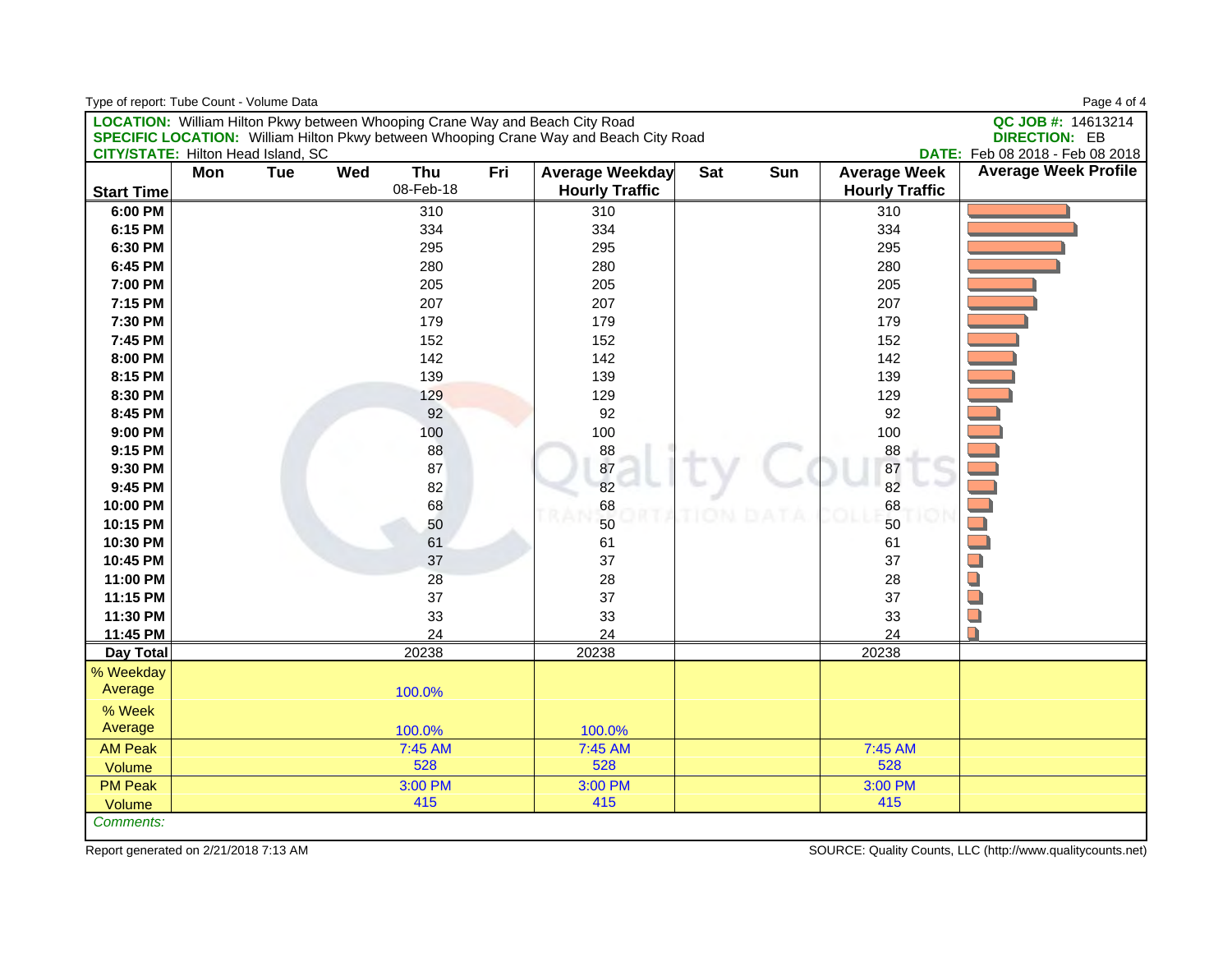Type of report: Tube Count - Volume Data

**LOCATION:** William Hilton Pkwy between Whooping Crane Way and Beach City Road
**SPECIFIC LOCATION:** William Hilton Pkwy between Whooping Crane Way and Beach City Road
**CITY/STATE:** Hilton Head Island, SC

**QC JOB #:** 14613214
**DIRECTION:** EB
**DATE:** Feb 08 2018 - Feb 08 2018

| Start Time | Mon | Tue | Wed | Thu 08-Feb-18 | Fri | Average Weekday Hourly Traffic | Sat | Sun | Average Week Hourly Traffic | Average Week Profile |
|---|---|---|---|---|---|---|---|---|---|---|
| 6:00 PM | | | | 310 | | 310 | | | 310 | |
| 6:15 PM | | | | 334 | | 334 | | | 334 | |
| 6:30 PM | | | | 295 | | 295 | | | 295 | |
| 6:45 PM | | | | 280 | | 280 | | | 280 | |
| 7:00 PM | | | | 205 | | 205 | | | 205 | |
| 7:15 PM | | | | 207 | | 207 | | | 207 | |
| 7:30 PM | | | | 179 | | 179 | | | 179 | |
| 7:45 PM | | | | 152 | | 152 | | | 152 | |
| 8:00 PM | | | | 142 | | 142 | | | 142 | |
| 8:15 PM | | | | 139 | | 139 | | | 139 | |
| 8:30 PM | | | | 129 | | 129 | | | 129 | |
| 8:45 PM | | | | 92 | | 92 | | | 92 | |
| 9:00 PM | | | | 100 | | 100 | | | 100 | |
| 9:15 PM | | | | 88 | | 88 | | | 88 | |
| 9:30 PM | | | | 87 | | 87 | | | 87 | |
| 9:45 PM | | | | 82 | | 82 | | | 82 | |
| 10:00 PM | | | | 68 | | 68 | | | 68 | |
| 10:15 PM | | | | 50 | | 50 | | | 50 | |
| 10:30 PM | | | | 61 | | 61 | | | 61 | |
| 10:45 PM | | | | 37 | | 37 | | | 37 | |
| 11:00 PM | | | | 28 | | 28 | | | 28 | |
| 11:15 PM | | | | 37 | | 37 | | | 37 | |
| 11:30 PM | | | | 33 | | 33 | | | 33 | |
| 11:45 PM | | | | 24 | | 24 | | | 24 | |
| **Day Total** | | | | 20238 | | 20238 | | | 20238 | |
| % Weekday Average | | | | 100.0% | | | | | | |
| % Week Average | | | | 100.0% | | 100.0% | | | | |
| AM Peak | | | | 7:45 AM | | 7:45 AM | | | 7:45 AM | |
| Volume | | | | 528 | | 528 | | | 528 | |
| PM Peak | | | | 3:00 PM | | 3:00 PM | | | 3:00 PM | |
| Volume | | | | 415 | | 415 | | | 415 | |

*Comments:*

Report generated on 2/21/2018 7:13 AM

SOURCE: Quality Counts, LLC (http://www.qualitycounts.net)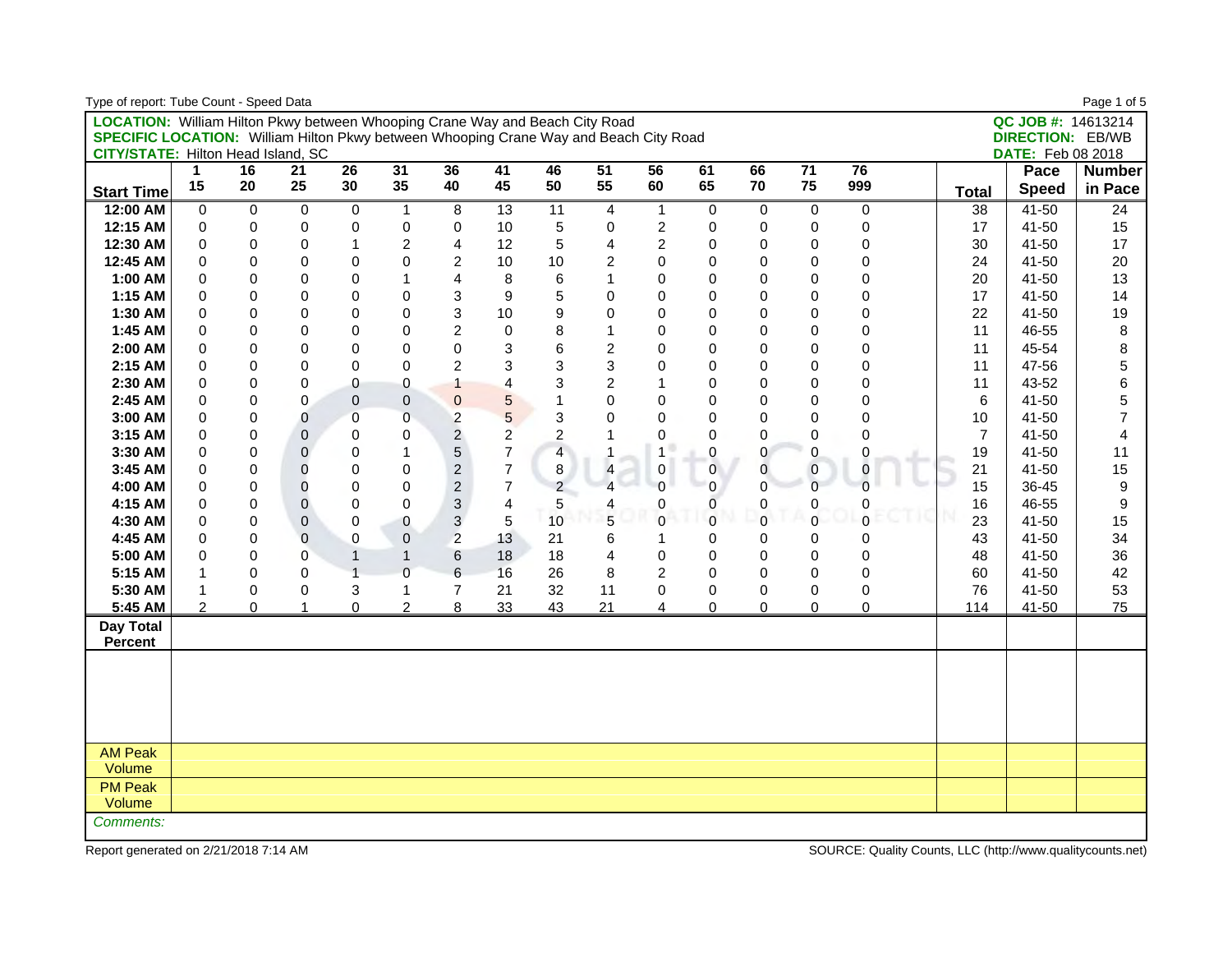Type of report: Tube Count - Speed Data

**LOCATION:** William Hilton Pkwy between Whooping Crane Way and Beach City Road
**SPECIFIC LOCATION:** William Hilton Pkwy between Whooping Crane Way and Beach City Road
**CITY/STATE:** Hilton Head Island, SC

**QC JOB #:** 14613214
**DIRECTION:** EB/WB
**DATE:** Feb 08 2018

| Start Time | 1<br>15 | 16<br>20 | 21<br>25 | 26<br>30 | 31<br>35 | 36<br>40 | 41<br>45 | 46<br>50 | 51<br>55 | 56<br>60 | 61<br>65 | 66<br>70 | 71<br>75 | 76<br>999 | Total | Pace Speed | Number in Pace |
|---|---|---|---|---|---|---|---|---|---|---|---|---|---|---|---|---|---|
| 12:00 AM | 0 | 0 | 0 | 0 | 1 | 8 | 13 | 11 | 4 | 1 | 0 | 0 | 0 | 0 | 38 | 41-50 | 24 |
| 12:15 AM | 0 | 0 | 0 | 0 | 0 | 0 | 10 | 5 | 0 | 2 | 0 | 0 | 0 | 0 | 17 | 41-50 | 15 |
| 12:30 AM | 0 | 0 | 0 | 1 | 2 | 4 | 12 | 5 | 4 | 2 | 0 | 0 | 0 | 0 | 30 | 41-50 | 17 |
| 12:45 AM | 0 | 0 | 0 | 0 | 0 | 2 | 10 | 10 | 2 | 0 | 0 | 0 | 0 | 0 | 24 | 41-50 | 20 |
| 1:00 AM | 0 | 0 | 0 | 0 | 1 | 4 | 8 | 6 | 1 | 0 | 0 | 0 | 0 | 0 | 20 | 41-50 | 13 |
| 1:15 AM | 0 | 0 | 0 | 0 | 0 | 3 | 9 | 5 | 0 | 0 | 0 | 0 | 0 | 0 | 17 | 41-50 | 14 |
| 1:30 AM | 0 | 0 | 0 | 0 | 0 | 3 | 10 | 9 | 0 | 0 | 0 | 0 | 0 | 0 | 22 | 41-50 | 19 |
| 1:45 AM | 0 | 0 | 0 | 0 | 0 | 2 | 0 | 8 | 1 | 0 | 0 | 0 | 0 | 0 | 11 | 46-55 | 8 |
| 2:00 AM | 0 | 0 | 0 | 0 | 0 | 0 | 3 | 6 | 2 | 0 | 0 | 0 | 0 | 0 | 11 | 45-54 | 8 |
| 2:15 AM | 0 | 0 | 0 | 0 | 0 | 2 | 3 | 3 | 3 | 0 | 0 | 0 | 0 | 0 | 11 | 47-56 | 5 |
| 2:30 AM | 0 | 0 | 0 | 0 | 0 | 1 | 4 | 3 | 2 | 1 | 0 | 0 | 0 | 0 | 11 | 43-52 | 6 |
| 2:45 AM | 0 | 0 | 0 | 0 | 0 | 0 | 5 | 1 | 0 | 0 | 0 | 0 | 0 | 0 | 6 | 41-50 | 5 |
| 3:00 AM | 0 | 0 | 0 | 0 | 0 | 2 | 5 | 3 | 0 | 0 | 0 | 0 | 0 | 0 | 10 | 41-50 | 7 |
| 3:15 AM | 0 | 0 | 0 | 0 | 0 | 2 | 2 | 2 | 1 | 0 | 0 | 0 | 0 | 0 | 7 | 41-50 | 4 |
| 3:30 AM | 0 | 0 | 0 | 0 | 1 | 5 | 7 | 4 | 1 | 1 | 0 | 0 | 0 | 0 | 19 | 41-50 | 11 |
| 3:45 AM | 0 | 0 | 0 | 0 | 0 | 2 | 7 | 8 | 4 | 0 | 0 | 0 | 0 | 0 | 21 | 41-50 | 15 |
| 4:00 AM | 0 | 0 | 0 | 0 | 0 | 2 | 7 | 2 | 4 | 0 | 0 | 0 | 0 | 0 | 15 | 36-45 | 9 |
| 4:15 AM | 0 | 0 | 0 | 0 | 0 | 3 | 4 | 5 | 4 | 0 | 0 | 0 | 0 | 0 | 16 | 46-55 | 9 |
| 4:30 AM | 0 | 0 | 0 | 0 | 0 | 3 | 5 | 10 | 5 | 0 | 0 | 0 | 0 | 0 | 23 | 41-50 | 15 |
| 4:45 AM | 0 | 0 | 0 | 0 | 0 | 2 | 13 | 21 | 6 | 1 | 0 | 0 | 0 | 0 | 43 | 41-50 | 34 |
| 5:00 AM | 0 | 0 | 0 | 1 | 1 | 6 | 18 | 18 | 4 | 0 | 0 | 0 | 0 | 0 | 48 | 41-50 | 36 |
| 5:15 AM | 1 | 0 | 0 | 1 | 0 | 6 | 16 | 26 | 8 | 2 | 0 | 0 | 0 | 0 | 60 | 41-50 | 42 |
| 5:30 AM | 1 | 0 | 0 | 3 | 1 | 7 | 21 | 32 | 11 | 0 | 0 | 0 | 0 | 0 | 76 | 41-50 | 53 |
| 5:45 AM | 2 | 0 | 1 | 0 | 2 | 8 | 33 | 43 | 21 | 4 | 0 | 0 | 0 | 0 | 114 | 41-50 | 75 |
| Day Total<br>Percent | | | | | | | | | | | | | | | | | |
| AM Peak Volume | | | | | | | | | | | | | | | | | |
| PM Peak Volume | | | | | | | | | | | | | | | | | |

*Comments:*

Report generated on 2/21/2018 7:14 AM

SOURCE: Quality Counts, LLC (http://www.qualitycounts.net)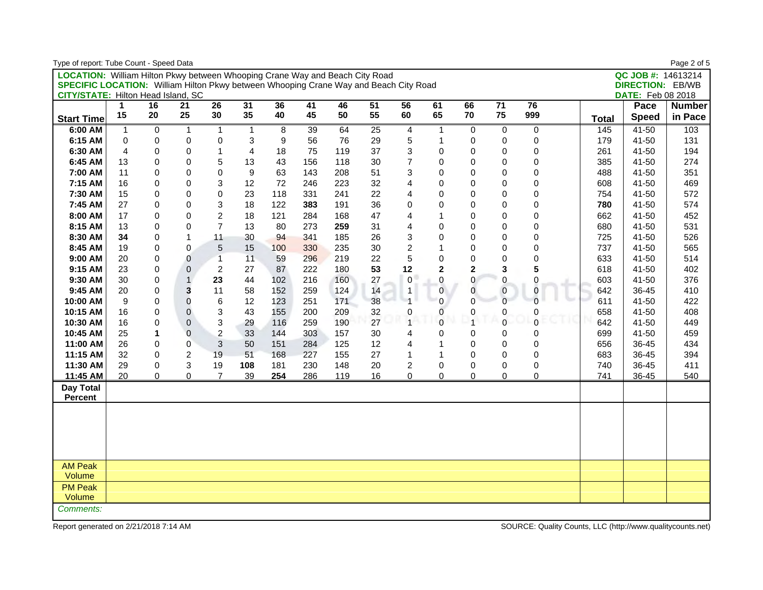Type of report: Tube Count - Speed Data

**LOCATION:** William Hilton Pkwy between Whooping Crane Way and Beach City Road
**SPECIFIC LOCATION:** William Hilton Pkwy between Whooping Crane Way and Beach City Road
**CITY/STATE:** Hilton Head Island, SC

**QC JOB #:** 14613214
**DIRECTION:** EB/WB
**DATE:** Feb 08 2018

| Start Time | 1<br>15 | 16<br>20 | 21<br>25 | 26<br>30 | 31<br>35 | 36<br>40 | 41<br>45 | 46<br>50 | 51<br>55 | 56<br>60 | 61<br>65 | 66<br>70 | 71<br>75 | 76<br>999 | Total | Pace Speed | Number in Pace |
|---|---|---|---|---|---|---|---|---|---|---|---|---|---|---|---|---|---|
| **6:00 AM** | 1 | 0 | 1 | 1 | 1 | 8 | 39 | 64 | 25 | 4 | 1 | 0 | 0 | 0 | 145 | 41-50 | 103 |
| **6:15 AM** | 0 | 0 | 0 | 0 | 3 | 9 | 56 | 76 | 29 | 5 | 1 | 0 | 0 | 0 | 179 | 41-50 | 131 |
| **6:30 AM** | 4 | 0 | 0 | 1 | 4 | 18 | 75 | 119 | 37 | 3 | 0 | 0 | 0 | 0 | 261 | 41-50 | 194 |
| **6:45 AM** | 13 | 0 | 0 | 5 | 13 | 43 | 156 | 118 | 30 | 7 | 0 | 0 | 0 | 0 | 385 | 41-50 | 274 |
| **7:00 AM** | 11 | 0 | 0 | 0 | 9 | 63 | 143 | 208 | 51 | 3 | 0 | 0 | 0 | 0 | 488 | 41-50 | 351 |
| **7:15 AM** | 16 | 0 | 0 | 3 | 12 | 72 | 246 | 223 | 32 | 4 | 0 | 0 | 0 | 0 | 608 | 41-50 | 469 |
| **7:30 AM** | 15 | 0 | 0 | 0 | 23 | 118 | 331 | 241 | 22 | 4 | 0 | 0 | 0 | 0 | 754 | 41-50 | 572 |
| **7:45 AM** | 27 | 0 | 0 | 3 | 18 | 122 | **383** | 191 | 36 | 0 | 0 | 0 | 0 | 0 | **780** | 41-50 | 574 |
| **8:00 AM** | 17 | 0 | 0 | 2 | 18 | 121 | 284 | 168 | 47 | 4 | 1 | 0 | 0 | 0 | 662 | 41-50 | 452 |
| **8:15 AM** | 13 | 0 | 0 | 7 | 13 | 80 | 273 | **259** | 31 | 4 | 0 | 0 | 0 | 0 | 680 | 41-50 | 531 |
| **8:30 AM** | **34** | 0 | 1 | 11 | 30 | 94 | 341 | 185 | 26 | 3 | 0 | 0 | 0 | 0 | 725 | 41-50 | 526 |
| **8:45 AM** | 19 | 0 | 0 | 5 | 15 | 100 | 330 | 235 | 30 | 2 | 1 | 0 | 0 | 0 | 737 | 41-50 | 565 |
| **9:00 AM** | 20 | 0 | 0 | 1 | 11 | 59 | 296 | 219 | 22 | 5 | 0 | 0 | 0 | 0 | 633 | 41-50 | 514 |
| **9:15 AM** | 23 | 0 | 0 | 2 | 27 | 87 | 222 | 180 | **53** | **12** | **2** | **2** | **3** | **5** | 618 | 41-50 | 402 |
| **9:30 AM** | 30 | 0 | 1 | **23** | 44 | 102 | 216 | 160 | 27 | 0 | 0 | 0 | 0 | 0 | 603 | 41-50 | 376 |
| **9:45 AM** | 20 | 0 | **3** | 11 | 58 | 152 | 259 | 124 | 14 | 1 | 0 | 0 | 0 | 0 | 642 | 36-45 | 410 |
| **10:00 AM** | 9 | 0 | 0 | 6 | 12 | 123 | 251 | 171 | 38 | 1 | 0 | 0 | 0 | 0 | 611 | 41-50 | 422 |
| **10:15 AM** | 16 | 0 | 0 | 3 | 43 | 155 | 200 | 209 | 32 | 0 | 0 | 0 | 0 | 0 | 658 | 41-50 | 408 |
| **10:30 AM** | 16 | 0 | 0 | 3 | 29 | 116 | 259 | 190 | 27 | 1 | 0 | 1 | 0 | 0 | 642 | 41-50 | 449 |
| **10:45 AM** | 25 | **1** | 0 | 2 | 33 | 144 | 303 | 157 | 30 | 4 | 0 | 0 | 0 | 0 | 699 | 41-50 | 459 |
| **11:00 AM** | 26 | 0 | 0 | 3 | 50 | 151 | 284 | 125 | 12 | 4 | 1 | 0 | 0 | 0 | 656 | 36-45 | 434 |
| **11:15 AM** | 32 | 0 | 2 | 19 | 51 | 168 | 227 | 155 | 27 | 1 | 1 | 0 | 0 | 0 | 683 | 36-45 | 394 |
| **11:30 AM** | 29 | 0 | 3 | 19 | **108** | 181 | 230 | 148 | 20 | 2 | 0 | 0 | 0 | 0 | 740 | 36-45 | 411 |
| **11:45 AM** | 20 | 0 | 0 | 7 | 39 | **254** | 286 | 119 | 16 | 0 | 0 | 0 | 0 | 0 | 741 | 36-45 | 540 |
| **Day Total**<br>**Percent** | | | | | | | | | | | | | | | | | |
| AM Peak Volume | | | | | | | | | | | | | | | | | |
| PM Peak Volume | | | | | | | | | | | | | | | | | |

*Comments:*

Report generated on 2/21/2018 7:14 AM

SOURCE: Quality Counts, LLC (http://www.qualitycounts.net)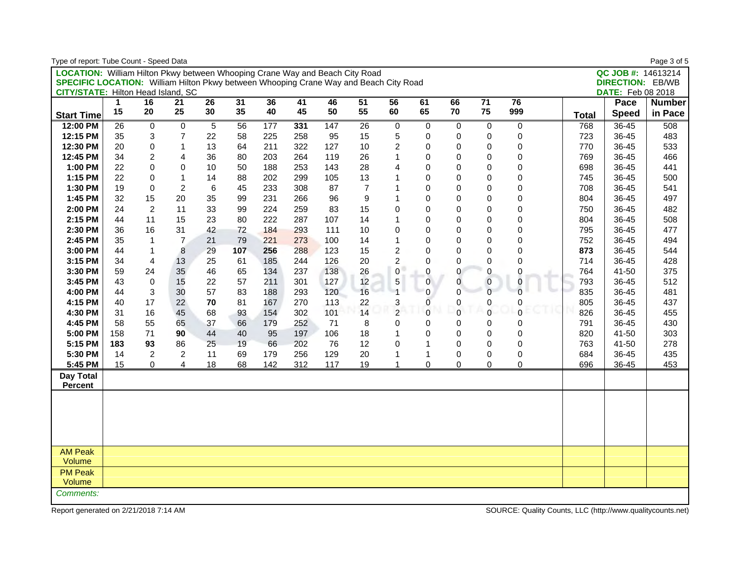Type of report: Tube Count - Speed Data

**LOCATION:** William Hilton Pkwy between Whooping Crane Way and Beach City Road
**SPECIFIC LOCATION:** William Hilton Pkwy between Whooping Crane Way and Beach City Road
**CITY/STATE:** Hilton Head Island, SC

**QC JOB #:** 14613214
**DIRECTION:** EB/WB
**DATE:** Feb 08 2018

| Start Time | 1<br>15 | 16<br>20 | 21<br>25 | 26<br>30 | 31<br>35 | 36<br>40 | 41<br>45 | 46<br>50 | 51<br>55 | 56<br>60 | 61<br>65 | 66<br>70 | 71<br>75 | 76<br>999 | Total | Pace Speed | Number in Pace |
|---|---|---|---|---|---|---|---|---|---|---|---|---|---|---|---|---|---|
| 12:00 PM | 26 | 0 | 0 | 5 | 56 | 177 | **331** | 147 | 26 | 0 | 0 | 0 | 0 | 0 | 768 | 36-45 | 508 |
| 12:15 PM | 35 | 3 | 7 | 22 | 58 | 225 | 258 | 95 | 15 | 5 | 0 | 0 | 0 | 0 | 723 | 36-45 | 483 |
| 12:30 PM | 20 | 0 | 1 | 13 | 64 | 211 | 322 | 127 | 10 | 2 | 0 | 0 | 0 | 0 | 770 | 36-45 | 533 |
| 12:45 PM | 34 | 2 | 4 | 36 | 80 | 203 | 264 | 119 | 26 | 1 | 0 | 0 | 0 | 0 | 769 | 36-45 | 466 |
| 1:00 PM | 22 | 0 | 0 | 10 | 50 | 188 | 253 | 143 | 28 | 4 | 0 | 0 | 0 | 0 | 698 | 36-45 | 441 |
| 1:15 PM | 22 | 0 | 1 | 14 | 88 | 202 | 299 | 105 | 13 | 1 | 0 | 0 | 0 | 0 | 745 | 36-45 | 500 |
| 1:30 PM | 19 | 0 | 2 | 6 | 45 | 233 | 308 | 87 | 7 | 1 | 0 | 0 | 0 | 0 | 708 | 36-45 | 541 |
| 1:45 PM | 32 | 15 | 20 | 35 | 99 | 231 | 266 | 96 | 9 | 1 | 0 | 0 | 0 | 0 | 804 | 36-45 | 497 |
| 2:00 PM | 24 | 2 | 11 | 33 | 99 | 224 | 259 | 83 | 15 | 0 | 0 | 0 | 0 | 0 | 750 | 36-45 | 482 |
| 2:15 PM | 44 | 11 | 15 | 23 | 80 | 222 | 287 | 107 | 14 | 1 | 0 | 0 | 0 | 0 | 804 | 36-45 | 508 |
| 2:30 PM | 36 | 16 | 31 | 42 | 72 | 184 | 293 | 111 | 10 | 0 | 0 | 0 | 0 | 0 | 795 | 36-45 | 477 |
| 2:45 PM | 35 | 1 | 7 | 21 | 79 | 221 | 273 | 100 | 14 | 1 | 0 | 0 | 0 | 0 | 752 | 36-45 | 494 |
| 3:00 PM | 44 | 1 | 8 | 29 | **107** | **256** | 288 | 123 | 15 | 2 | 0 | 0 | 0 | 0 | **873** | 36-45 | 544 |
| 3:15 PM | 34 | 4 | 13 | 25 | 61 | 185 | 244 | 126 | 20 | 2 | 0 | 0 | 0 | 0 | 714 | 36-45 | 428 |
| 3:30 PM | 59 | 24 | 35 | 46 | 65 | 134 | 237 | 138 | 26 | 0 | 0 | 0 | 0 | 0 | 764 | 41-50 | 375 |
| 3:45 PM | 43 | 0 | 15 | 22 | 57 | 211 | 301 | 127 | 12 | 5 | 0 | 0 | 0 | 0 | 793 | 36-45 | 512 |
| 4:00 PM | 44 | 3 | 30 | 57 | 83 | 188 | 293 | 120 | 16 | 1 | 0 | 0 | 0 | 0 | 835 | 36-45 | 481 |
| 4:15 PM | 40 | 17 | 22 | **70** | 81 | 167 | 270 | 113 | 22 | 3 | 0 | 0 | 0 | 0 | 805 | 36-45 | 437 |
| 4:30 PM | 31 | 16 | 45 | 68 | 93 | 154 | 302 | 101 | 14 | 2 | 0 | 0 | 0 | 0 | 826 | 36-45 | 455 |
| 4:45 PM | 58 | 55 | 65 | 37 | 66 | 179 | 252 | 71 | 8 | 0 | 0 | 0 | 0 | 0 | 791 | 36-45 | 430 |
| 5:00 PM | 158 | 71 | **90** | 44 | 40 | 95 | 197 | 106 | 18 | 1 | 0 | 0 | 0 | 0 | 820 | 41-50 | 303 |
| 5:15 PM | **183** | **93** | 86 | 25 | 19 | 66 | 202 | 76 | 12 | 0 | 1 | 0 | 0 | 0 | 763 | 41-50 | 278 |
| 5:30 PM | 14 | 2 | 2 | 11 | 69 | 179 | 256 | 129 | 20 | 1 | 1 | 0 | 0 | 0 | 684 | 36-45 | 435 |
| 5:45 PM | 15 | 0 | 4 | 18 | 68 | 142 | 312 | 117 | 19 | 1 | 0 | 0 | 0 | 0 | 696 | 36-45 | 453 |
| Day Total<br>Percent | | | | | | | | | | | | | | | | | |
| AM Peak Volume | | | | | | | | | | | | | | | | | |
| PM Peak Volume | | | | | | | | | | | | | | | | | |

*Comments:*

Report generated on 2/21/2018 7:14 AM

SOURCE: Quality Counts, LLC (http://www.qualitycounts.net)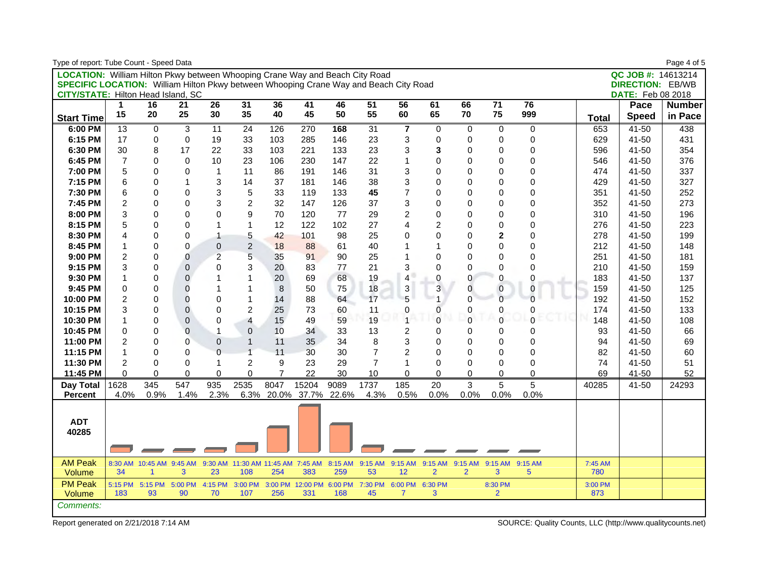Type of report: Tube Count - Speed Data

**LOCATION:** William Hilton Pkwy between Whooping Crane Way and Beach City Road
**SPECIFIC LOCATION:** William Hilton Pkwy between Whooping Crane Way and Beach City Road
**CITY/STATE:** Hilton Head Island, SC

**QC JOB #:** 14613214
**DIRECTION:** EB/WB
**DATE:** Feb 08 2018

| Start Time | 1 15 | 16 20 | 21 25 | 26 30 | 31 35 | 36 40 | 41 45 | 46 50 | 51 55 | 56 60 | 61 65 | 66 70 | 71 75 | 76 999 | Total | Pace Speed | Number in Pace |
|---|---|---|---|---|---|---|---|---|---|---|---|---|---|---|---|---|---|
| 6:00 PM | 13 | 0 | 3 | 11 | 24 | 126 | 270 | **168** | 31 | **7** | 0 | 0 | 0 | 0 | 653 | 41-50 | 438 |
| 6:15 PM | 17 | 0 | 0 | 19 | 33 | 103 | 285 | 146 | 23 | 3 | 0 | 0 | 0 | 0 | 629 | 41-50 | 431 |
| 6:30 PM | 30 | 8 | 17 | 22 | 33 | 103 | 221 | 133 | 23 | 3 | **3** | 0 | 0 | 0 | 596 | 41-50 | 354 |
| 6:45 PM | 7 | 0 | 0 | 10 | 23 | 106 | 230 | 147 | 22 | 1 | 0 | 0 | 0 | 0 | 546 | 41-50 | 376 |
| 7:00 PM | 5 | 0 | 0 | 1 | 11 | 86 | 191 | 146 | 31 | 3 | 0 | 0 | 0 | 0 | 474 | 41-50 | 337 |
| 7:15 PM | 6 | 0 | 1 | 3 | 14 | 37 | 181 | 146 | 38 | 3 | 0 | 0 | 0 | 0 | 429 | 41-50 | 327 |
| 7:30 PM | 6 | 0 | 0 | 3 | 5 | 33 | 119 | 133 | **45** | 7 | 0 | 0 | 0 | 0 | 351 | 41-50 | 252 |
| 7:45 PM | 2 | 0 | 0 | 3 | 2 | 32 | 147 | 126 | 37 | 3 | 0 | 0 | 0 | 0 | 352 | 41-50 | 273 |
| 8:00 PM | 3 | 0 | 0 | 0 | 9 | 70 | 120 | 77 | 29 | 2 | 0 | 0 | 0 | 0 | 310 | 41-50 | 196 |
| 8:15 PM | 5 | 0 | 0 | 1 | 1 | 12 | 122 | 102 | 27 | 4 | 2 | 0 | 0 | 0 | 276 | 41-50 | 223 |
| 8:30 PM | 4 | 0 | 0 | 1 | 5 | 42 | 101 | 98 | 25 | 0 | 0 | 0 | **2** | 0 | 278 | 41-50 | 199 |
| 8:45 PM | 1 | 0 | 0 | 0 | 2 | 18 | 88 | 61 | 40 | 1 | 1 | 0 | 0 | 0 | 212 | 41-50 | 148 |
| 9:00 PM | 2 | 0 | 0 | 2 | 5 | 35 | 91 | 90 | 25 | 1 | 0 | 0 | 0 | 0 | 251 | 41-50 | 181 |
| 9:15 PM | 3 | 0 | 0 | 0 | 3 | 20 | 83 | 77 | 21 | 3 | 0 | 0 | 0 | 0 | 210 | 41-50 | 159 |
| 9:30 PM | 1 | 0 | 0 | 1 | 1 | 20 | 69 | 68 | 19 | 4 | 0 | 0 | 0 | 0 | 183 | 41-50 | 137 |
| 9:45 PM | 0 | 0 | 0 | 1 | 1 | 8 | 50 | 75 | 18 | 3 | 3 | 0 | 0 | 0 | 159 | 41-50 | 125 |
| 10:00 PM | 2 | 0 | 0 | 0 | 1 | 14 | 88 | 64 | 17 | 5 | 1 | 0 | 0 | 0 | 192 | 41-50 | 152 |
| 10:15 PM | 3 | 0 | 0 | 0 | 2 | 25 | 73 | 60 | 11 | 0 | 0 | 0 | 0 | 0 | 174 | 41-50 | 133 |
| 10:30 PM | 1 | 0 | 0 | 0 | 4 | 15 | 49 | 59 | 19 | 1 | 0 | 0 | 0 | 0 | 148 | 41-50 | 108 |
| 10:45 PM | 0 | 0 | 0 | 1 | 0 | 10 | 34 | 33 | 13 | 2 | 0 | 0 | 0 | 0 | 93 | 41-50 | 66 |
| 11:00 PM | 2 | 0 | 0 | 0 | 1 | 11 | 35 | 34 | 8 | 3 | 0 | 0 | 0 | 0 | 94 | 41-50 | 69 |
| 11:15 PM | 1 | 0 | 0 | 0 | 1 | 11 | 30 | 30 | 7 | 2 | 0 | 0 | 0 | 0 | 82 | 41-50 | 60 |
| 11:30 PM | 2 | 0 | 0 | 1 | 2 | 9 | 23 | 29 | 7 | 1 | 0 | 0 | 0 | 0 | 74 | 41-50 | 51 |
| 11:45 PM | 0 | 0 | 0 | 0 | 0 | 7 | 22 | 30 | 10 | 0 | 0 | 0 | 0 | 0 | 69 | 41-50 | 52 |
| **Day Total** | 1628 | 345 | 547 | 935 | 2535 | 8047 | 15204 | 9089 | 1737 | 185 | 20 | 3 | 5 | 5 | 40285 | 41-50 | 24293 |
| **Percent** | 4.0% | 0.9% | 1.4% | 2.3% | 6.3% | 20.0% | 37.7% | 22.6% | 4.3% | 0.5% | 0.0% | 0.0% | 0.0% | 0.0% | | | |
| **ADT 40285** | | | | | | | | | | | | | | | | | |
| **AM Peak** | 8:30 AM | 10:45 AM | 9:45 AM | 9:30 AM | 11:30 AM | 11:45 AM | 7:45 AM | 8:15 AM | 9:15 AM | 9:15 AM | 9:15 AM | 9:15 AM | 9:15 AM | 9:15 AM | 7:45 AM | | |
| **Volume** | 34 | 1 | 3 | 23 | 108 | 254 | 383 | 259 | 53 | 12 | 2 | 2 | 3 | 5 | 780 | | |
| **PM Peak** | 5:15 PM | 5:15 PM | 5:00 PM | 4:15 PM | 3:00 PM | 3:00 PM | 12:00 PM | 6:00 PM | 7:30 PM | 6:00 PM | 6:30 PM | | 8:30 PM | | 3:00 PM | | |
| **Volume** | 183 | 93 | 90 | 70 | 107 | 256 | 331 | 168 | 45 | 7 | 3 | | 2 | | 873 | | |

*Comments:*

Report generated on 2/21/2018 7:14 AM

SOURCE: Quality Counts, LLC (http://www.qualitycounts.net)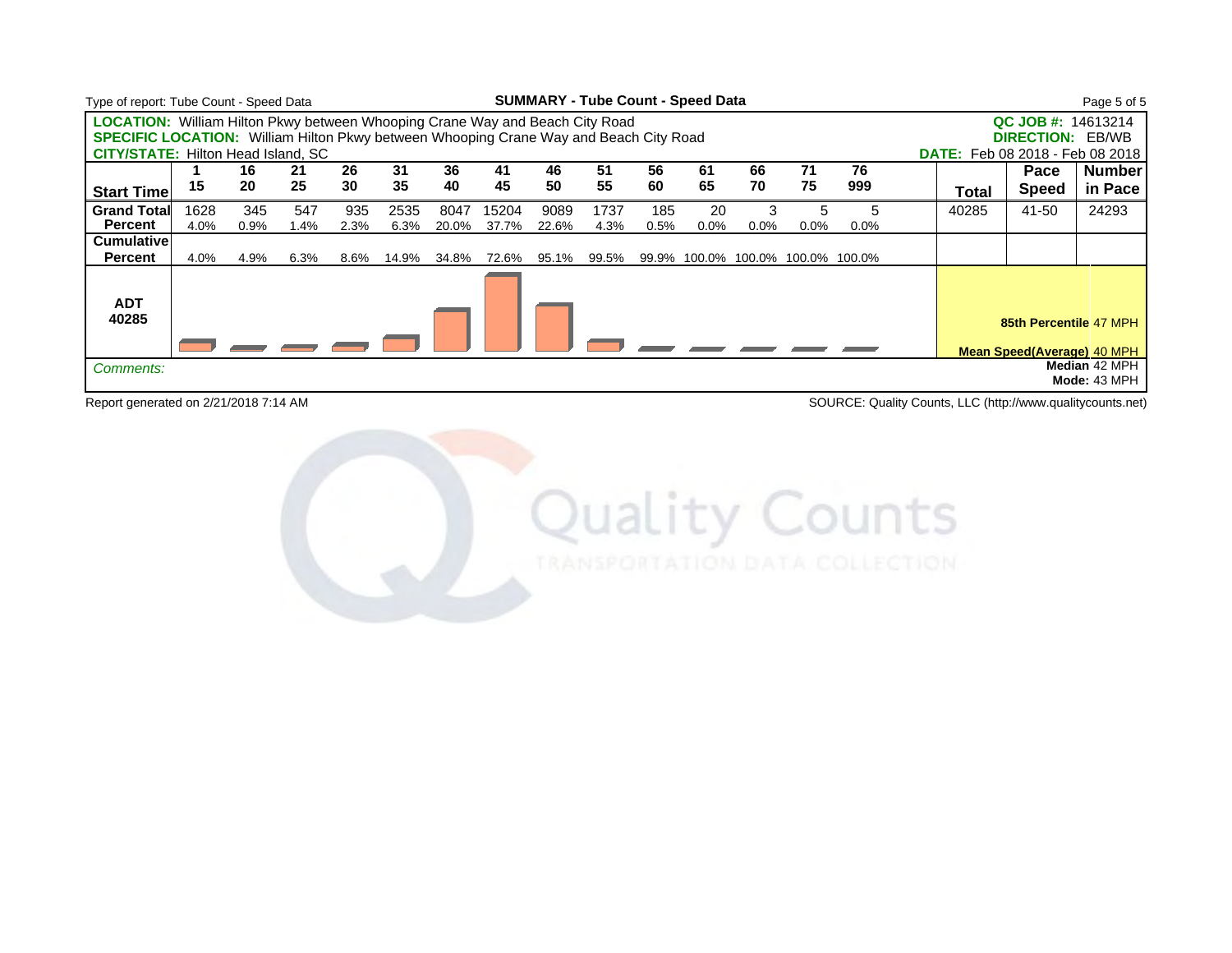Type of report: Tube Count - Speed Data

**SUMMARY - Tube Count - Speed Data**

**LOCATION:** William Hilton Pkwy between Whooping Crane Way and Beach City Road
**SPECIFIC LOCATION:** William Hilton Pkwy between Whooping Crane Way and Beach City Road
**CITY/STATE:** Hilton Head Island, SC

**QC JOB #:** 14613214
**DIRECTION:** EB/WB
**DATE:** Feb 08 2018 - Feb 08 2018

| Start Time | 1 15 | 16 20 | 21 25 | 26 30 | 31 35 | 36 40 | 41 45 | 46 50 | 51 55 | 56 60 | 61 65 | 66 70 | 71 75 | 76 999 | Total | Pace Speed | Number in Pace |
|---|---|---|---|---|---|---|---|---|---|---|---|---|---|---|---|---|---|
| **Grand Total** | 1628 | 345 | 547 | 935 | 2535 | 8047 | 15204 | 9089 | 1737 | 185 | 20 | 3 | 5 | 5 | 40285 | 41-50 | 24293 |
| **Percent** | 4.0% | 0.9% | 1.4% | 2.3% | 6.3% | 20.0% | 37.7% | 22.6% | 4.3% | 0.5% | 0.0% | 0.0% | 0.0% | 0.0% | | | |
| **Cumulative Percent** | 4.0% | 4.9% | 6.3% | 8.6% | 14.9% | 34.8% | 72.6% | 95.1% | 99.5% | 99.9% | 100.0% | 100.0% | 100.0% | 100.0% | | | |

**ADT**
**40285**

**85th Percentile** 47 MPH
**Mean Speed(Average)** 40 MPH
**Median** 42 MPH
**Mode:** 43 MPH

*Comments:*

Report generated on 2/21/2018 7:14 AM

SOURCE: Quality Counts, LLC (http://www.qualitycounts.net)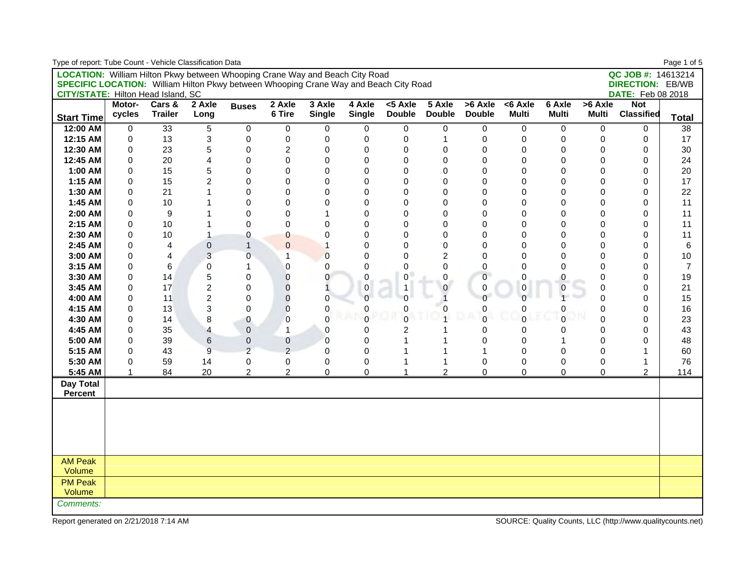Type of report: Tube Count - Vehicle Classification Data

**LOCATION:** William Hilton Pkwy between Whooping Crane Way and Beach City Road
**SPECIFIC LOCATION:** William Hilton Pkwy between Whooping Crane Way and Beach City Road
**CITY/STATE:** Hilton Head Island, SC

**QC JOB #:** 14613214
**DIRECTION:** EB/WB
**DATE:** Feb 08 2018

| Start Time | Motor-cycles | Cars & Trailer | 2 Axle Long | Buses | 2 Axle 6 Tire | 3 Axle Single | 4 Axle Single | <5 Axle Double | 5 Axle Double | >6 Axle Double | <6 Axle Multi | 6 Axle Multi | >6 Axle Multi | Not Classified | Total |
|---|---|---|---|---|---|---|---|---|---|---|---|---|---|---|---|
| 12:00 AM | 0 | 33 | 5 | 0 | 0 | 0 | 0 | 0 | 0 | 0 | 0 | 0 | 0 | 0 | 38 |
| 12:15 AM | 0 | 13 | 3 | 0 | 0 | 0 | 0 | 0 | 1 | 0 | 0 | 0 | 0 | 0 | 17 |
| 12:30 AM | 0 | 23 | 5 | 0 | 2 | 0 | 0 | 0 | 0 | 0 | 0 | 0 | 0 | 0 | 30 |
| 12:45 AM | 0 | 20 | 4 | 0 | 0 | 0 | 0 | 0 | 0 | 0 | 0 | 0 | 0 | 0 | 24 |
| 1:00 AM | 0 | 15 | 5 | 0 | 0 | 0 | 0 | 0 | 0 | 0 | 0 | 0 | 0 | 0 | 20 |
| 1:15 AM | 0 | 15 | 2 | 0 | 0 | 0 | 0 | 0 | 0 | 0 | 0 | 0 | 0 | 0 | 17 |
| 1:30 AM | 0 | 21 | 1 | 0 | 0 | 0 | 0 | 0 | 0 | 0 | 0 | 0 | 0 | 0 | 22 |
| 1:45 AM | 0 | 10 | 1 | 0 | 0 | 0 | 0 | 0 | 0 | 0 | 0 | 0 | 0 | 0 | 11 |
| 2:00 AM | 0 | 9 | 1 | 0 | 0 | 1 | 0 | 0 | 0 | 0 | 0 | 0 | 0 | 0 | 11 |
| 2:15 AM | 0 | 10 | 1 | 0 | 0 | 0 | 0 | 0 | 0 | 0 | 0 | 0 | 0 | 0 | 11 |
| 2:30 AM | 0 | 10 | 1 | 0 | 0 | 0 | 0 | 0 | 0 | 0 | 0 | 0 | 0 | 0 | 11 |
| 2:45 AM | 0 | 4 | 0 | 1 | 0 | 1 | 0 | 0 | 0 | 0 | 0 | 0 | 0 | 0 | 6 |
| 3:00 AM | 0 | 4 | 3 | 0 | 1 | 0 | 0 | 0 | 2 | 0 | 0 | 0 | 0 | 0 | 10 |
| 3:15 AM | 0 | 6 | 0 | 1 | 0 | 0 | 0 | 0 | 0 | 0 | 0 | 0 | 0 | 0 | 7 |
| 3:30 AM | 0 | 14 | 5 | 0 | 0 | 0 | 0 | 0 | 0 | 0 | 0 | 0 | 0 | 0 | 19 |
| 3:45 AM | 0 | 17 | 2 | 0 | 0 | 1 | 0 | 1 | 0 | 0 | 0 | 0 | 0 | 0 | 21 |
| 4:00 AM | 0 | 11 | 2 | 0 | 0 | 0 | 0 | 0 | 1 | 0 | 0 | 1 | 0 | 0 | 15 |
| 4:15 AM | 0 | 13 | 3 | 0 | 0 | 0 | 0 | 0 | 0 | 0 | 0 | 0 | 0 | 0 | 16 |
| 4:30 AM | 0 | 14 | 8 | 0 | 0 | 0 | 0 | 0 | 1 | 0 | 0 | 0 | 0 | 0 | 23 |
| 4:45 AM | 0 | 35 | 4 | 0 | 1 | 0 | 0 | 2 | 1 | 0 | 0 | 0 | 0 | 0 | 43 |
| 5:00 AM | 0 | 39 | 6 | 0 | 0 | 0 | 0 | 1 | 1 | 0 | 0 | 1 | 0 | 0 | 48 |
| 5:15 AM | 0 | 43 | 9 | 2 | 2 | 0 | 0 | 1 | 1 | 1 | 0 | 0 | 0 | 1 | 60 |
| 5:30 AM | 0 | 59 | 14 | 0 | 0 | 0 | 0 | 1 | 1 | 0 | 0 | 0 | 0 | 1 | 76 |
| 5:45 AM | 1 | 84 | 20 | 2 | 2 | 0 | 0 | 1 | 2 | 0 | 0 | 0 | 0 | 2 | 114 |
| Day Total | | | | | | | | | | | | | | | |
| Percent | | | | | | | | | | | | | | | |
| AM Peak Volume | | | | | | | | | | | | | | | |
| PM Peak Volume | | | | | | | | | | | | | | | |

*Comments:*

Report generated on 2/21/2018 7:14 AM

SOURCE: Quality Counts, LLC (http://www.qualitycounts.net)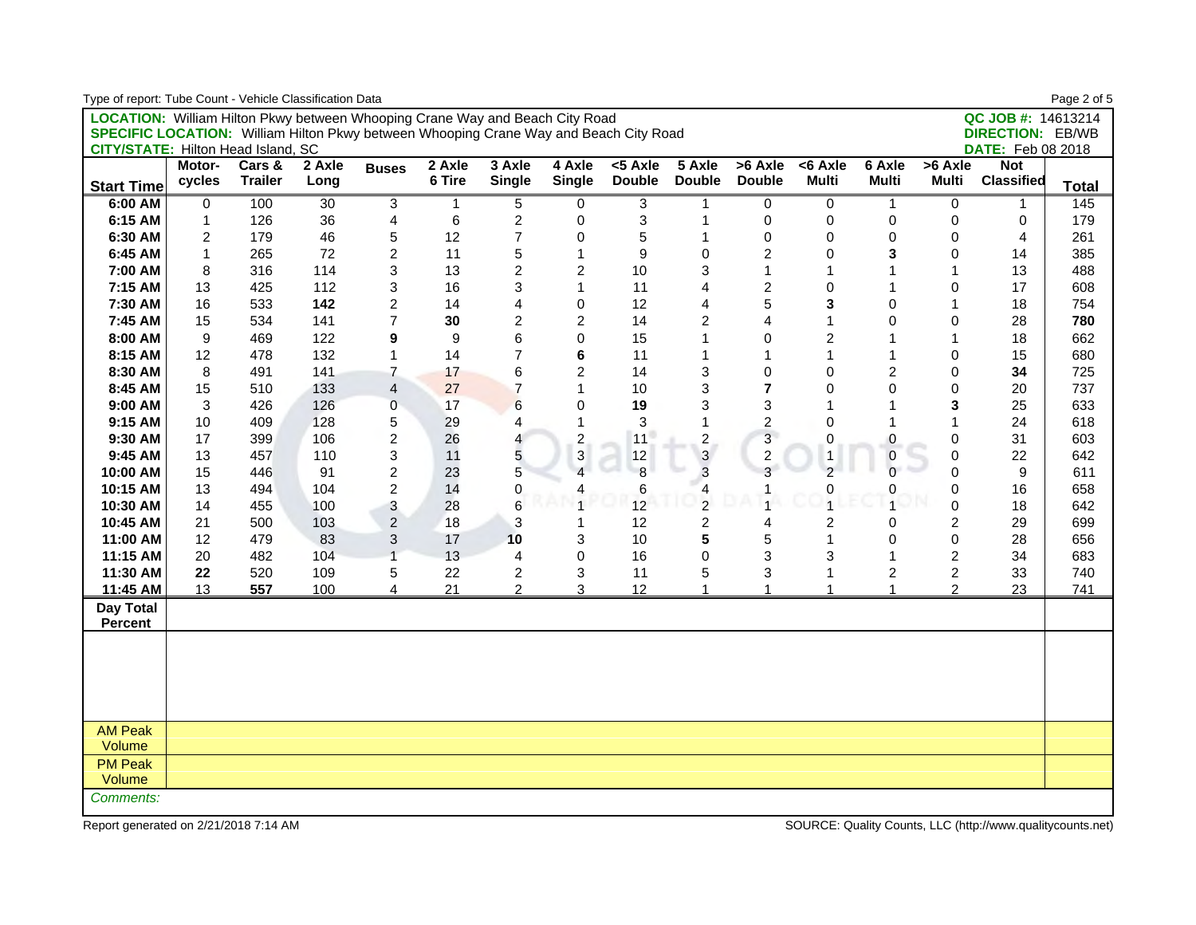Type of report: Tube Count - Vehicle Classification Data

**LOCATION:** William Hilton Pkwy between Whooping Crane Way and Beach City Road
**SPECIFIC LOCATION:** William Hilton Pkwy between Whooping Crane Way and Beach City Road
**CITY/STATE:** Hilton Head Island, SC

**QC JOB #:** 14613214
**DIRECTION:** EB/WB
**DATE:** Feb 08 2018

| Start Time | Motor-cycles | Cars & Trailer | 2 Axle Long | Buses | 2 Axle 6 Tire | 3 Axle Single | 4 Axle Single | <5 Axle Double | 5 Axle Double | >6 Axle Double | <6 Axle Multi | 6 Axle Multi | >6 Axle Multi | Not Classified | Total |
|---|---|---|---|---|---|---|---|---|---|---|---|---|---|---|---|
| 6:00 AM | 0 | 100 | 30 | 3 | 1 | 5 | 0 | 3 | 1 | 0 | 0 | 1 | 0 | 1 | 145 |
| 6:15 AM | 1 | 126 | 36 | 4 | 6 | 2 | 0 | 3 | 1 | 0 | 0 | 0 | 0 | 0 | 179 |
| 6:30 AM | 2 | 179 | 46 | 5 | 12 | 7 | 0 | 5 | 1 | 0 | 0 | 0 | 0 | 4 | 261 |
| 6:45 AM | 1 | 265 | 72 | 2 | 11 | 5 | 1 | 9 | 0 | 2 | 0 | **3** | 0 | 14 | 385 |
| 7:00 AM | 8 | 316 | 114 | 3 | 13 | 2 | 2 | 10 | 3 | 1 | 1 | 1 | 1 | 13 | 488 |
| 7:15 AM | 13 | 425 | 112 | 3 | 16 | 3 | 1 | 11 | 4 | 2 | 0 | 1 | 0 | 17 | 608 |
| 7:30 AM | 16 | 533 | **142** | 2 | 14 | 4 | 0 | 12 | 4 | 5 | **3** | 0 | 1 | 18 | 754 |
| 7:45 AM | 15 | 534 | 141 | 7 | **30** | 2 | 2 | 14 | 2 | 4 | 1 | 0 | 0 | 28 | **780** |
| 8:00 AM | 9 | 469 | 122 | **9** | 9 | 6 | 0 | 15 | 1 | 0 | 2 | 1 | 1 | 18 | 662 |
| 8:15 AM | 12 | 478 | 132 | 1 | 14 | 7 | **6** | 11 | 1 | 1 | 1 | 1 | 0 | 15 | 680 |
| 8:30 AM | 8 | 491 | 141 | 7 | 17 | 6 | 2 | 14 | 3 | 0 | 0 | 2 | 0 | **34** | 725 |
| 8:45 AM | 15 | 510 | 133 | 4 | 27 | 7 | 1 | 10 | 3 | **7** | 0 | 0 | 0 | 20 | 737 |
| 9:00 AM | 3 | 426 | 126 | 0 | 17 | 6 | 0 | **19** | 3 | 3 | 1 | 1 | **3** | 25 | 633 |
| 9:15 AM | 10 | 409 | 128 | 5 | 29 | 4 | 1 | 3 | 1 | 2 | 0 | 1 | 1 | 24 | 618 |
| 9:30 AM | 17 | 399 | 106 | 2 | 26 | 4 | 2 | 11 | 2 | 3 | 0 | 0 | 0 | 31 | 603 |
| 9:45 AM | 13 | 457 | 110 | 3 | 11 | 5 | 3 | 12 | 3 | 2 | 1 | 0 | 0 | 22 | 642 |
| 10:00 AM | 15 | 446 | 91 | 2 | 23 | 5 | 4 | 8 | 3 | 3 | 2 | 0 | 0 | 9 | 611 |
| 10:15 AM | 13 | 494 | 104 | 2 | 14 | 0 | 4 | 6 | 4 | 1 | 0 | 0 | 0 | 16 | 658 |
| 10:30 AM | 14 | 455 | 100 | 3 | 28 | 6 | 1 | 12 | 2 | 1 | 1 | 1 | 0 | 18 | 642 |
| 10:45 AM | 21 | 500 | 103 | 2 | 18 | 3 | 1 | 12 | 2 | 4 | 2 | 0 | 2 | 29 | 699 |
| 11:00 AM | 12 | 479 | 83 | 3 | 17 | **10** | 3 | 10 | **5** | 5 | 1 | 0 | 0 | 28 | 656 |
| 11:15 AM | 20 | 482 | 104 | 1 | 13 | 4 | 0 | 16 | 0 | 3 | 3 | 1 | 2 | 34 | 683 |
| 11:30 AM | **22** | 520 | 109 | 5 | 22 | 2 | 3 | 11 | 5 | 3 | 1 | 2 | 2 | 33 | 740 |
| 11:45 AM | 13 | **557** | 100 | 4 | 21 | 2 | 3 | 12 | 1 | 1 | 1 | 1 | 2 | 23 | 741 |
| Day Total | | | | | | | | | | | | | | | |
| Percent | | | | | | | | | | | | | | | |
| AM Peak Volume | | | | | | | | | | | | | | | |
| PM Peak Volume | | | | | | | | | | | | | | | |

*Comments:*

Report generated on 2/21/2018 7:14 AM

SOURCE: Quality Counts, LLC (http://www.qualitycounts.net)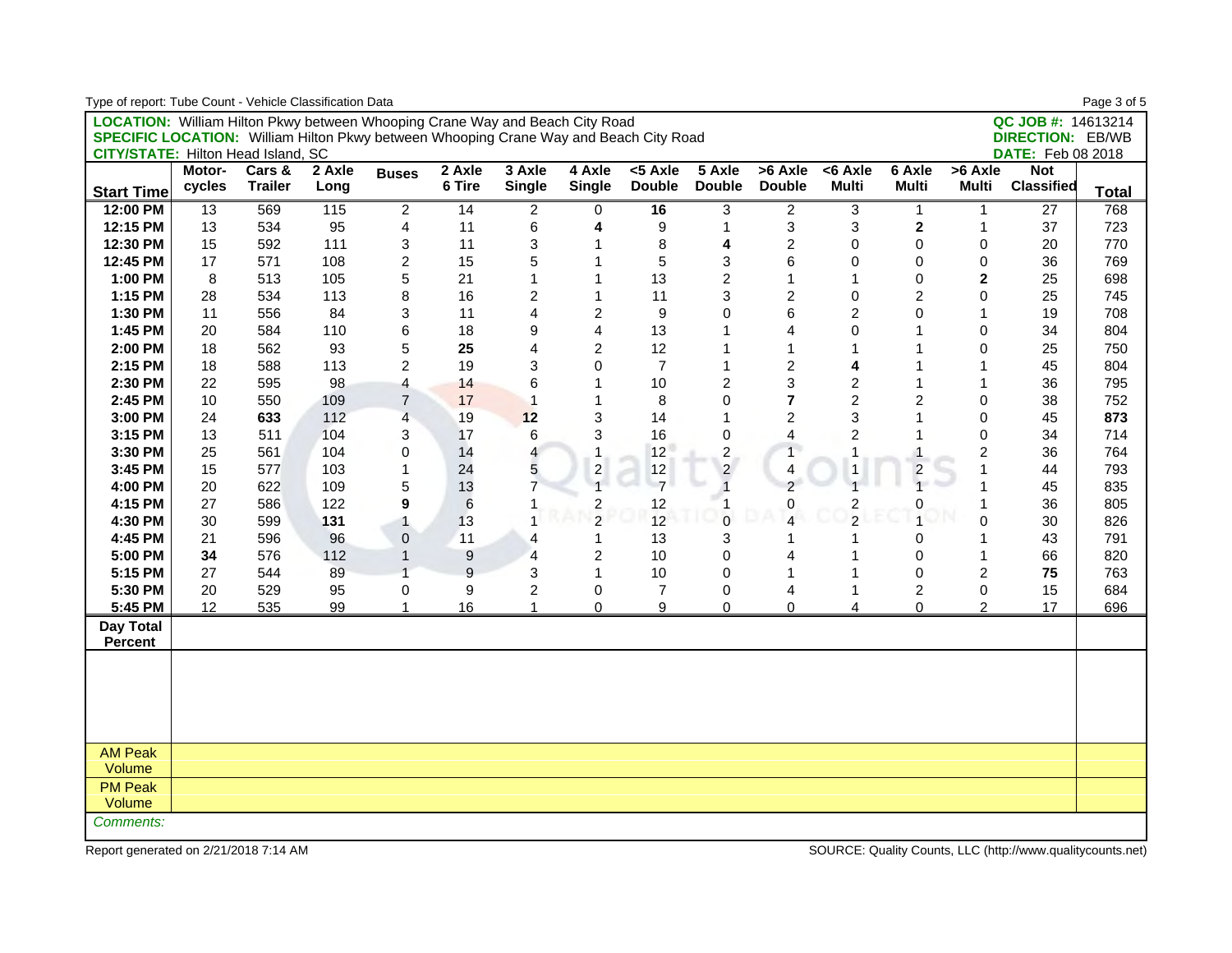Type of report: Tube Count - Vehicle Classification Data

**LOCATION:** William Hilton Pkwy between Whooping Crane Way and Beach City Road
**SPECIFIC LOCATION:** William Hilton Pkwy between Whooping Crane Way and Beach City Road
**CITY/STATE:** Hilton Head Island, SC

**QC JOB #:** 14613214
**DIRECTION:** EB/WB
**DATE:** Feb 08 2018

| Start Time | Motor-cycles | Cars & Trailer | 2 Axle Long | Buses | 2 Axle 6 Tire | 3 Axle Single | 4 Axle Single | <5 Axle Double | 5 Axle Double | >6 Axle Double | <6 Axle Multi | 6 Axle Multi | >6 Axle Multi | Not Classified | Total |
|---|---|---|---|---|---|---|---|---|---|---|---|---|---|---|---|
| 12:00 PM | 13 | 569 | 115 | 2 | 14 | 2 | 0 | **16** | 3 | 2 | 3 | 1 | 1 | 27 | 768 |
| 12:15 PM | 13 | 534 | 95 | 4 | 11 | 6 | **4** | 9 | 1 | 3 | 3 | **2** | 1 | 37 | 723 |
| 12:30 PM | 15 | 592 | 111 | 3 | 11 | 3 | 1 | 8 | **4** | 2 | 0 | 0 | 0 | 20 | 770 |
| 12:45 PM | 17 | 571 | 108 | 2 | 15 | 5 | 1 | 5 | 3 | 6 | 0 | 0 | 0 | 36 | 769 |
| 1:00 PM | 8 | 513 | 105 | 5 | 21 | 1 | 1 | 13 | 2 | 1 | 1 | 0 | **2** | 25 | 698 |
| 1:15 PM | 28 | 534 | 113 | 8 | 16 | 2 | 1 | 11 | 3 | 2 | 0 | 2 | 0 | 25 | 745 |
| 1:30 PM | 11 | 556 | 84 | 3 | 11 | 4 | 2 | 9 | 0 | 6 | 2 | 0 | 1 | 19 | 708 |
| 1:45 PM | 20 | 584 | 110 | 6 | 18 | 9 | 4 | 13 | 1 | 4 | 0 | 1 | 0 | 34 | 804 |
| 2:00 PM | 18 | 562 | 93 | 5 | **25** | 4 | 2 | 12 | 1 | 1 | 1 | 1 | 0 | 25 | 750 |
| 2:15 PM | 18 | 588 | 113 | 2 | 19 | 3 | 0 | 7 | 1 | 2 | **4** | 1 | 1 | 45 | 804 |
| 2:30 PM | 22 | 595 | 98 | 4 | 14 | 6 | 1 | 10 | 2 | 3 | 2 | 1 | 1 | 36 | 795 |
| 2:45 PM | 10 | 550 | 109 | 7 | 17 | 1 | 1 | 8 | 0 | **7** | 2 | 2 | 0 | 38 | 752 |
| 3:00 PM | 24 | **633** | 112 | 4 | 19 | **12** | 3 | 14 | 1 | 2 | 3 | 1 | 0 | 45 | **873** |
| 3:15 PM | 13 | 511 | 104 | 3 | 17 | 6 | 3 | 16 | 0 | 4 | 2 | 1 | 0 | 34 | 714 |
| 3:30 PM | 25 | 561 | 104 | 0 | 14 | 4 | 1 | 12 | 2 | 1 | 1 | 1 | 2 | 36 | 764 |
| 3:45 PM | 15 | 577 | 103 | 1 | 24 | 5 | 2 | 12 | 2 | 4 | 1 | 2 | 1 | 44 | 793 |
| 4:00 PM | 20 | 622 | 109 | 5 | 13 | 7 | 1 | 7 | 1 | 2 | 1 | 1 | 1 | 45 | 835 |
| 4:15 PM | 27 | 586 | 122 | **9** | 6 | 1 | 2 | 12 | 1 | 0 | 2 | 0 | 1 | 36 | 805 |
| 4:30 PM | 30 | 599 | **131** | 1 | 13 | 1 | 2 | 12 | 0 | 4 | 2 | 1 | 0 | 30 | 826 |
| 4:45 PM | 21 | 596 | 96 | 0 | 11 | 4 | 1 | 13 | 3 | 1 | 1 | 0 | 1 | 43 | 791 |
| 5:00 PM | **34** | 576 | 112 | 1 | 9 | 4 | 2 | 10 | 0 | 4 | 1 | 0 | 1 | 66 | 820 |
| 5:15 PM | 27 | 544 | 89 | 1 | 9 | 3 | 1 | 10 | 0 | 1 | 1 | 0 | 2 | **75** | 763 |
| 5:30 PM | 20 | 529 | 95 | 0 | 9 | 2 | 0 | 7 | 0 | 4 | 1 | 2 | 0 | 15 | 684 |
| 5:45 PM | 12 | 535 | 99 | 1 | 16 | 1 | 0 | 9 | 0 | 0 | 4 | 0 | 2 | 17 | 696 |
| Day Total | | | | | | | | | | | | | | | |
| Percent | | | | | | | | | | | | | | | |
| AM Peak Volume | | | | | | | | | | | | | | | |
| PM Peak Volume | | | | | | | | | | | | | | | |

*Comments:*

Report generated on 2/21/2018 7:14 AM

SOURCE: Quality Counts, LLC (http://www.qualitycounts.net)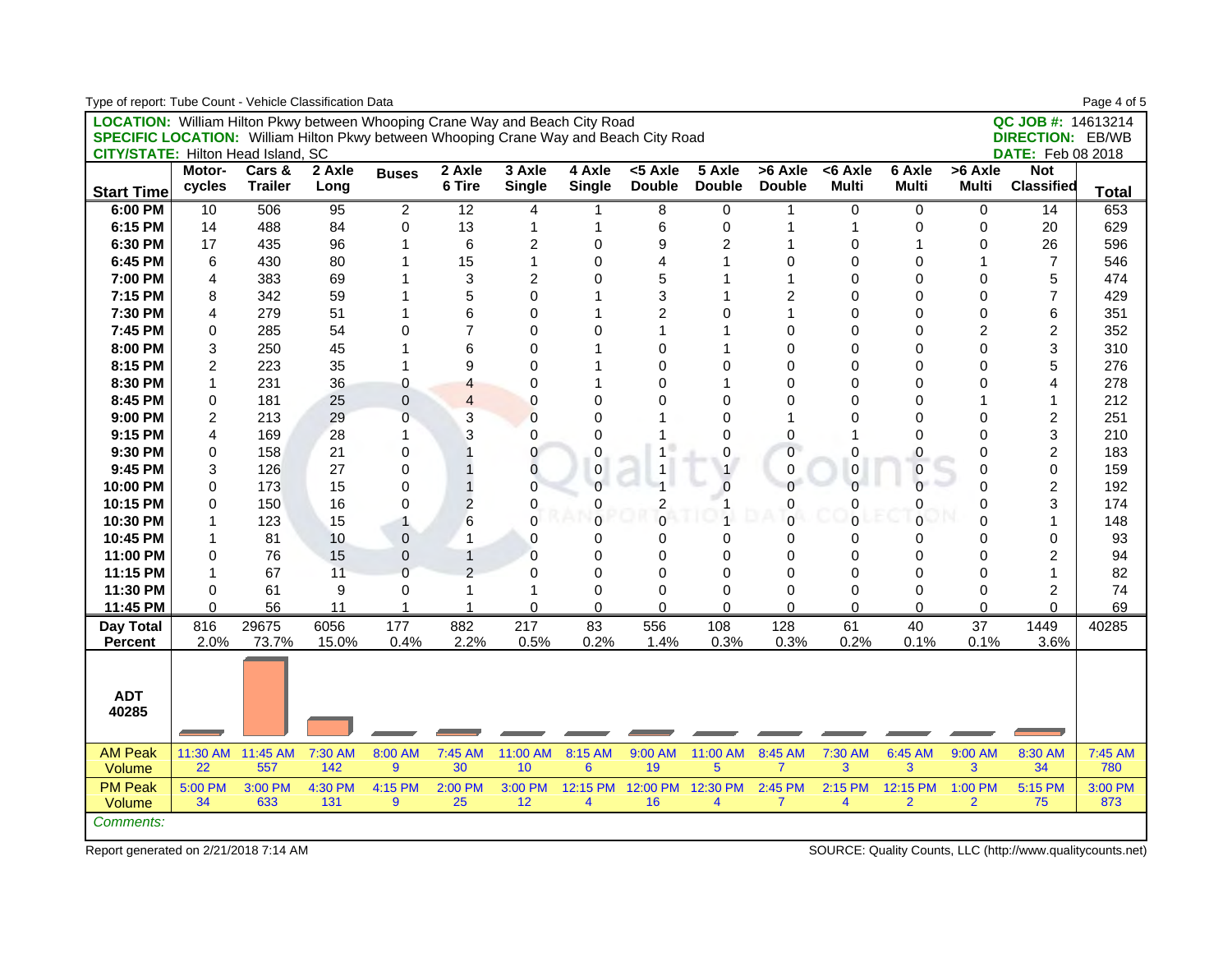Type of report: Tube Count - Vehicle Classification Data

**LOCATION:** William Hilton Pkwy between Whooping Crane Way and Beach City Road
**SPECIFIC LOCATION:** William Hilton Pkwy between Whooping Crane Way and Beach City Road
**CITY/STATE:** Hilton Head Island, SC

**QC JOB #:** 14613214
**DIRECTION:** EB/WB
**DATE:** Feb 08 2018

| Start Time | Motor-cycles | Cars & Trailer | 2 Axle Long | Buses | 2 Axle 6 Tire | 3 Axle Single | 4 Axle Single | <5 Axle Double | 5 Axle Double | >6 Axle Double | <6 Axle Multi | 6 Axle Multi | >6 Axle Multi | Not Classified | Total |
|---|---|---|---|---|---|---|---|---|---|---|---|---|---|---|---|
| 6:00 PM | 10 | 506 | 95 | 2 | 12 | 4 | 1 | 8 | 0 | 1 | 0 | 0 | 0 | 14 | 653 |
| 6:15 PM | 14 | 488 | 84 | 0 | 13 | 1 | 1 | 6 | 0 | 1 | 1 | 0 | 0 | 20 | 629 |
| 6:30 PM | 17 | 435 | 96 | 1 | 6 | 2 | 0 | 9 | 2 | 1 | 0 | 1 | 0 | 26 | 596 |
| 6:45 PM | 6 | 430 | 80 | 1 | 15 | 1 | 0 | 4 | 1 | 0 | 0 | 0 | 1 | 7 | 546 |
| 7:00 PM | 4 | 383 | 69 | 1 | 3 | 2 | 0 | 5 | 1 | 1 | 0 | 0 | 0 | 5 | 474 |
| 7:15 PM | 8 | 342 | 59 | 1 | 5 | 0 | 1 | 3 | 1 | 2 | 0 | 0 | 0 | 7 | 429 |
| 7:30 PM | 4 | 279 | 51 | 1 | 6 | 0 | 1 | 2 | 0 | 1 | 0 | 0 | 0 | 6 | 351 |
| 7:45 PM | 0 | 285 | 54 | 0 | 7 | 0 | 0 | 1 | 1 | 0 | 0 | 0 | 2 | 2 | 352 |
| 8:00 PM | 3 | 250 | 45 | 1 | 6 | 0 | 1 | 0 | 1 | 0 | 0 | 0 | 0 | 3 | 310 |
| 8:15 PM | 2 | 223 | 35 | 1 | 9 | 0 | 1 | 0 | 0 | 0 | 0 | 0 | 0 | 5 | 276 |
| 8:30 PM | 1 | 231 | 36 | 0 | 4 | 0 | 1 | 0 | 1 | 0 | 0 | 0 | 0 | 4 | 278 |
| 8:45 PM | 0 | 181 | 25 | 0 | 4 | 0 | 0 | 0 | 0 | 0 | 0 | 0 | 1 | 1 | 212 |
| 9:00 PM | 2 | 213 | 29 | 0 | 3 | 0 | 0 | 1 | 0 | 1 | 0 | 0 | 0 | 2 | 251 |
| 9:15 PM | 4 | 169 | 28 | 1 | 3 | 0 | 0 | 1 | 0 | 0 | 1 | 0 | 0 | 3 | 210 |
| 9:30 PM | 0 | 158 | 21 | 0 | 1 | 0 | 0 | 1 | 0 | 0 | 0 | 0 | 0 | 2 | 183 |
| 9:45 PM | 3 | 126 | 27 | 0 | 1 | 0 | 0 | 1 | 1 | 0 | 0 | 0 | 0 | 0 | 159 |
| 10:00 PM | 0 | 173 | 15 | 0 | 1 | 0 | 0 | 1 | 0 | 0 | 0 | 0 | 0 | 2 | 192 |
| 10:15 PM | 0 | 150 | 16 | 0 | 2 | 0 | 0 | 2 | 1 | 0 | 0 | 0 | 0 | 3 | 174 |
| 10:30 PM | 1 | 123 | 15 | 1 | 6 | 0 | 0 | 0 | 1 | 0 | 0 | 0 | 0 | 1 | 148 |
| 10:45 PM | 1 | 81 | 10 | 0 | 1 | 0 | 0 | 0 | 0 | 0 | 0 | 0 | 0 | 0 | 93 |
| 11:00 PM | 0 | 76 | 15 | 0 | 1 | 0 | 0 | 0 | 0 | 0 | 0 | 0 | 0 | 2 | 94 |
| 11:15 PM | 1 | 67 | 11 | 0 | 2 | 0 | 0 | 0 | 0 | 0 | 0 | 0 | 0 | 1 | 82 |
| 11:30 PM | 0 | 61 | 9 | 0 | 1 | 1 | 0 | 0 | 0 | 0 | 0 | 0 | 0 | 2 | 74 |
| 11:45 PM | 0 | 56 | 11 | 1 | 1 | 0 | 0 | 0 | 0 | 0 | 0 | 0 | 0 | 0 | 69 |
| **Day Total** | 816 | 29675 | 6056 | 177 | 882 | 217 | 83 | 556 | 108 | 128 | 61 | 40 | 37 | 1449 | 40285 |
| **Percent** | 2.0% | 73.7% | 15.0% | 0.4% | 2.2% | 0.5% | 0.2% | 1.4% | 0.3% | 0.3% | 0.2% | 0.1% | 0.1% | 3.6% | |
| **ADT 40285** | | | | | | | | | | | | | | | |
| **AM Peak Volume** | 11:30 AM 22 | 11:45 AM 557 | 7:30 AM 142 | 8:00 AM 9 | 7:45 AM 30 | 11:00 AM 10 | 8:15 AM 6 | 9:00 AM 19 | 11:00 AM 5 | 8:45 AM 7 | 7:30 AM 3 | 6:45 AM 3 | 9:00 AM 3 | 8:30 AM 34 | 7:45 AM 780 |
| **PM Peak Volume** | 5:00 PM 34 | 3:00 PM 633 | 4:30 PM 131 | 4:15 PM 9 | 2:00 PM 25 | 3:00 PM 12 | 12:15 PM 4 | 12:00 PM 16 | 12:30 PM 4 | 2:45 PM 7 | 2:15 PM 4 | 12:15 PM 2 | 1:00 PM 2 | 5:15 PM 75 | 3:00 PM 873 |

*Comments:*

Report generated on 2/21/2018 7:14 AM

SOURCE: Quality Counts, LLC (http://www.qualitycounts.net)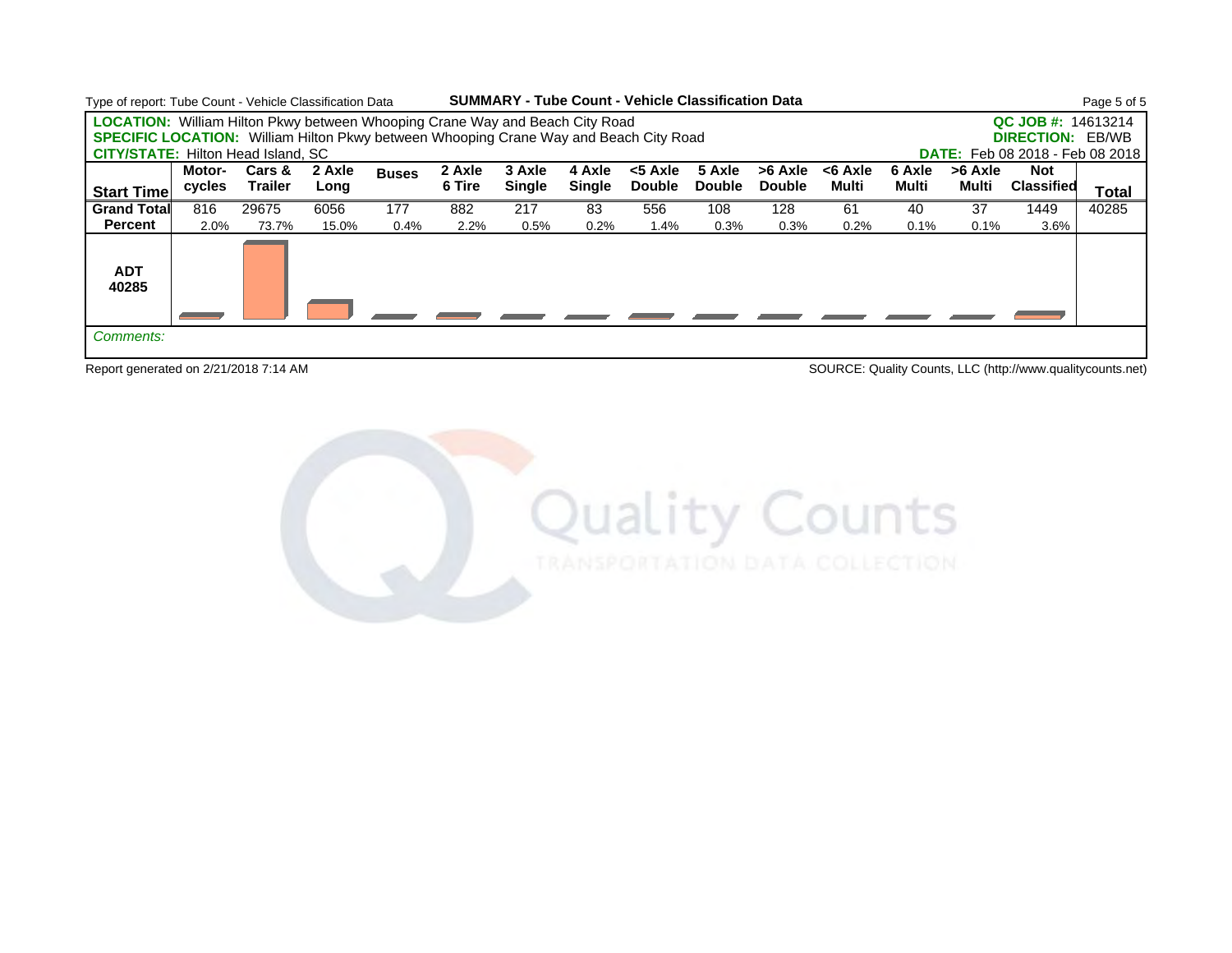Type of report: Tube Count - Vehicle Classification Data

## SUMMARY - Tube Count - Vehicle Classification Data

**LOCATION:** William Hilton Pkwy between Whooping Crane Way and Beach City Road
**SPECIFIC LOCATION:** William Hilton Pkwy between Whooping Crane Way and Beach City Road
**CITY/STATE:** Hilton Head Island, SC

**QC JOB #:** 14613214
**DIRECTION:** EB/WB
**DATE:** Feb 08 2018 - Feb 08 2018

| Start Time | Motor-cycles | Cars & Trailer | 2 Axle Long | Buses | 2 Axle 6 Tire | 3 Axle Single | 4 Axle Single | <5 Axle Double | 5 Axle Double | >6 Axle Double | <6 Axle Multi | 6 Axle Multi | >6 Axle Multi | Not Classified | Total |
|---|---|---|---|---|---|---|---|---|---|---|---|---|---|---|---|
| **Grand Total** | 816 | 29675 | 6056 | 177 | 882 | 217 | 83 | 556 | 108 | 128 | 61 | 40 | 37 | 1449 | 40285 |
| **Percent** | 2.0% | 73.7% | 15.0% | 0.4% | 2.2% | 0.5% | 0.2% | 1.4% | 0.3% | 0.3% | 0.2% | 0.1% | 0.1% | 3.6% | |

**ADT**
**40285**

*Comments:*

Report generated on 2/21/2018 7:14 AM

SOURCE: Quality Counts, LLC (http://www.qualitycounts.net)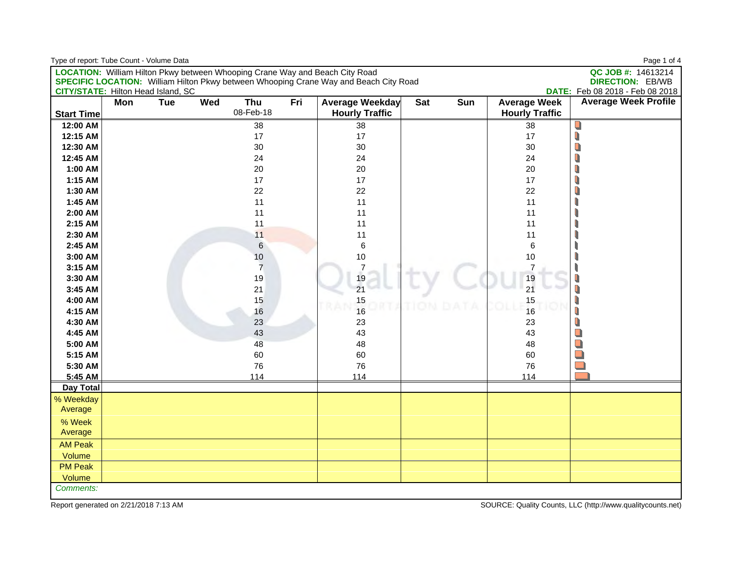Type of report: Tube Count - Volume Data

**LOCATION:** William Hilton Pkwy between Whooping Crane Way and Beach City Road
**SPECIFIC LOCATION:** William Hilton Pkwy between Whooping Crane Way and Beach City Road
**CITY/STATE:** Hilton Head Island, SC

**QC JOB #:** 14613214
**DIRECTION:** EB/WB
**DATE:** Feb 08 2018 - Feb 08 2018

| Start Time | Mon | Tue | Wed | Thu 08-Feb-18 | Fri | Average Weekday Hourly Traffic | Sat | Sun | Average Week Hourly Traffic | Average Week Profile |
|---|---|---|---|---|---|---|---|---|---|---|
| 12:00 AM | | | | 38 | | 38 | | | 38 | |
| 12:15 AM | | | | 17 | | 17 | | | 17 | |
| 12:30 AM | | | | 30 | | 30 | | | 30 | |
| 12:45 AM | | | | 24 | | 24 | | | 24 | |
| 1:00 AM | | | | 20 | | 20 | | | 20 | |
| 1:15 AM | | | | 17 | | 17 | | | 17 | |
| 1:30 AM | | | | 22 | | 22 | | | 22 | |
| 1:45 AM | | | | 11 | | 11 | | | 11 | |
| 2:00 AM | | | | 11 | | 11 | | | 11 | |
| 2:15 AM | | | | 11 | | 11 | | | 11 | |
| 2:30 AM | | | | 11 | | 11 | | | 11 | |
| 2:45 AM | | | | 6 | | 6 | | | 6 | |
| 3:00 AM | | | | 10 | | 10 | | | 10 | |
| 3:15 AM | | | | 7 | | 7 | | | 7 | |
| 3:30 AM | | | | 19 | | 19 | | | 19 | |
| 3:45 AM | | | | 21 | | 21 | | | 21 | |
| 4:00 AM | | | | 15 | | 15 | | | 15 | |
| 4:15 AM | | | | 16 | | 16 | | | 16 | |
| 4:30 AM | | | | 23 | | 23 | | | 23 | |
| 4:45 AM | | | | 43 | | 43 | | | 43 | |
| 5:00 AM | | | | 48 | | 48 | | | 48 | |
| 5:15 AM | | | | 60 | | 60 | | | 60 | |
| 5:30 AM | | | | 76 | | 76 | | | 76 | |
| 5:45 AM | | | | 114 | | 114 | | | 114 | |
| Day Total | | | | | | | | | | |
| % Weekday Average | | | | | | | | | | |
| % Week Average | | | | | | | | | | |
| AM Peak Volume | | | | | | | | | | |
| PM Peak Volume | | | | | | | | | | |

*Comments:*

Report generated on 2/21/2018 7:13 AM

SOURCE: Quality Counts, LLC (http://www.qualitycounts.net)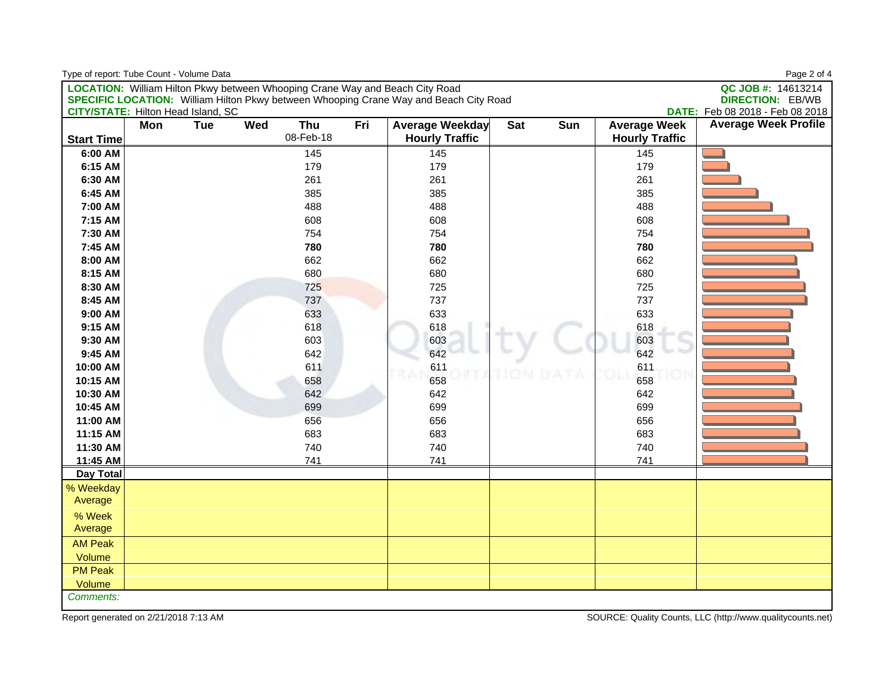Type of report: Tube Count - Volume Data

**LOCATION:** William Hilton Pkwy between Whooping Crane Way and Beach City Road
**SPECIFIC LOCATION:** William Hilton Pkwy between Whooping Crane Way and Beach City Road
**CITY/STATE:** Hilton Head Island, SC

**QC JOB #:** 14613214
**DIRECTION:** EB/WB
**DATE:** Feb 08 2018 - Feb 08 2018

| Start Time | Mon | Tue | Wed | Thu 08-Feb-18 | Fri | Average Weekday Hourly Traffic | Sat | Sun | Average Week Hourly Traffic | Average Week Profile |
|---|---|---|---|---|---|---|---|---|---|---|
| 6:00 AM | | | | 145 | | 145 | | | 145 | |
| 6:15 AM | | | | 179 | | 179 | | | 179 | |
| 6:30 AM | | | | 261 | | 261 | | | 261 | |
| 6:45 AM | | | | 385 | | 385 | | | 385 | |
| 7:00 AM | | | | 488 | | 488 | | | 488 | |
| 7:15 AM | | | | 608 | | 608 | | | 608 | |
| 7:30 AM | | | | 754 | | 754 | | | 754 | |
| 7:45 AM | | | | **780** | | **780** | | | **780** | |
| 8:00 AM | | | | 662 | | 662 | | | 662 | |
| 8:15 AM | | | | 680 | | 680 | | | 680 | |
| 8:30 AM | | | | 725 | | 725 | | | 725 | |
| 8:45 AM | | | | 737 | | 737 | | | 737 | |
| 9:00 AM | | | | 633 | | 633 | | | 633 | |
| 9:15 AM | | | | 618 | | 618 | | | 618 | |
| 9:30 AM | | | | 603 | | 603 | | | 603 | |
| 9:45 AM | | | | 642 | | 642 | | | 642 | |
| 10:00 AM | | | | 611 | | 611 | | | 611 | |
| 10:15 AM | | | | 658 | | 658 | | | 658 | |
| 10:30 AM | | | | 642 | | 642 | | | 642 | |
| 10:45 AM | | | | 699 | | 699 | | | 699 | |
| 11:00 AM | | | | 656 | | 656 | | | 656 | |
| 11:15 AM | | | | 683 | | 683 | | | 683 | |
| 11:30 AM | | | | 740 | | 740 | | | 740 | |
| 11:45 AM | | | | 741 | | 741 | | | 741 | |
| Day Total | | | | | | | | | | |
| % Weekday Average | | | | | | | | | | |
| % Week Average | | | | | | | | | | |
| AM Peak Volume | | | | | | | | | | |
| PM Peak Volume | | | | | | | | | | |

*Comments:*

Report generated on 2/21/2018 7:13 AM

SOURCE: Quality Counts, LLC (http://www.qualitycounts.net)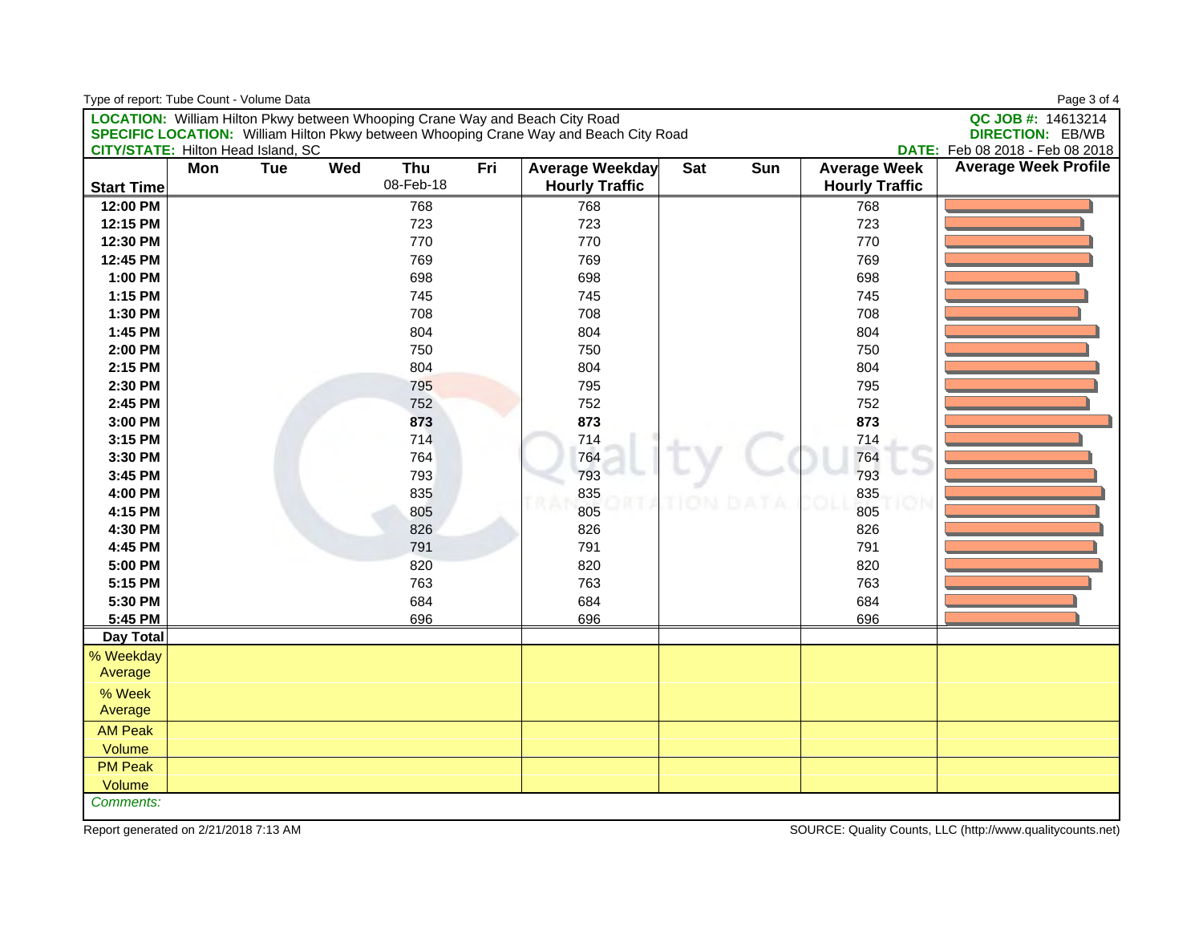Type of report: Tube Count - Volume Data

**LOCATION:** William Hilton Pkwy between Whooping Crane Way and Beach City Road
**SPECIFIC LOCATION:** William Hilton Pkwy between Whooping Crane Way and Beach City Road
**CITY/STATE:** Hilton Head Island, SC

**QC JOB #:** 14613214
**DIRECTION:** EB/WB
**DATE:** Feb 08 2018 - Feb 08 2018

| Start Time | Mon | Tue | Wed | Thu 08-Feb-18 | Fri | Average Weekday Hourly Traffic | Sat | Sun | Average Week Hourly Traffic | Average Week Profile |
|---|---|---|---|---|---|---|---|---|---|---|
| 12:00 PM | | | | 768 | | 768 | | | 768 | |
| 12:15 PM | | | | 723 | | 723 | | | 723 | |
| 12:30 PM | | | | 770 | | 770 | | | 770 | |
| 12:45 PM | | | | 769 | | 769 | | | 769 | |
| 1:00 PM | | | | 698 | | 698 | | | 698 | |
| 1:15 PM | | | | 745 | | 745 | | | 745 | |
| 1:30 PM | | | | 708 | | 708 | | | 708 | |
| 1:45 PM | | | | 804 | | 804 | | | 804 | |
| 2:00 PM | | | | 750 | | 750 | | | 750 | |
| 2:15 PM | | | | 804 | | 804 | | | 804 | |
| 2:30 PM | | | | 795 | | 795 | | | 795 | |
| 2:45 PM | | | | 752 | | 752 | | | 752 | |
| 3:00 PM | | | | **873** | | **873** | | | **873** | |
| 3:15 PM | | | | 714 | | 714 | | | 714 | |
| 3:30 PM | | | | 764 | | 764 | | | 764 | |
| 3:45 PM | | | | 793 | | 793 | | | 793 | |
| 4:00 PM | | | | 835 | | 835 | | | 835 | |
| 4:15 PM | | | | 805 | | 805 | | | 805 | |
| 4:30 PM | | | | 826 | | 826 | | | 826 | |
| 4:45 PM | | | | 791 | | 791 | | | 791 | |
| 5:00 PM | | | | 820 | | 820 | | | 820 | |
| 5:15 PM | | | | 763 | | 763 | | | 763 | |
| 5:30 PM | | | | 684 | | 684 | | | 684 | |
| 5:45 PM | | | | 696 | | 696 | | | 696 | |
| Day Total | | | | | | | | | | |
| % Weekday Average | | | | | | | | | | |
| % Week Average | | | | | | | | | | |
| AM Peak Volume | | | | | | | | | | |
| PM Peak Volume | | | | | | | | | | |

*Comments:*

Report generated on 2/21/2018 7:13 AM

SOURCE: Quality Counts, LLC (http://www.qualitycounts.net)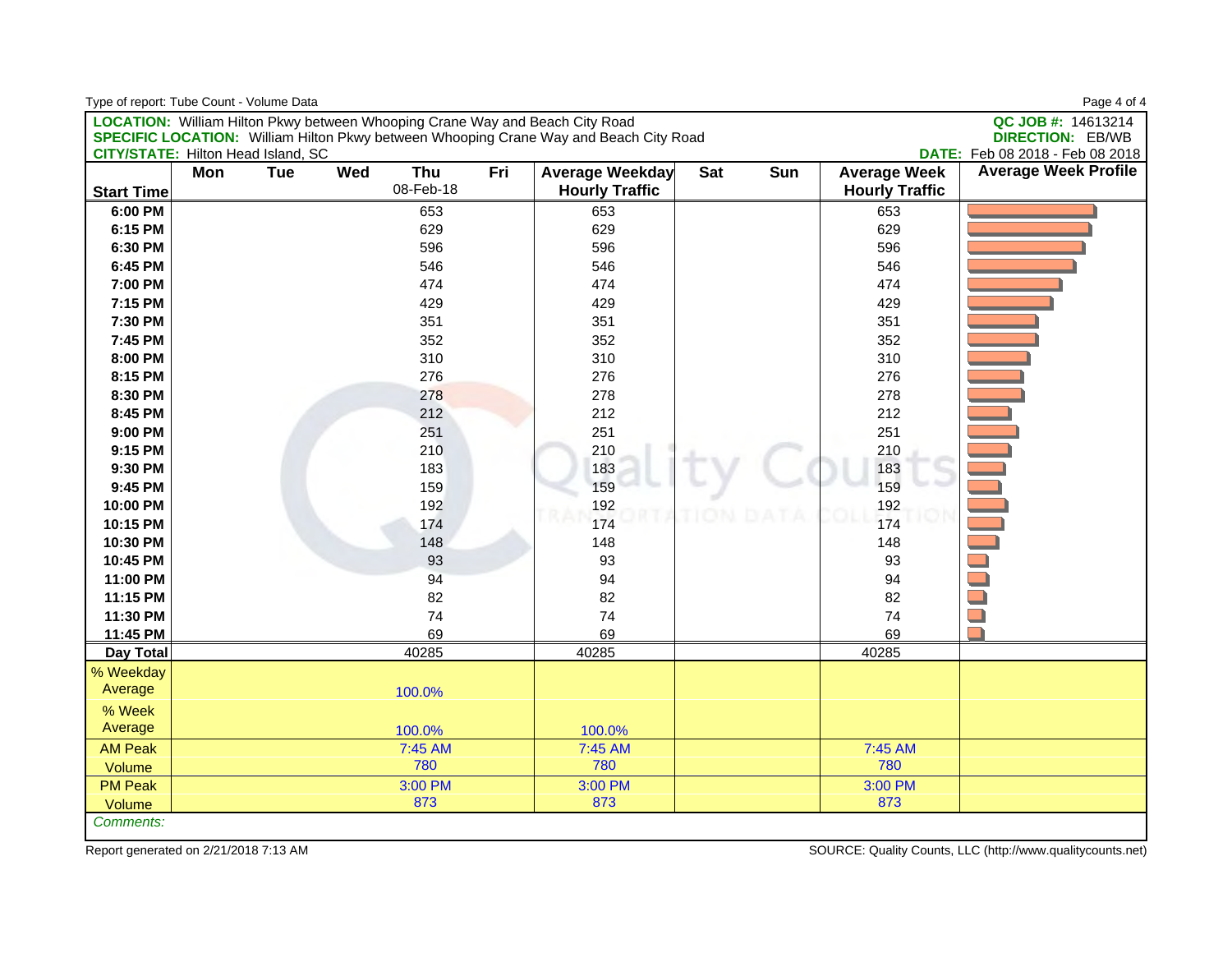Type of report: Tube Count - Volume Data

**LOCATION:** William Hilton Pkwy between Whooping Crane Way and Beach City Road
**SPECIFIC LOCATION:** William Hilton Pkwy between Whooping Crane Way and Beach City Road
**CITY/STATE:** Hilton Head Island, SC

**QC JOB #:** 14613214
**DIRECTION:** EB/WB
**DATE:** Feb 08 2018 - Feb 08 2018

| Start Time | Mon | Tue | Wed | Thu 08-Feb-18 | Fri | Average Weekday Hourly Traffic | Sat | Sun | Average Week Hourly Traffic | Average Week Profile |
|---|---|---|---|---|---|---|---|---|---|---|
| 6:00 PM | | | | 653 | | 653 | | | 653 | |
| 6:15 PM | | | | 629 | | 629 | | | 629 | |
| 6:30 PM | | | | 596 | | 596 | | | 596 | |
| 6:45 PM | | | | 546 | | 546 | | | 546 | |
| 7:00 PM | | | | 474 | | 474 | | | 474 | |
| 7:15 PM | | | | 429 | | 429 | | | 429 | |
| 7:30 PM | | | | 351 | | 351 | | | 351 | |
| 7:45 PM | | | | 352 | | 352 | | | 352 | |
| 8:00 PM | | | | 310 | | 310 | | | 310 | |
| 8:15 PM | | | | 276 | | 276 | | | 276 | |
| 8:30 PM | | | | 278 | | 278 | | | 278 | |
| 8:45 PM | | | | 212 | | 212 | | | 212 | |
| 9:00 PM | | | | 251 | | 251 | | | 251 | |
| 9:15 PM | | | | 210 | | 210 | | | 210 | |
| 9:30 PM | | | | 183 | | 183 | | | 183 | |
| 9:45 PM | | | | 159 | | 159 | | | 159 | |
| 10:00 PM | | | | 192 | | 192 | | | 192 | |
| 10:15 PM | | | | 174 | | 174 | | | 174 | |
| 10:30 PM | | | | 148 | | 148 | | | 148 | |
| 10:45 PM | | | | 93 | | 93 | | | 93 | |
| 11:00 PM | | | | 94 | | 94 | | | 94 | |
| 11:15 PM | | | | 82 | | 82 | | | 82 | |
| 11:30 PM | | | | 74 | | 74 | | | 74 | |
| 11:45 PM | | | | 69 | | 69 | | | 69 | |
| **Day Total** | | | | 40285 | | 40285 | | | 40285 | |
| % Weekday Average | | | | 100.0% | | | | | | |
| % Week Average | | | | 100.0% | | 100.0% | | | | |
| AM Peak Volume | | | | 7:45 AM 780 | | 7:45 AM 780 | | | 7:45 AM 780 | |
| PM Peak Volume | | | | 3:00 PM 873 | | 3:00 PM 873 | | | 3:00 PM 873 | |

*Comments:*

Report generated on 2/21/2018 7:13 AM

SOURCE: Quality Counts, LLC (http://www.qualitycounts.net)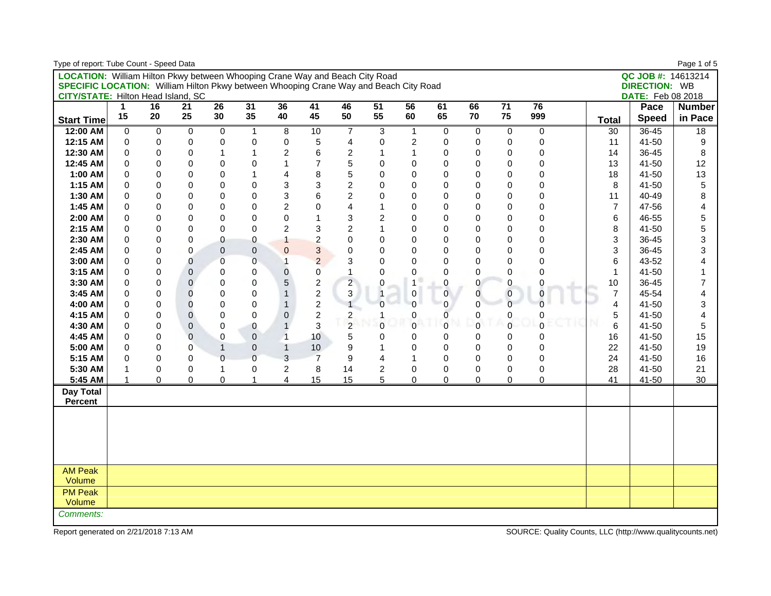Type of report: Tube Count - Speed Data

**LOCATION:** William Hilton Pkwy between Whooping Crane Way and Beach City Road
**SPECIFIC LOCATION:** William Hilton Pkwy between Whooping Crane Way and Beach City Road
**CITY/STATE:** Hilton Head Island, SC

**QC JOB #:** 14613214
**DIRECTION:** WB
**DATE:** Feb 08 2018

| Start Time | 1 15 | 16 20 | 21 25 | 26 30 | 31 35 | 36 40 | 41 45 | 46 50 | 51 55 | 56 60 | 61 65 | 66 70 | 71 75 | 76 999 | Total | Pace Speed | Number in Pace |
|---|---|---|---|---|---|---|---|---|---|---|---|---|---|---|---|---|---|
| 12:00 AM | 0 | 0 | 0 | 0 | 1 | 8 | 10 | 7 | 3 | 1 | 0 | 0 | 0 | 0 | 30 | 36-45 | 18 |
| 12:15 AM | 0 | 0 | 0 | 0 | 0 | 0 | 5 | 4 | 0 | 2 | 0 | 0 | 0 | 0 | 11 | 41-50 | 9 |
| 12:30 AM | 0 | 0 | 0 | 1 | 1 | 2 | 6 | 2 | 1 | 1 | 0 | 0 | 0 | 0 | 14 | 36-45 | 8 |
| 12:45 AM | 0 | 0 | 0 | 0 | 0 | 1 | 7 | 5 | 0 | 0 | 0 | 0 | 0 | 0 | 13 | 41-50 | 12 |
| 1:00 AM | 0 | 0 | 0 | 0 | 1 | 4 | 8 | 5 | 0 | 0 | 0 | 0 | 0 | 0 | 18 | 41-50 | 13 |
| 1:15 AM | 0 | 0 | 0 | 0 | 0 | 3 | 3 | 2 | 0 | 0 | 0 | 0 | 0 | 0 | 8 | 41-50 | 5 |
| 1:30 AM | 0 | 0 | 0 | 0 | 0 | 3 | 6 | 2 | 0 | 0 | 0 | 0 | 0 | 0 | 11 | 40-49 | 8 |
| 1:45 AM | 0 | 0 | 0 | 0 | 0 | 2 | 0 | 4 | 1 | 0 | 0 | 0 | 0 | 0 | 7 | 47-56 | 4 |
| 2:00 AM | 0 | 0 | 0 | 0 | 0 | 0 | 1 | 3 | 2 | 0 | 0 | 0 | 0 | 0 | 6 | 46-55 | 5 |
| 2:15 AM | 0 | 0 | 0 | 0 | 0 | 2 | 3 | 2 | 1 | 0 | 0 | 0 | 0 | 0 | 8 | 41-50 | 5 |
| 2:30 AM | 0 | 0 | 0 | 0 | 0 | 1 | 2 | 0 | 0 | 0 | 0 | 0 | 0 | 0 | 3 | 36-45 | 3 |
| 2:45 AM | 0 | 0 | 0 | 0 | 0 | 0 | 3 | 0 | 0 | 0 | 0 | 0 | 0 | 0 | 3 | 36-45 | 3 |
| 3:00 AM | 0 | 0 | 0 | 0 | 0 | 1 | 2 | 3 | 0 | 0 | 0 | 0 | 0 | 0 | 6 | 43-52 | 4 |
| 3:15 AM | 0 | 0 | 0 | 0 | 0 | 0 | 0 | 1 | 0 | 0 | 0 | 0 | 0 | 0 | 1 | 41-50 | 1 |
| 3:30 AM | 0 | 0 | 0 | 0 | 0 | 5 | 2 | 2 | 0 | 1 | 0 | 0 | 0 | 0 | 10 | 36-45 | 7 |
| 3:45 AM | 0 | 0 | 0 | 0 | 0 | 1 | 2 | 3 | 1 | 0 | 0 | 0 | 0 | 0 | 7 | 45-54 | 4 |
| 4:00 AM | 0 | 0 | 0 | 0 | 0 | 1 | 2 | 1 | 0 | 0 | 0 | 0 | 0 | 0 | 4 | 41-50 | 3 |
| 4:15 AM | 0 | 0 | 0 | 0 | 0 | 0 | 2 | 2 | 1 | 0 | 0 | 0 | 0 | 0 | 5 | 41-50 | 4 |
| 4:30 AM | 0 | 0 | 0 | 0 | 0 | 1 | 3 | 2 | 0 | 0 | 0 | 0 | 0 | 0 | 6 | 41-50 | 5 |
| 4:45 AM | 0 | 0 | 0 | 0 | 0 | 1 | 10 | 5 | 0 | 0 | 0 | 0 | 0 | 0 | 16 | 41-50 | 15 |
| 5:00 AM | 0 | 0 | 0 | 1 | 0 | 1 | 10 | 9 | 1 | 0 | 0 | 0 | 0 | 0 | 22 | 41-50 | 19 |
| 5:15 AM | 0 | 0 | 0 | 0 | 0 | 3 | 7 | 9 | 4 | 1 | 0 | 0 | 0 | 0 | 24 | 41-50 | 16 |
| 5:30 AM | 1 | 0 | 0 | 1 | 0 | 2 | 8 | 14 | 2 | 0 | 0 | 0 | 0 | 0 | 28 | 41-50 | 21 |
| 5:45 AM | 1 | 0 | 0 | 0 | 1 | 4 | 15 | 15 | 5 | 0 | 0 | 0 | 0 | 0 | 41 | 41-50 | 30 |
| Day Total Percent | | | | | | | | | | | | | | | | | |
| AM Peak Volume | | | | | | | | | | | | | | | | | |
| PM Peak Volume | | | | | | | | | | | | | | | | | |

*Comments:*

Report generated on 2/21/2018 7:13 AM

SOURCE: Quality Counts, LLC (http://www.qualitycounts.net)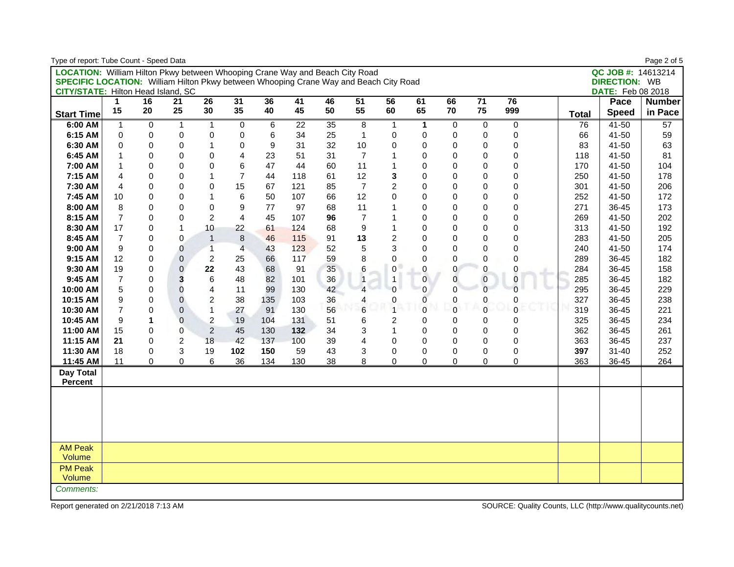Type of report: Tube Count - Speed Data

**LOCATION:** William Hilton Pkwy between Whooping Crane Way and Beach City Road
**SPECIFIC LOCATION:** William Hilton Pkwy between Whooping Crane Way and Beach City Road
**CITY/STATE:** Hilton Head Island, SC

**QC JOB #:** 14613214
**DIRECTION:** WB
**DATE:** Feb 08 2018

| Start Time | 1<br>15 | 16<br>20 | 21<br>25 | 26<br>30 | 31<br>35 | 36<br>40 | 41<br>45 | 46<br>50 | 51<br>55 | 56<br>60 | 61<br>65 | 66<br>70 | 71<br>75 | 76<br>999 | Total | Pace Speed | Number in Pace |
|---|---|---|---|---|---|---|---|---|---|---|---|---|---|---|---|---|---|
| 6:00 AM | 1 | 0 | 1 | 1 | 0 | 6 | 22 | 35 | 8 | 1 | 1 | 0 | 0 | 0 | 76 | 41-50 | 57 |
| 6:15 AM | 0 | 0 | 0 | 0 | 0 | 6 | 34 | 25 | 1 | 0 | 0 | 0 | 0 | 0 | 66 | 41-50 | 59 |
| 6:30 AM | 0 | 0 | 0 | 1 | 0 | 9 | 31 | 32 | 10 | 0 | 0 | 0 | 0 | 0 | 83 | 41-50 | 63 |
| 6:45 AM | 1 | 0 | 0 | 0 | 4 | 23 | 51 | 31 | 7 | 1 | 0 | 0 | 0 | 0 | 118 | 41-50 | 81 |
| 7:00 AM | 1 | 0 | 0 | 0 | 6 | 47 | 44 | 60 | 11 | 1 | 0 | 0 | 0 | 0 | 170 | 41-50 | 104 |
| 7:15 AM | 4 | 0 | 0 | 1 | 7 | 44 | 118 | 61 | 12 | 3 | 0 | 0 | 0 | 0 | 250 | 41-50 | 178 |
| 7:30 AM | 4 | 0 | 0 | 0 | 15 | 67 | 121 | 85 | 7 | 2 | 0 | 0 | 0 | 0 | 301 | 41-50 | 206 |
| 7:45 AM | 10 | 0 | 0 | 1 | 6 | 50 | 107 | 66 | 12 | 0 | 0 | 0 | 0 | 0 | 252 | 41-50 | 172 |
| 8:00 AM | 8 | 0 | 0 | 0 | 9 | 77 | 97 | 68 | 11 | 1 | 0 | 0 | 0 | 0 | 271 | 36-45 | 173 |
| 8:15 AM | 7 | 0 | 0 | 2 | 4 | 45 | 107 | 96 | 7 | 1 | 0 | 0 | 0 | 0 | 269 | 41-50 | 202 |
| 8:30 AM | 17 | 0 | 1 | 10 | 22 | 61 | 124 | 68 | 9 | 1 | 0 | 0 | 0 | 0 | 313 | 41-50 | 192 |
| 8:45 AM | 7 | 0 | 0 | 1 | 8 | 46 | 115 | 91 | 13 | 2 | 0 | 0 | 0 | 0 | 283 | 41-50 | 205 |
| 9:00 AM | 9 | 0 | 0 | 1 | 4 | 43 | 123 | 52 | 5 | 3 | 0 | 0 | 0 | 0 | 240 | 41-50 | 174 |
| 9:15 AM | 12 | 0 | 0 | 2 | 25 | 66 | 117 | 59 | 8 | 0 | 0 | 0 | 0 | 0 | 289 | 36-45 | 182 |
| 9:30 AM | 19 | 0 | 0 | 22 | 43 | 68 | 91 | 35 | 6 | 0 | 0 | 0 | 0 | 0 | 284 | 36-45 | 158 |
| 9:45 AM | 7 | 0 | 3 | 6 | 48 | 82 | 101 | 36 | 1 | 1 | 0 | 0 | 0 | 0 | 285 | 36-45 | 182 |
| 10:00 AM | 5 | 0 | 0 | 4 | 11 | 99 | 130 | 42 | 4 | 0 | 0 | 0 | 0 | 0 | 295 | 36-45 | 229 |
| 10:15 AM | 9 | 0 | 0 | 2 | 38 | 135 | 103 | 36 | 4 | 0 | 0 | 0 | 0 | 0 | 327 | 36-45 | 238 |
| 10:30 AM | 7 | 0 | 0 | 1 | 27 | 91 | 130 | 56 | 6 | 1 | 0 | 0 | 0 | 0 | 319 | 36-45 | 221 |
| 10:45 AM | 9 | 1 | 0 | 2 | 19 | 104 | 131 | 51 | 6 | 2 | 0 | 0 | 0 | 0 | 325 | 36-45 | 234 |
| 11:00 AM | 15 | 0 | 0 | 2 | 45 | 130 | 132 | 34 | 3 | 1 | 0 | 0 | 0 | 0 | 362 | 36-45 | 261 |
| 11:15 AM | 21 | 0 | 2 | 18 | 42 | 137 | 100 | 39 | 4 | 0 | 0 | 0 | 0 | 0 | 363 | 36-45 | 237 |
| 11:30 AM | 18 | 0 | 3 | 19 | 102 | 150 | 59 | 43 | 3 | 0 | 0 | 0 | 0 | 0 | 397 | 31-40 | 252 |
| 11:45 AM | 11 | 0 | 0 | 6 | 36 | 134 | 130 | 38 | 8 | 0 | 0 | 0 | 0 | 0 | 363 | 36-45 | 264 |
| Day Total<br>Percent | | | | | | | | | | | | | | | | | |
| AM Peak<br>Volume | | | | | | | | | | | | | | | | | |
| PM Peak<br>Volume | | | | | | | | | | | | | | | | | |

*Comments:*

Report generated on 2/21/2018 7:13 AM

SOURCE: Quality Counts, LLC (http://www.qualitycounts.net)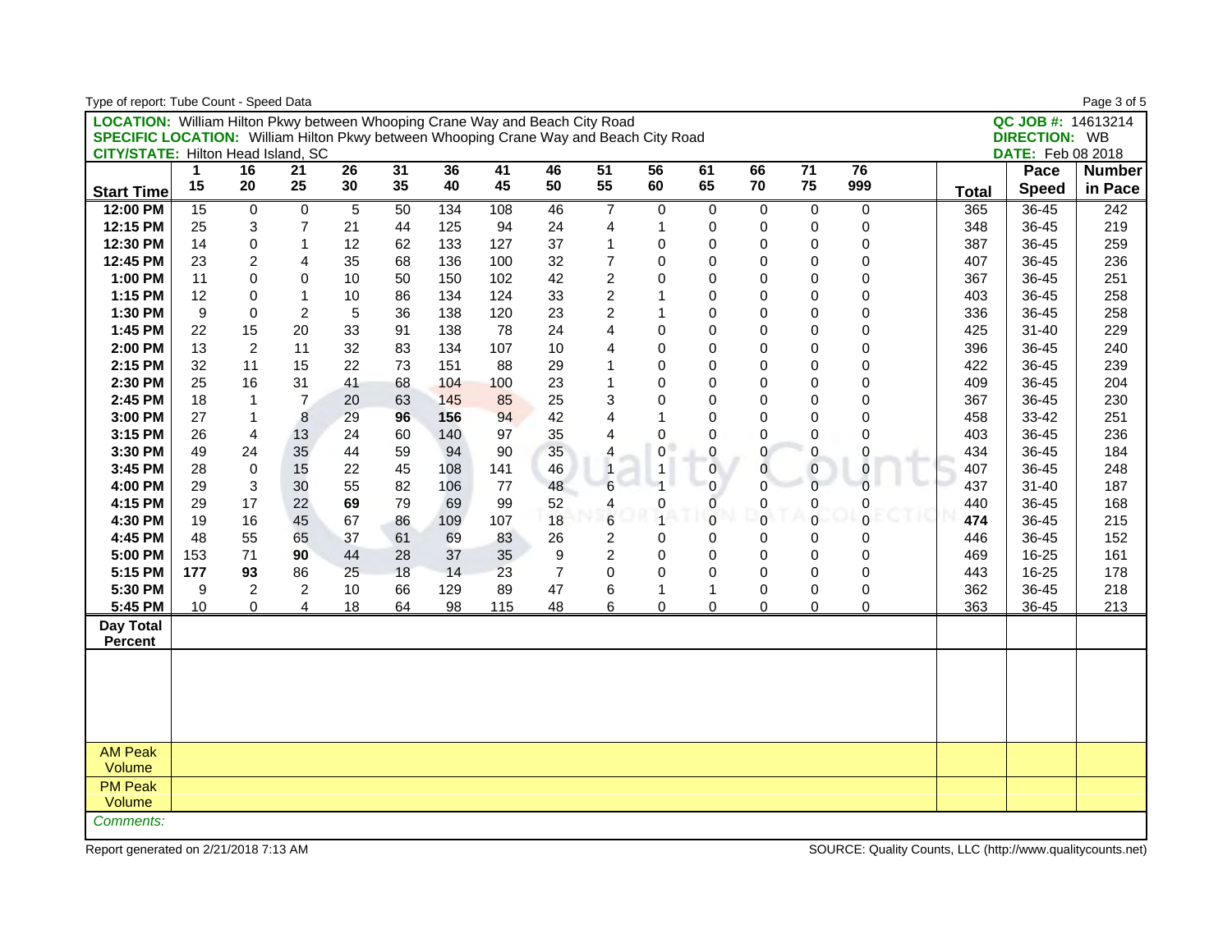Type of report: Tube Count - Speed Data

**LOCATION:** William Hilton Pkwy between Whooping Crane Way and Beach City Road
**SPECIFIC LOCATION:** William Hilton Pkwy between Whooping Crane Way and Beach City Road
**CITY/STATE:** Hilton Head Island, SC

**QC JOB #:** 14613214
**DIRECTION:** WB
**DATE:** Feb 08 2018

| Start Time | 1<br>15 | 16<br>20 | 21<br>25 | 26<br>30 | 31<br>35 | 36<br>40 | 41<br>45 | 46<br>50 | 51<br>55 | 56<br>60 | 61<br>65 | 66<br>70 | 71<br>75 | 76<br>999 | Total | Pace Speed | Number in Pace |
|---|---|---|---|---|---|---|---|---|---|---|---|---|---|---|---|---|---|
| 12:00 PM | 15 | 0 | 0 | 5 | 50 | 134 | 108 | 46 | 7 | 0 | 0 | 0 | 0 | 0 | 365 | 36-45 | 242 |
| 12:15 PM | 25 | 3 | 7 | 21 | 44 | 125 | 94 | 24 | 4 | 1 | 0 | 0 | 0 | 0 | 348 | 36-45 | 219 |
| 12:30 PM | 14 | 0 | 1 | 12 | 62 | 133 | 127 | 37 | 1 | 0 | 0 | 0 | 0 | 0 | 387 | 36-45 | 259 |
| 12:45 PM | 23 | 2 | 4 | 35 | 68 | 136 | 100 | 32 | 7 | 0 | 0 | 0 | 0 | 0 | 407 | 36-45 | 236 |
| 1:00 PM | 11 | 0 | 0 | 10 | 50 | 150 | 102 | 42 | 2 | 0 | 0 | 0 | 0 | 0 | 367 | 36-45 | 251 |
| 1:15 PM | 12 | 0 | 1 | 10 | 86 | 134 | 124 | 33 | 2 | 1 | 0 | 0 | 0 | 0 | 403 | 36-45 | 258 |
| 1:30 PM | 9 | 0 | 2 | 5 | 36 | 138 | 120 | 23 | 2 | 1 | 0 | 0 | 0 | 0 | 336 | 36-45 | 258 |
| 1:45 PM | 22 | 15 | 20 | 33 | 91 | 138 | 78 | 24 | 4 | 0 | 0 | 0 | 0 | 0 | 425 | 31-40 | 229 |
| 2:00 PM | 13 | 2 | 11 | 32 | 83 | 134 | 107 | 10 | 4 | 0 | 0 | 0 | 0 | 0 | 396 | 36-45 | 240 |
| 2:15 PM | 32 | 11 | 15 | 22 | 73 | 151 | 88 | 29 | 1 | 0 | 0 | 0 | 0 | 0 | 422 | 36-45 | 239 |
| 2:30 PM | 25 | 16 | 31 | 41 | 68 | 104 | 100 | 23 | 1 | 0 | 0 | 0 | 0 | 0 | 409 | 36-45 | 204 |
| 2:45 PM | 18 | 1 | 7 | 20 | 63 | 145 | 85 | 25 | 3 | 0 | 0 | 0 | 0 | 0 | 367 | 36-45 | 230 |
| 3:00 PM | 27 | 1 | 8 | 29 | **96** | **156** | 94 | 42 | 4 | 1 | 0 | 0 | 0 | 0 | 458 | 33-42 | 251 |
| 3:15 PM | 26 | 4 | 13 | 24 | 60 | 140 | 97 | 35 | 4 | 0 | 0 | 0 | 0 | 0 | 403 | 36-45 | 236 |
| 3:30 PM | 49 | 24 | 35 | 44 | 59 | 94 | 90 | 35 | 4 | 0 | 0 | 0 | 0 | 0 | 434 | 36-45 | 184 |
| 3:45 PM | 28 | 0 | 15 | 22 | 45 | 108 | 141 | 46 | 1 | 1 | 0 | 0 | 0 | 0 | 407 | 36-45 | 248 |
| 4:00 PM | 29 | 3 | 30 | 55 | 82 | 106 | 77 | 48 | 6 | 1 | 0 | 0 | 0 | 0 | 437 | 31-40 | 187 |
| 4:15 PM | 29 | 17 | 22 | **69** | 79 | 69 | 99 | 52 | 4 | 0 | 0 | 0 | 0 | 0 | 440 | 36-45 | 168 |
| 4:30 PM | 19 | 16 | 45 | 67 | 86 | 109 | 107 | 18 | 6 | 1 | 0 | 0 | 0 | 0 | **474** | 36-45 | 215 |
| 4:45 PM | 48 | 55 | 65 | 37 | 61 | 69 | 83 | 26 | 2 | 0 | 0 | 0 | 0 | 0 | 446 | 36-45 | 152 |
| 5:00 PM | 153 | 71 | **90** | 44 | 28 | 37 | 35 | 9 | 2 | 0 | 0 | 0 | 0 | 0 | 469 | 16-25 | 161 |
| 5:15 PM | **177** | **93** | 86 | 25 | 18 | 14 | 23 | 7 | 0 | 0 | 0 | 0 | 0 | 0 | 443 | 16-25 | 178 |
| 5:30 PM | 9 | 2 | 2 | 10 | 66 | 129 | 89 | 47 | 6 | 1 | 1 | 0 | 0 | 0 | 362 | 36-45 | 218 |
| 5:45 PM | 10 | 0 | 4 | 18 | 64 | 98 | 115 | 48 | 6 | 0 | 0 | 0 | 0 | 0 | 363 | 36-45 | 213 |
| Day Total<br>Percent | | | | | | | | | | | | | | | | | |
| AM Peak<br>Volume | | | | | | | | | | | | | | | | | |
| PM Peak<br>Volume | | | | | | | | | | | | | | | | | |

*Comments:*

Report generated on 2/21/2018 7:13 AM

SOURCE: Quality Counts, LLC (http://www.qualitycounts.net)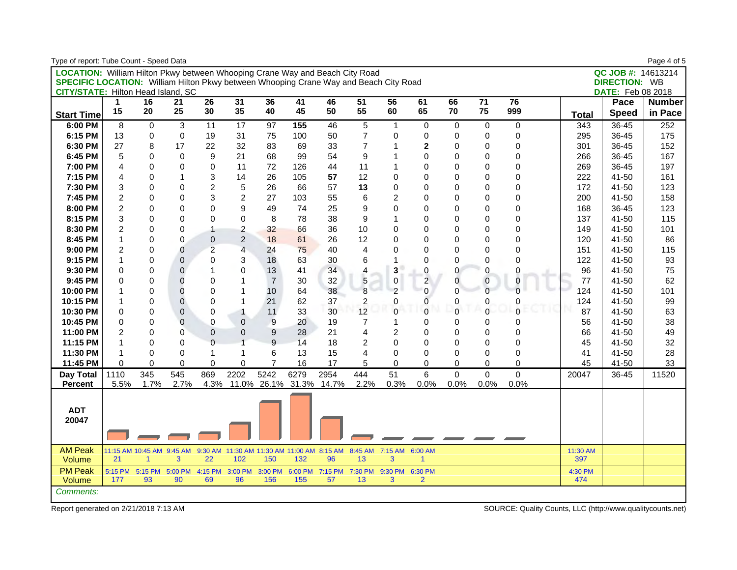Type of report: Tube Count - Speed Data

**LOCATION:** William Hilton Pkwy between Whooping Crane Way and Beach City Road
**SPECIFIC LOCATION:** William Hilton Pkwy between Whooping Crane Way and Beach City Road
**CITY/STATE:** Hilton Head Island, SC

**QC JOB #:** 14613214
**DIRECTION:** WB
**DATE:** Feb 08 2018

| Start Time | 1 15 | 16 20 | 21 25 | 26 30 | 31 35 | 36 40 | 41 45 | 46 50 | 51 55 | 56 60 | 61 65 | 66 70 | 71 75 | 76 999 | Total | Pace Speed | Number in Pace |
|---|---|---|---|---|---|---|---|---|---|---|---|---|---|---|---|---|---|
| 6:00 PM | 8 | 0 | 3 | 11 | 17 | 97 | **155** | 46 | 5 | 1 | 0 | 0 | 0 | 0 | 343 | 36-45 | 252 |
| 6:15 PM | 13 | 0 | 0 | 19 | 31 | 75 | 100 | 50 | 7 | 0 | 0 | 0 | 0 | 0 | 295 | 36-45 | 175 |
| 6:30 PM | 27 | 8 | 17 | 22 | 32 | 83 | 69 | 33 | 7 | 1 | **2** | 0 | 0 | 0 | 301 | 36-45 | 152 |
| 6:45 PM | 5 | 0 | 0 | 9 | 21 | 68 | 99 | 54 | 9 | 1 | 0 | 0 | 0 | 0 | 266 | 36-45 | 167 |
| 7:00 PM | 4 | 0 | 0 | 0 | 11 | 72 | 126 | 44 | 11 | 1 | 0 | 0 | 0 | 0 | 269 | 36-45 | 197 |
| 7:15 PM | 4 | 0 | 1 | 3 | 14 | 26 | 105 | **57** | 12 | 0 | 0 | 0 | 0 | 0 | 222 | 41-50 | 161 |
| 7:30 PM | 3 | 0 | 0 | 2 | 5 | 26 | 66 | 57 | **13** | 0 | 0 | 0 | 0 | 0 | 172 | 41-50 | 123 |
| 7:45 PM | 2 | 0 | 0 | 3 | 2 | 27 | 103 | 55 | 6 | 2 | 0 | 0 | 0 | 0 | 200 | 41-50 | 158 |
| 8:00 PM | 2 | 0 | 0 | 0 | 9 | 49 | 74 | 25 | 9 | 0 | 0 | 0 | 0 | 0 | 168 | 36-45 | 123 |
| 8:15 PM | 3 | 0 | 0 | 0 | 0 | 8 | 78 | 38 | 9 | 1 | 0 | 0 | 0 | 0 | 137 | 41-50 | 115 |
| 8:30 PM | 2 | 0 | 0 | 1 | 2 | 32 | 66 | 36 | 10 | 0 | 0 | 0 | 0 | 0 | 149 | 41-50 | 101 |
| 8:45 PM | 1 | 0 | 0 | 0 | 2 | 18 | 61 | 26 | 12 | 0 | 0 | 0 | 0 | 0 | 120 | 41-50 | 86 |
| 9:00 PM | 2 | 0 | 0 | 2 | 4 | 24 | 75 | 40 | 4 | 0 | 0 | 0 | 0 | 0 | 151 | 41-50 | 115 |
| 9:15 PM | 1 | 0 | 0 | 0 | 3 | 18 | 63 | 30 | 6 | 1 | 0 | 0 | 0 | 0 | 122 | 41-50 | 93 |
| 9:30 PM | 0 | 0 | 0 | 1 | 0 | 13 | 41 | 34 | 4 | **3** | 0 | 0 | 0 | 0 | 96 | 41-50 | 75 |
| 9:45 PM | 0 | 0 | 0 | 0 | 1 | 7 | 30 | 32 | 5 | 0 | 2 | 0 | 0 | 0 | 77 | 41-50 | 62 |
| 10:00 PM | 1 | 0 | 0 | 0 | 1 | 10 | 64 | 38 | 8 | 2 | 0 | 0 | 0 | 0 | 124 | 41-50 | 101 |
| 10:15 PM | 1 | 0 | 0 | 0 | 1 | 21 | 62 | 37 | 2 | 0 | 0 | 0 | 0 | 0 | 124 | 41-50 | 99 |
| 10:30 PM | 0 | 0 | 0 | 0 | 1 | 11 | 33 | 30 | 12 | 0 | 0 | 0 | 0 | 0 | 87 | 41-50 | 63 |
| 10:45 PM | 0 | 0 | 0 | 0 | 0 | 9 | 20 | 19 | 7 | 1 | 0 | 0 | 0 | 0 | 56 | 41-50 | 38 |
| 11:00 PM | 2 | 0 | 0 | 0 | 0 | 9 | 28 | 21 | 4 | 2 | 0 | 0 | 0 | 0 | 66 | 41-50 | 49 |
| 11:15 PM | 1 | 0 | 0 | 0 | 1 | 9 | 14 | 18 | 2 | 0 | 0 | 0 | 0 | 0 | 45 | 41-50 | 32 |
| 11:30 PM | 1 | 0 | 0 | 1 | 1 | 6 | 13 | 15 | 4 | 0 | 0 | 0 | 0 | 0 | 41 | 41-50 | 28 |
| 11:45 PM | 0 | 0 | 0 | 0 | 0 | 7 | 16 | 17 | 5 | 0 | 0 | 0 | 0 | 0 | 45 | 41-50 | 33 |
| **Day Total** | 1110 | 345 | 545 | 869 | 2202 | 5242 | 6279 | 2954 | 444 | 51 | 6 | 0 | 0 | 0 | 20047 | 36-45 | 11520 |
| **Percent** | 5.5% | 1.7% | 2.7% | 4.3% | 11.0% | 26.1% | 31.3% | 14.7% | 2.2% | 0.3% | 0.0% | 0.0% | 0.0% | 0.0% | | | |
| **ADT 20047** | | | | | | | | | | | | | | | | | |
| **AM Peak** | 11:15 AM | 10:45 AM | 9:45 AM | 9:30 AM | 11:30 AM | 11:30 AM | 11:00 AM | 8:15 AM | 8:45 AM | 7:15 AM | 6:00 AM | | | | 11:30 AM | | |
| **Volume** | 21 | 1 | 3 | 22 | 102 | 150 | 132 | 96 | 13 | 3 | 1 | | | | 397 | | |
| **PM Peak** | 5:15 PM | 5:15 PM | 5:00 PM | 4:15 PM | 3:00 PM | 3:00 PM | 6:00 PM | 7:15 PM | 7:30 PM | 9:30 PM | 6:30 PM | | | | 4:30 PM | | |
| **Volume** | 177 | 93 | 90 | 69 | 96 | 156 | 155 | 57 | 13 | 3 | 2 | | | | 474 | | |

*Comments:*

Report generated on 2/21/2018 7:13 AM

SOURCE: Quality Counts, LLC (http://www.qualitycounts.net)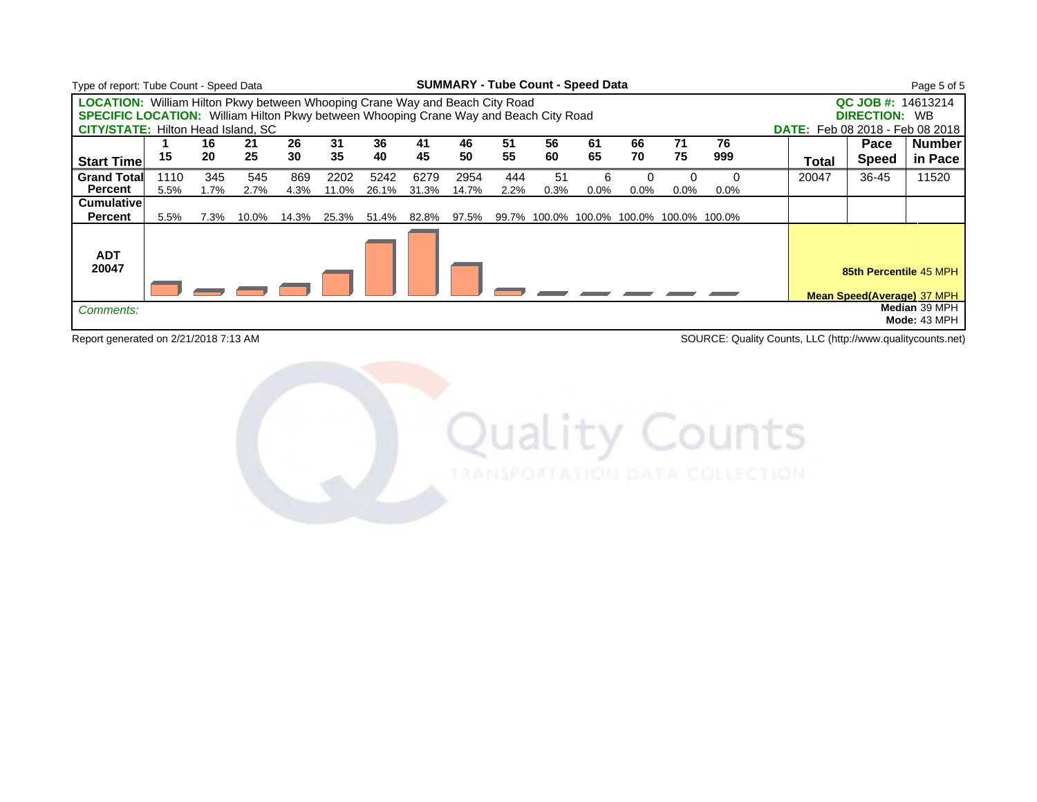Type of report: Tube Count - Speed Data

**SUMMARY - Tube Count - Speed Data**

**LOCATION:** William Hilton Pkwy between Whooping Crane Way and Beach City Road
**SPECIFIC LOCATION:** William Hilton Pkwy between Whooping Crane Way and Beach City Road
**CITY/STATE:** Hilton Head Island, SC

**QC JOB #:** 14613214
**DIRECTION:** WB
**DATE:** Feb 08 2018 - Feb 08 2018

| Start Time | 1 15 | 16 20 | 21 25 | 26 30 | 31 35 | 36 40 | 41 45 | 46 50 | 51 55 | 56 60 | 61 65 | 66 70 | 71 75 | 76 999 | Total | Pace Speed | Number in Pace |
|---|---|---|---|---|---|---|---|---|---|---|---|---|---|---|---|---|---|
| **Grand Total** | 1110 | 345 | 545 | 869 | 2202 | 5242 | 6279 | 2954 | 444 | 51 | 6 | 0 | 0 | 0 | 20047 | 36-45 | 11520 |
| **Percent** | 5.5% | 1.7% | 2.7% | 4.3% | 11.0% | 26.1% | 31.3% | 14.7% | 2.2% | 0.3% | 0.0% | 0.0% | 0.0% | 0.0% | | | |
| **Cumulative Percent** | 5.5% | 7.3% | 10.0% | 14.3% | 25.3% | 51.4% | 82.8% | 97.5% | 99.7% | 100.0% | 100.0% | 100.0% | 100.0% | 100.0% | | | |

**ADT**
**20047**

**85th Percentile** 45 MPH
**Mean Speed(Average)** 37 MPH
**Median** 39 MPH
**Mode:** 43 MPH

*Comments:*

Report generated on 2/21/2018 7:13 AM

SOURCE: Quality Counts, LLC (http://www.qualitycounts.net)

Quality Counts
TRANSPORTATION DATA COLLECTION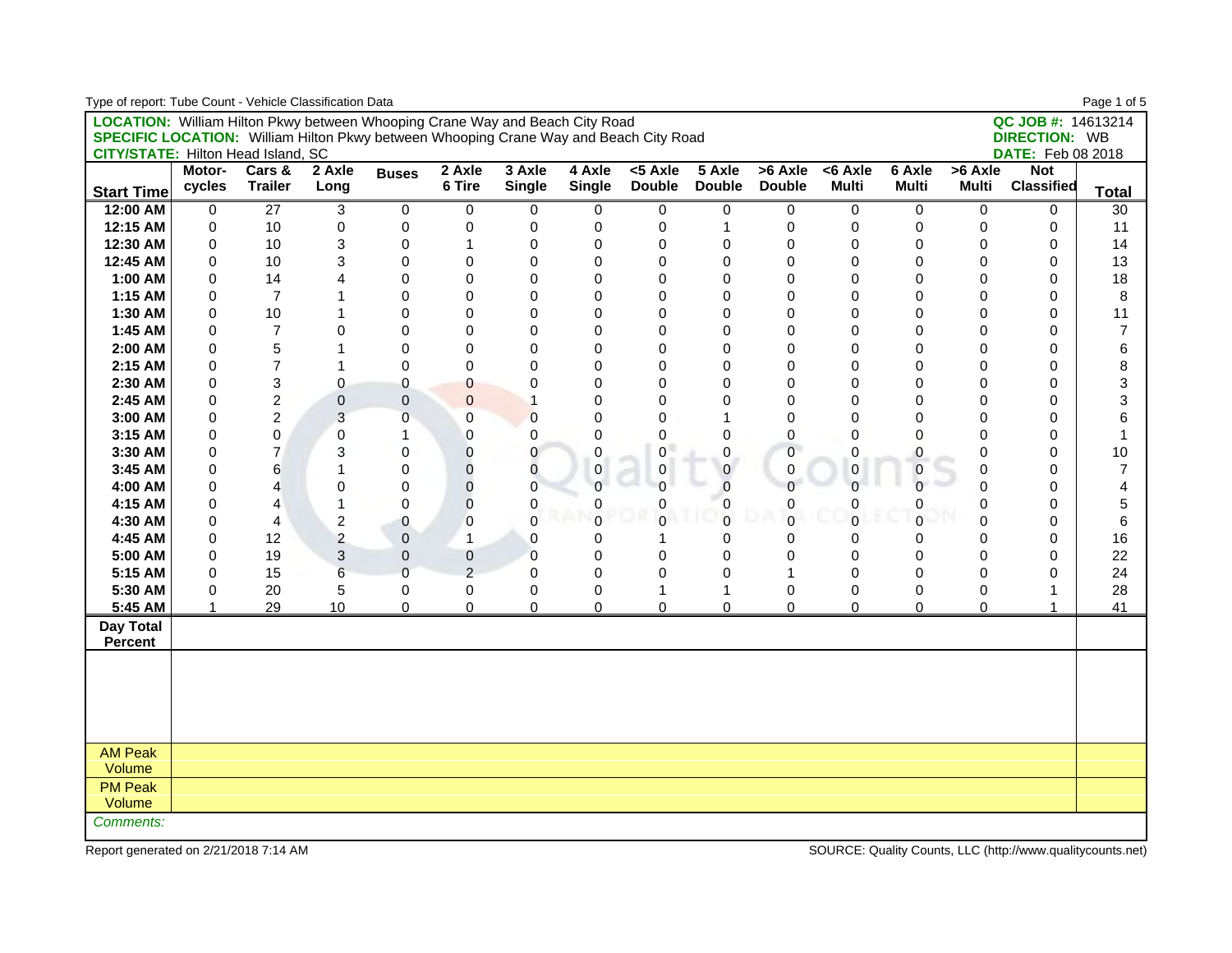Type of report: Tube Count - Vehicle Classification Data

**LOCATION:** William Hilton Pkwy between Whooping Crane Way and Beach City Road
**SPECIFIC LOCATION:** William Hilton Pkwy between Whooping Crane Way and Beach City Road
**CITY/STATE:** Hilton Head Island, SC

**QC JOB #:** 14613214
**DIRECTION:** WB
**DATE:** Feb 08 2018

| Start Time | Motor-cycles | Cars & Trailer | 2 Axle Long | Buses | 2 Axle 6 Tire | 3 Axle Single | 4 Axle Single | <5 Axle Double | 5 Axle Double | >6 Axle Double | <6 Axle Multi | 6 Axle Multi | >6 Axle Multi | Not Classified | Total |
|---|---|---|---|---|---|---|---|---|---|---|---|---|---|---|---|
| 12:00 AM | 0 | 27 | 3 | 0 | 0 | 0 | 0 | 0 | 0 | 0 | 0 | 0 | 0 | 0 | 30 |
| 12:15 AM | 0 | 10 | 0 | 0 | 0 | 0 | 0 | 0 | 1 | 0 | 0 | 0 | 0 | 0 | 11 |
| 12:30 AM | 0 | 10 | 3 | 0 | 1 | 0 | 0 | 0 | 0 | 0 | 0 | 0 | 0 | 0 | 14 |
| 12:45 AM | 0 | 10 | 3 | 0 | 0 | 0 | 0 | 0 | 0 | 0 | 0 | 0 | 0 | 0 | 13 |
| 1:00 AM | 0 | 14 | 4 | 0 | 0 | 0 | 0 | 0 | 0 | 0 | 0 | 0 | 0 | 0 | 18 |
| 1:15 AM | 0 | 7 | 1 | 0 | 0 | 0 | 0 | 0 | 0 | 0 | 0 | 0 | 0 | 0 | 8 |
| 1:30 AM | 0 | 10 | 1 | 0 | 0 | 0 | 0 | 0 | 0 | 0 | 0 | 0 | 0 | 0 | 11 |
| 1:45 AM | 0 | 7 | 0 | 0 | 0 | 0 | 0 | 0 | 0 | 0 | 0 | 0 | 0 | 0 | 7 |
| 2:00 AM | 0 | 5 | 1 | 0 | 0 | 0 | 0 | 0 | 0 | 0 | 0 | 0 | 0 | 0 | 6 |
| 2:15 AM | 0 | 7 | 1 | 0 | 0 | 0 | 0 | 0 | 0 | 0 | 0 | 0 | 0 | 0 | 8 |
| 2:30 AM | 0 | 3 | 0 | 0 | 0 | 0 | 0 | 0 | 0 | 0 | 0 | 0 | 0 | 0 | 3 |
| 2:45 AM | 0 | 2 | 0 | 0 | 0 | 1 | 0 | 0 | 0 | 0 | 0 | 0 | 0 | 0 | 3 |
| 3:00 AM | 0 | 2 | 3 | 0 | 0 | 0 | 0 | 0 | 1 | 0 | 0 | 0 | 0 | 0 | 6 |
| 3:15 AM | 0 | 0 | 0 | 1 | 0 | 0 | 0 | 0 | 0 | 0 | 0 | 0 | 0 | 0 | 1 |
| 3:30 AM | 0 | 7 | 3 | 0 | 0 | 0 | 0 | 0 | 0 | 0 | 0 | 0 | 0 | 0 | 10 |
| 3:45 AM | 0 | 6 | 1 | 0 | 0 | 0 | 0 | 0 | 0 | 0 | 0 | 0 | 0 | 0 | 7 |
| 4:00 AM | 0 | 4 | 0 | 0 | 0 | 0 | 0 | 0 | 0 | 0 | 0 | 0 | 0 | 0 | 4 |
| 4:15 AM | 0 | 4 | 1 | 0 | 0 | 0 | 0 | 0 | 0 | 0 | 0 | 0 | 0 | 0 | 5 |
| 4:30 AM | 0 | 4 | 2 | 0 | 0 | 0 | 0 | 0 | 0 | 0 | 0 | 0 | 0 | 0 | 6 |
| 4:45 AM | 0 | 12 | 2 | 0 | 1 | 0 | 0 | 1 | 0 | 0 | 0 | 0 | 0 | 0 | 16 |
| 5:00 AM | 0 | 19 | 3 | 0 | 0 | 0 | 0 | 0 | 0 | 0 | 0 | 0 | 0 | 0 | 22 |
| 5:15 AM | 0 | 15 | 6 | 0 | 2 | 0 | 0 | 0 | 0 | 1 | 0 | 0 | 0 | 0 | 24 |
| 5:30 AM | 0 | 20 | 5 | 0 | 0 | 0 | 0 | 1 | 1 | 0 | 0 | 0 | 0 | 1 | 28 |
| 5:45 AM | 1 | 29 | 10 | 0 | 0 | 0 | 0 | 0 | 0 | 0 | 0 | 0 | 0 | 1 | 41 |
| Day Total Percent | | | | | | | | | | | | | | | |
| AM Peak Volume | | | | | | | | | | | | | | | |
| PM Peak Volume | | | | | | | | | | | | | | | |

*Comments:*

Report generated on 2/21/2018 7:14 AM

SOURCE: Quality Counts, LLC (http://www.qualitycounts.net)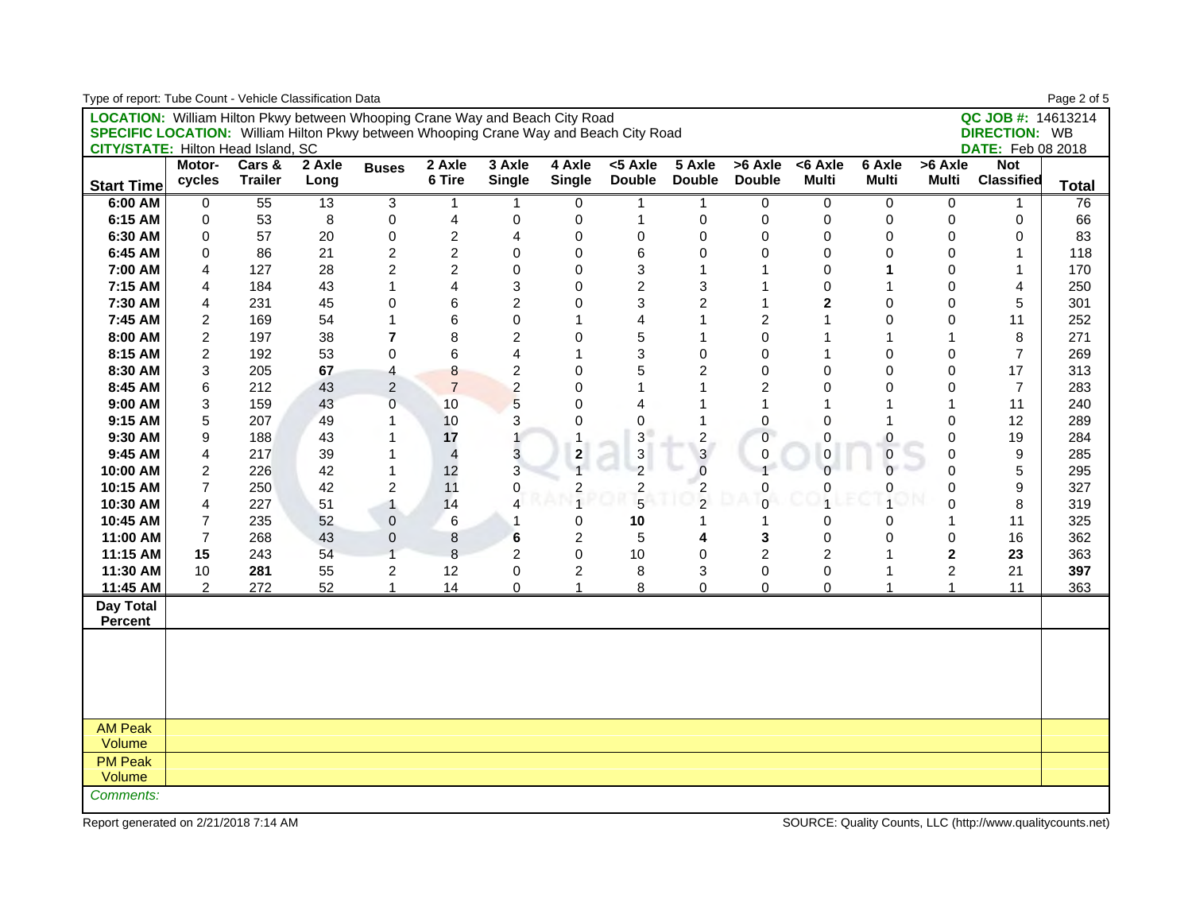Type of report: Tube Count - Vehicle Classification Data

**LOCATION:** William Hilton Pkwy between Whooping Crane Way and Beach City Road
**SPECIFIC LOCATION:** William Hilton Pkwy between Whooping Crane Way and Beach City Road
**CITY/STATE:** Hilton Head Island, SC

**QC JOB #:** 14613214
**DIRECTION:** WB
**DATE:** Feb 08 2018

| Start Time | Motor-cycles | Cars & Trailer | 2 Axle Long | Buses | 2 Axle 6 Tire | 3 Axle Single | 4 Axle Single | <5 Axle Double | 5 Axle Double | >6 Axle Double | <6 Axle Multi | 6 Axle Multi | >6 Axle Multi | Not Classified | Total |
|---|---|---|---|---|---|---|---|---|---|---|---|---|---|---|---|
| 6:00 AM | 0 | 55 | 13 | 3 | 1 | 1 | 0 | 1 | 1 | 0 | 0 | 0 | 0 | 1 | 76 |
| 6:15 AM | 0 | 53 | 8 | 0 | 4 | 0 | 0 | 1 | 0 | 0 | 0 | 0 | 0 | 0 | 66 |
| 6:30 AM | 0 | 57 | 20 | 0 | 2 | 4 | 0 | 0 | 0 | 0 | 0 | 0 | 0 | 0 | 83 |
| 6:45 AM | 0 | 86 | 21 | 2 | 2 | 0 | 0 | 6 | 0 | 0 | 0 | 0 | 0 | 1 | 118 |
| 7:00 AM | 4 | 127 | 28 | 2 | 2 | 0 | 0 | 3 | 1 | 1 | 0 | **1** | 0 | 1 | 170 |
| 7:15 AM | 4 | 184 | 43 | 1 | 4 | 3 | 0 | 2 | 3 | 1 | 0 | 1 | 0 | 4 | 250 |
| 7:30 AM | 4 | 231 | 45 | 0 | 6 | 2 | 0 | 3 | 2 | 1 | **2** | 0 | 0 | 5 | 301 |
| 7:45 AM | 2 | 169 | 54 | 1 | 6 | 0 | 1 | 4 | 1 | 2 | 1 | 0 | 0 | 11 | 252 |
| 8:00 AM | 2 | 197 | 38 | **7** | 8 | 2 | 0 | 5 | 1 | 0 | 1 | 1 | 1 | 8 | 271 |
| 8:15 AM | 2 | 192 | 53 | 0 | 6 | 4 | 1 | 3 | 0 | 0 | 1 | 0 | 0 | 7 | 269 |
| 8:30 AM | 3 | 205 | **67** | 4 | 8 | 2 | 0 | 5 | 2 | 0 | 0 | 0 | 0 | 17 | 313 |
| 8:45 AM | 6 | 212 | 43 | 2 | 7 | 2 | 0 | 1 | 1 | 2 | 0 | 0 | 0 | 7 | 283 |
| 9:00 AM | 3 | 159 | 43 | 0 | 10 | 5 | 0 | 4 | 1 | 1 | 1 | 1 | 1 | 11 | 240 |
| 9:15 AM | 5 | 207 | 49 | 1 | 10 | 3 | 0 | 0 | 1 | 0 | 0 | 1 | 0 | 12 | 289 |
| 9:30 AM | 9 | 188 | 43 | 1 | **17** | 1 | 1 | 3 | 2 | 0 | 0 | 0 | 0 | 19 | 284 |
| 9:45 AM | 4 | 217 | 39 | 1 | 4 | 3 | **2** | 3 | 3 | 0 | 0 | 0 | 0 | 9 | 285 |
| 10:00 AM | 2 | 226 | 42 | 1 | 12 | 3 | 1 | 2 | 0 | 1 | 0 | 0 | 0 | 5 | 295 |
| 10:15 AM | 7 | 250 | 42 | 2 | 11 | 0 | 2 | 2 | 2 | 0 | 0 | 0 | 0 | 9 | 327 |
| 10:30 AM | 4 | 227 | 51 | 1 | 14 | 4 | 1 | 5 | 2 | 0 | 1 | 1 | 0 | 8 | 319 |
| 10:45 AM | 7 | 235 | 52 | 0 | 6 | 1 | 0 | **10** | 1 | 1 | 0 | 0 | 1 | 11 | 325 |
| 11:00 AM | 7 | 268 | 43 | 0 | 8 | **6** | 2 | 5 | **4** | **3** | 0 | 0 | 0 | 16 | 362 |
| 11:15 AM | **15** | 243 | 54 | 1 | 8 | 2 | 0 | 10 | 0 | 2 | 2 | 1 | **2** | **23** | 363 |
| 11:30 AM | 10 | **281** | 55 | 2 | 12 | 0 | 2 | 8 | 3 | 0 | 0 | 1 | 2 | 21 | **397** |
| 11:45 AM | 2 | 272 | 52 | 1 | 14 | 0 | 1 | 8 | 0 | 0 | 0 | 1 | 1 | 11 | 363 |
| Day Total | | | | | | | | | | | | | | | |
| Percent | | | | | | | | | | | | | | | |
| AM Peak Volume | | | | | | | | | | | | | | | |
| PM Peak Volume | | | | | | | | | | | | | | | |

*Comments:*

Report generated on 2/21/2018 7:14 AM

SOURCE: Quality Counts, LLC (http://www.qualitycounts.net)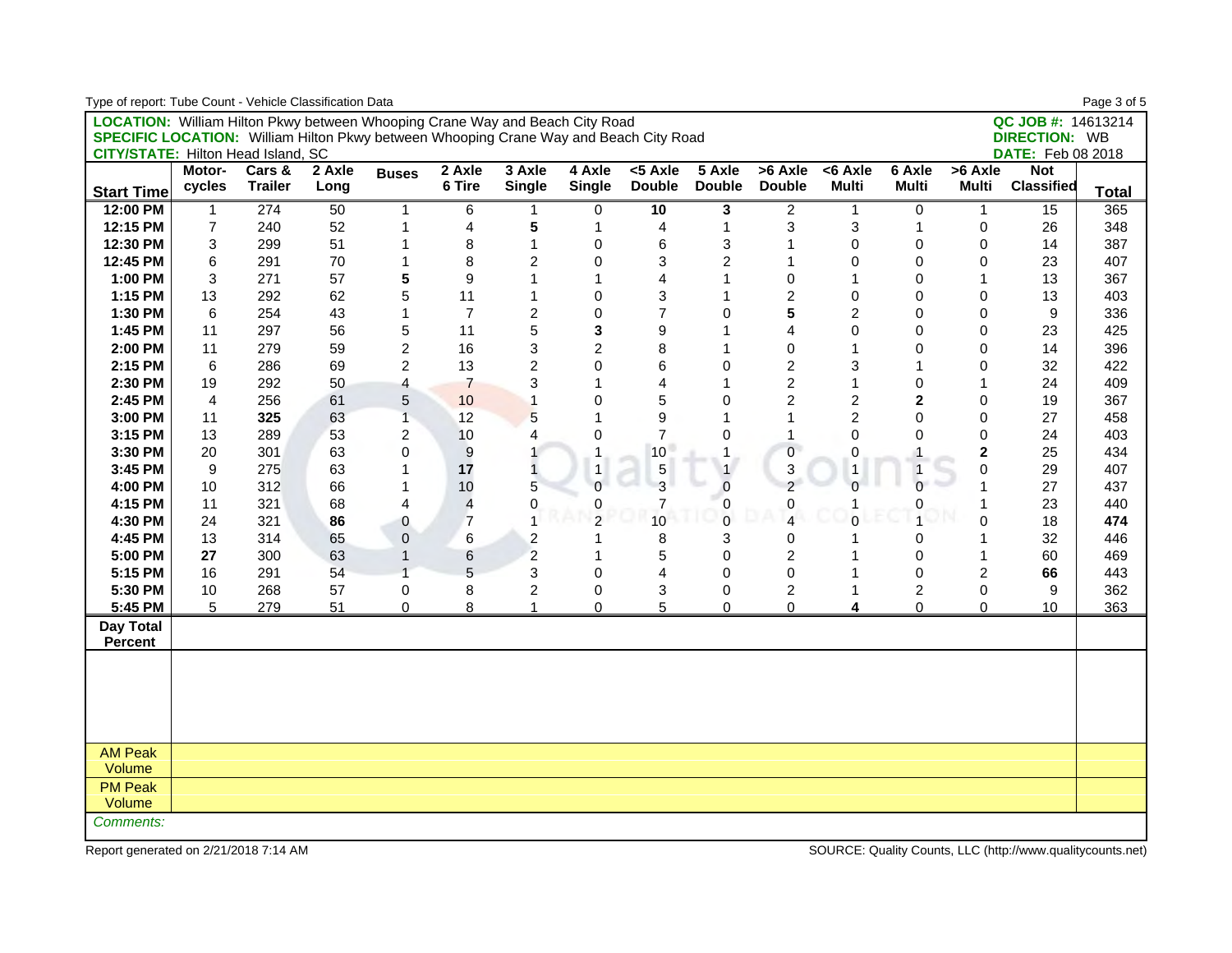Type of report: Tube Count - Vehicle Classification Data

**LOCATION:** William Hilton Pkwy between Whooping Crane Way and Beach City Road
**SPECIFIC LOCATION:** William Hilton Pkwy between Whooping Crane Way and Beach City Road
**CITY/STATE:** Hilton Head Island, SC

**QC JOB #:** 14613214
**DIRECTION:** WB
**DATE:** Feb 08 2018

| Start Time | Motor-cycles | Cars & Trailer | 2 Axle Long | Buses | 2 Axle 6 Tire | 3 Axle Single | 4 Axle Single | <5 Axle Double | 5 Axle Double | >6 Axle Double | <6 Axle Multi | 6 Axle Multi | >6 Axle Multi | Not Classified | Total |
|---|---|---|---|---|---|---|---|---|---|---|---|---|---|---|---|
| 12:00 PM | 1 | 274 | 50 | 1 | 6 | 1 | 0 | **10** | **3** | 2 | 1 | 0 | 1 | 15 | 365 |
| 12:15 PM | 7 | 240 | 52 | 1 | 4 | **5** | 1 | 4 | 1 | 3 | 3 | 1 | 0 | 26 | 348 |
| 12:30 PM | 3 | 299 | 51 | 1 | 8 | 1 | 0 | 6 | 3 | 1 | 0 | 0 | 0 | 14 | 387 |
| 12:45 PM | 6 | 291 | 70 | 1 | 8 | 2 | 0 | 3 | 2 | 1 | 0 | 0 | 0 | 23 | 407 |
| 1:00 PM | 3 | 271 | 57 | **5** | 9 | 1 | 1 | 4 | 1 | 0 | 1 | 0 | 1 | 13 | 367 |
| 1:15 PM | 13 | 292 | 62 | 5 | 11 | 1 | 0 | 3 | 1 | 2 | 0 | 0 | 0 | 13 | 403 |
| 1:30 PM | 6 | 254 | 43 | 1 | 7 | 2 | 0 | 7 | 0 | **5** | 2 | 0 | 0 | 9 | 336 |
| 1:45 PM | 11 | 297 | 56 | 5 | 11 | 5 | **3** | 9 | 1 | 4 | 0 | 0 | 0 | 23 | 425 |
| 2:00 PM | 11 | 279 | 59 | 2 | 16 | 3 | 2 | 8 | 1 | 0 | 1 | 0 | 0 | 14 | 396 |
| 2:15 PM | 6 | 286 | 69 | 2 | 13 | 2 | 0 | 6 | 0 | 2 | 3 | 1 | 0 | 32 | 422 |
| 2:30 PM | 19 | 292 | 50 | 4 | 7 | 3 | 1 | 4 | 1 | 2 | 1 | 0 | 1 | 24 | 409 |
| 2:45 PM | 4 | 256 | 61 | 5 | 10 | 1 | 0 | 5 | 0 | 2 | 2 | **2** | 0 | 19 | 367 |
| 3:00 PM | 11 | **325** | 63 | 1 | 12 | 5 | 1 | 9 | 1 | 1 | 2 | 0 | 0 | 27 | 458 |
| 3:15 PM | 13 | 289 | 53 | 2 | 10 | 4 | 0 | 7 | 0 | 1 | 0 | 0 | 0 | 24 | 403 |
| 3:30 PM | 20 | 301 | 63 | 0 | 9 | 1 | 1 | 10 | 1 | 0 | 0 | 1 | **2** | 25 | 434 |
| 3:45 PM | 9 | 275 | 63 | 1 | **17** | 1 | 1 | 5 | 1 | 3 | 1 | 1 | 0 | 29 | 407 |
| 4:00 PM | 10 | 312 | 66 | 1 | 10 | 5 | 0 | 3 | 0 | 2 | 0 | 0 | 1 | 27 | 437 |
| 4:15 PM | 11 | 321 | 68 | 4 | 4 | 0 | 0 | 7 | 0 | 0 | 1 | 0 | 1 | 23 | 440 |
| 4:30 PM | 24 | 321 | **86** | 0 | 7 | 1 | 2 | 10 | 0 | 4 | 0 | 1 | 0 | 18 | **474** |
| 4:45 PM | 13 | 314 | 65 | 0 | 6 | 2 | 1 | 8 | 3 | 0 | 1 | 0 | 1 | 32 | 446 |
| 5:00 PM | **27** | 300 | 63 | 1 | 6 | 2 | 1 | 5 | 0 | 2 | 1 | 0 | 1 | 60 | 469 |
| 5:15 PM | 16 | 291 | 54 | 1 | 5 | 3 | 0 | 4 | 0 | 0 | 1 | 0 | 2 | **66** | 443 |
| 5:30 PM | 10 | 268 | 57 | 0 | 8 | 2 | 0 | 3 | 0 | 2 | 1 | 2 | 0 | 9 | 362 |
| 5:45 PM | 5 | 279 | 51 | 0 | 8 | 1 | 0 | 5 | 0 | 0 | **4** | 0 | 0 | 10 | 363 |
| Day Total Percent | | | | | | | | | | | | | | | |
| AM Peak Volume | | | | | | | | | | | | | | | |
| PM Peak Volume | | | | | | | | | | | | | | | |

*Comments:*

Report generated on 2/21/2018 7:14 AM

SOURCE: Quality Counts, LLC (http://www.qualitycounts.net)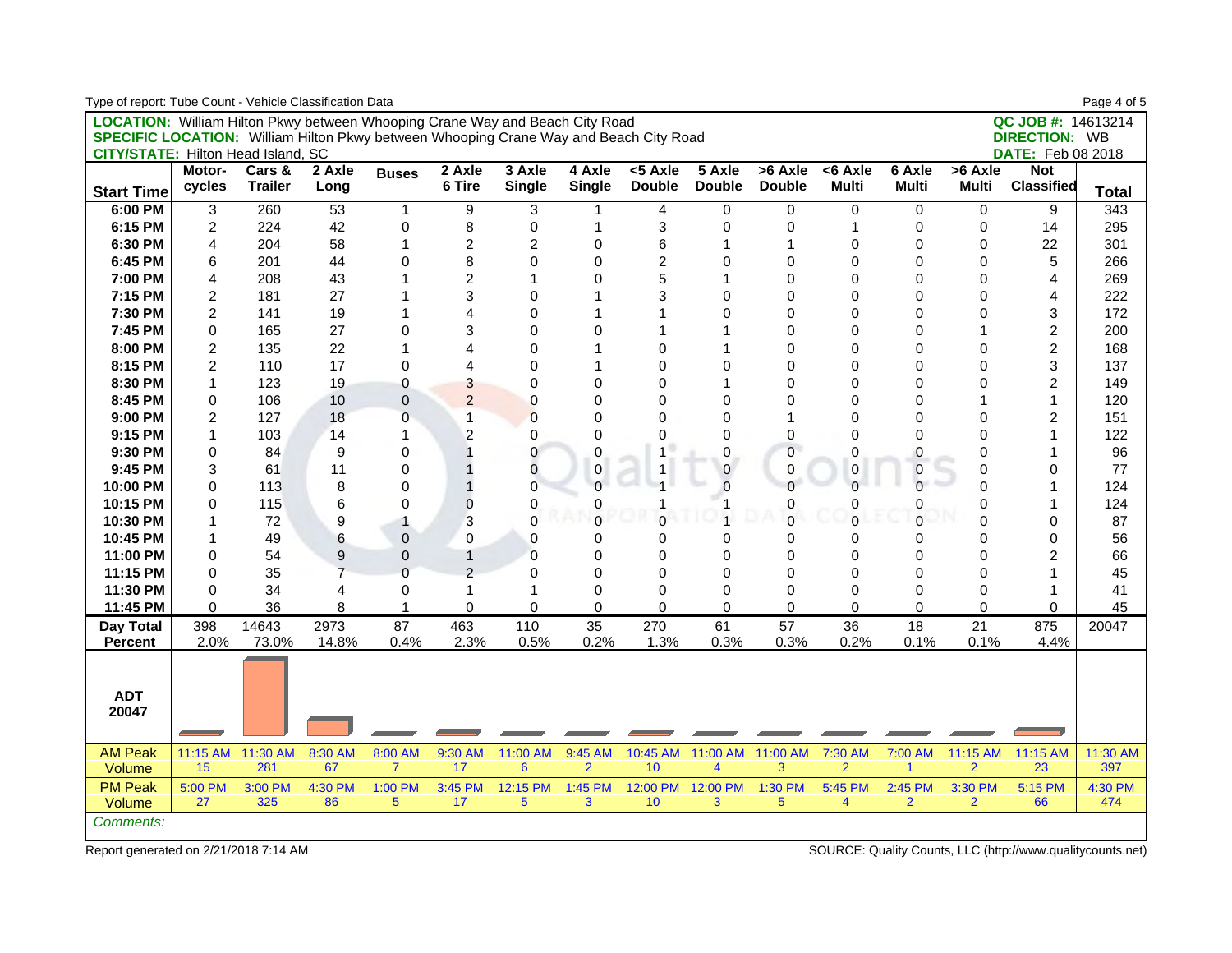Type of report: Tube Count - Vehicle Classification Data

**LOCATION:** William Hilton Pkwy between Whooping Crane Way and Beach City Road
**SPECIFIC LOCATION:** William Hilton Pkwy between Whooping Crane Way and Beach City Road
**CITY/STATE:** Hilton Head Island, SC

**QC JOB #:** 14613214
**DIRECTION:** WB
**DATE:** Feb 08 2018

| Start Time | Motor-cycles | Cars & Trailer | 2 Axle Long | Buses | 2 Axle 6 Tire | 3 Axle Single | 4 Axle Single | <5 Axle Double | 5 Axle Double | >6 Axle Double | <6 Axle Multi | 6 Axle Multi | >6 Axle Multi | Not Classified | Total |
|---|---|---|---|---|---|---|---|---|---|---|---|---|---|---|---|
| 6:00 PM | 3 | 260 | 53 | 1 | 9 | 3 | 1 | 4 | 0 | 0 | 0 | 0 | 0 | 9 | 343 |
| 6:15 PM | 2 | 224 | 42 | 0 | 8 | 0 | 1 | 3 | 0 | 0 | 1 | 0 | 0 | 14 | 295 |
| 6:30 PM | 4 | 204 | 58 | 1 | 2 | 2 | 0 | 6 | 1 | 1 | 0 | 0 | 0 | 22 | 301 |
| 6:45 PM | 6 | 201 | 44 | 0 | 8 | 0 | 0 | 2 | 0 | 0 | 0 | 0 | 0 | 5 | 266 |
| 7:00 PM | 4 | 208 | 43 | 1 | 2 | 1 | 0 | 5 | 1 | 0 | 0 | 0 | 0 | 4 | 269 |
| 7:15 PM | 2 | 181 | 27 | 1 | 3 | 0 | 1 | 3 | 0 | 0 | 0 | 0 | 0 | 4 | 222 |
| 7:30 PM | 2 | 141 | 19 | 1 | 4 | 0 | 1 | 1 | 0 | 0 | 0 | 0 | 0 | 3 | 172 |
| 7:45 PM | 0 | 165 | 27 | 0 | 3 | 0 | 0 | 1 | 1 | 0 | 0 | 0 | 1 | 2 | 200 |
| 8:00 PM | 2 | 135 | 22 | 1 | 4 | 0 | 1 | 0 | 1 | 0 | 0 | 0 | 0 | 2 | 168 |
| 8:15 PM | 2 | 110 | 17 | 0 | 4 | 0 | 1 | 0 | 0 | 0 | 0 | 0 | 0 | 3 | 137 |
| 8:30 PM | 1 | 123 | 19 | 0 | 3 | 0 | 0 | 0 | 1 | 0 | 0 | 0 | 0 | 2 | 149 |
| 8:45 PM | 0 | 106 | 10 | 0 | 2 | 0 | 0 | 0 | 0 | 0 | 0 | 0 | 1 | 1 | 120 |
| 9:00 PM | 2 | 127 | 18 | 0 | 1 | 0 | 0 | 0 | 0 | 1 | 0 | 0 | 0 | 2 | 151 |
| 9:15 PM | 1 | 103 | 14 | 1 | 2 | 0 | 0 | 0 | 0 | 0 | 0 | 0 | 0 | 1 | 122 |
| 9:30 PM | 0 | 84 | 9 | 0 | 1 | 0 | 0 | 1 | 0 | 0 | 0 | 0 | 0 | 1 | 96 |
| 9:45 PM | 3 | 61 | 11 | 0 | 1 | 0 | 0 | 1 | 0 | 0 | 0 | 0 | 0 | 0 | 77 |
| 10:00 PM | 0 | 113 | 8 | 0 | 1 | 0 | 0 | 1 | 0 | 0 | 0 | 0 | 0 | 1 | 124 |
| 10:15 PM | 0 | 115 | 6 | 0 | 0 | 0 | 0 | 1 | 1 | 0 | 0 | 0 | 0 | 1 | 124 |
| 10:30 PM | 1 | 72 | 9 | 1 | 3 | 0 | 0 | 0 | 1 | 0 | 0 | 0 | 0 | 0 | 87 |
| 10:45 PM | 1 | 49 | 6 | 0 | 0 | 0 | 0 | 0 | 0 | 0 | 0 | 0 | 0 | 0 | 56 |
| 11:00 PM | 0 | 54 | 9 | 0 | 1 | 0 | 0 | 0 | 0 | 0 | 0 | 0 | 0 | 2 | 66 |
| 11:15 PM | 0 | 35 | 7 | 0 | 2 | 0 | 0 | 0 | 0 | 0 | 0 | 0 | 0 | 1 | 45 |
| 11:30 PM | 0 | 34 | 4 | 0 | 1 | 1 | 0 | 0 | 0 | 0 | 0 | 0 | 0 | 1 | 41 |
| 11:45 PM | 0 | 36 | 8 | 1 | 0 | 0 | 0 | 0 | 0 | 0 | 0 | 0 | 0 | 0 | 45 |
| **Day Total** | 398 | 14643 | 2973 | 87 | 463 | 110 | 35 | 270 | 61 | 57 | 36 | 18 | 21 | 875 | 20047 |
| **Percent** | 2.0% | 73.0% | 14.8% | 0.4% | 2.3% | 0.5% | 0.2% | 1.3% | 0.3% | 0.3% | 0.2% | 0.1% | 0.1% | 4.4% | |
| **ADT 20047** | | | | | | | | | | | | | | | |
| **AM Peak Volume** | 11:15 AM 15 | 11:30 AM 281 | 8:30 AM 67 | 8:00 AM 7 | 9:30 AM 17 | 11:00 AM 6 | 9:45 AM 2 | 10:45 AM 10 | 11:00 AM 4 | 11:00 AM 3 | 7:30 AM 2 | 7:00 AM 1 | 11:15 AM 2 | 11:15 AM 23 | 11:30 AM 397 |
| **PM Peak Volume** | 5:00 PM 27 | 3:00 PM 325 | 4:30 PM 86 | 1:00 PM 5 | 3:45 PM 17 | 12:15 PM 5 | 1:45 PM 3 | 12:00 PM 10 | 12:00 PM 3 | 1:30 PM 5 | 5:45 PM 4 | 2:45 PM 2 | 3:30 PM 2 | 5:15 PM 66 | 4:30 PM 474 |

*Comments:*

Report generated on 2/21/2018 7:14 AM

SOURCE: Quality Counts, LLC (http://www.qualitycounts.net)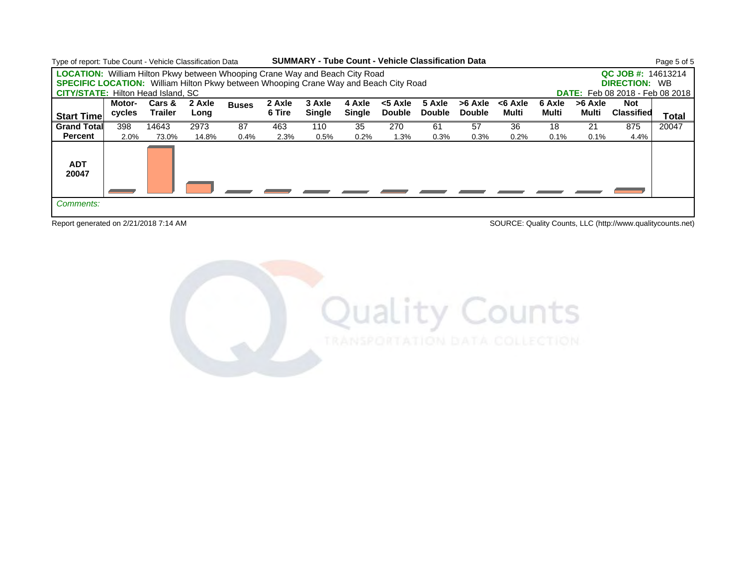Type of report: Tube Count - Vehicle Classification Data

## SUMMARY - Tube Count - Vehicle Classification Data

**LOCATION:** William Hilton Pkwy between Whooping Crane Way and Beach City Road
**SPECIFIC LOCATION:** William Hilton Pkwy between Whooping Crane Way and Beach City Road
**CITY/STATE:** Hilton Head Island, SC

**QC JOB #:** 14613214
**DIRECTION:** WB
**DATE:** Feb 08 2018 - Feb 08 2018

| Start Time | Motor-cycles | Cars & Trailer | 2 Axle Long | Buses | 2 Axle 6 Tire | 3 Axle Single | 4 Axle Single | <5 Axle Double | 5 Axle Double | >6 Axle Double | <6 Axle Multi | 6 Axle Multi | >6 Axle Multi | Not Classified | Total |
|---|---|---|---|---|---|---|---|---|---|---|---|---|---|---|---|
| **Grand Total** | 398 | 14643 | 2973 | 87 | 463 | 110 | 35 | 270 | 61 | 57 | 36 | 18 | 21 | 875 | 20047 |
| **Percent** | 2.0% | 73.0% | 14.8% | 0.4% | 2.3% | 0.5% | 0.2% | 1.3% | 0.3% | 0.3% | 0.2% | 0.1% | 0.1% | 4.4% | |

**ADT**
**20047**

*Comments:*

Report generated on 2/21/2018 7:14 AM

SOURCE: Quality Counts, LLC (http://www.qualitycounts.net)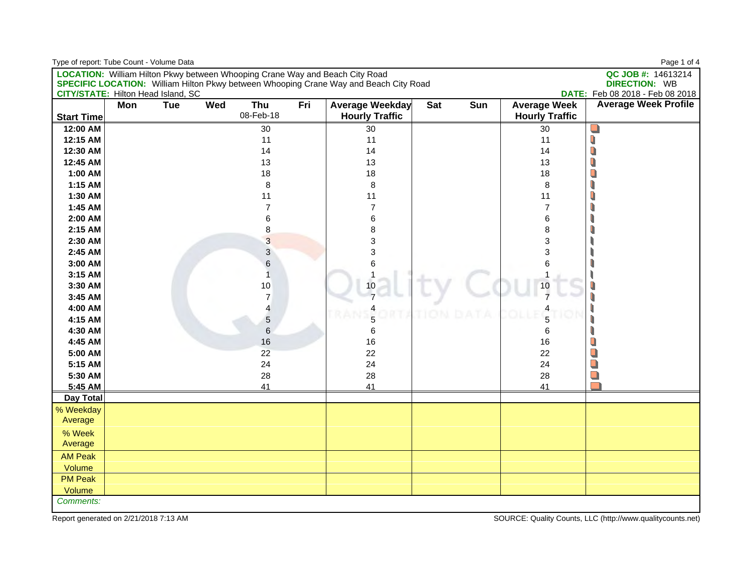Type of report: Tube Count - Volume Data

**LOCATION:** William Hilton Pkwy between Whooping Crane Way and Beach City Road
**SPECIFIC LOCATION:** William Hilton Pkwy between Whooping Crane Way and Beach City Road
**CITY/STATE:** Hilton Head Island, SC

**QC JOB #:** 14613214
**DIRECTION:** WB
**DATE:** Feb 08 2018 - Feb 08 2018

| Start Time | Mon | Tue | Wed | Thu 08-Feb-18 | Fri | Average Weekday Hourly Traffic | Sat | Sun | Average Week Hourly Traffic | Average Week Profile |
|---|---|---|---|---|---|---|---|---|---|---|
| 12:00 AM | | | | 30 | | 30 | | | 30 | |
| 12:15 AM | | | | 11 | | 11 | | | 11 | |
| 12:30 AM | | | | 14 | | 14 | | | 14 | |
| 12:45 AM | | | | 13 | | 13 | | | 13 | |
| 1:00 AM | | | | 18 | | 18 | | | 18 | |
| 1:15 AM | | | | 8 | | 8 | | | 8 | |
| 1:30 AM | | | | 11 | | 11 | | | 11 | |
| 1:45 AM | | | | 7 | | 7 | | | 7 | |
| 2:00 AM | | | | 6 | | 6 | | | 6 | |
| 2:15 AM | | | | 8 | | 8 | | | 8 | |
| 2:30 AM | | | | 3 | | 3 | | | 3 | |
| 2:45 AM | | | | 3 | | 3 | | | 3 | |
| 3:00 AM | | | | 6 | | 6 | | | 6 | |
| 3:15 AM | | | | 1 | | 1 | | | 1 | |
| 3:30 AM | | | | 10 | | 10 | | | 10 | |
| 3:45 AM | | | | 7 | | 7 | | | 7 | |
| 4:00 AM | | | | 4 | | 4 | | | 4 | |
| 4:15 AM | | | | 5 | | 5 | | | 5 | |
| 4:30 AM | | | | 6 | | 6 | | | 6 | |
| 4:45 AM | | | | 16 | | 16 | | | 16 | |
| 5:00 AM | | | | 22 | | 22 | | | 22 | |
| 5:15 AM | | | | 24 | | 24 | | | 24 | |
| 5:30 AM | | | | 28 | | 28 | | | 28 | |
| 5:45 AM | | | | 41 | | 41 | | | 41 | |
| Day Total | | | | | | | | | | |
| % Weekday Average | | | | | | | | | | |
| % Week Average | | | | | | | | | | |
| AM Peak Volume | | | | | | | | | | |
| PM Peak Volume | | | | | | | | | | |

*Comments:*

Report generated on 2/21/2018 7:13 AM

SOURCE: Quality Counts, LLC (http://www.qualitycounts.net)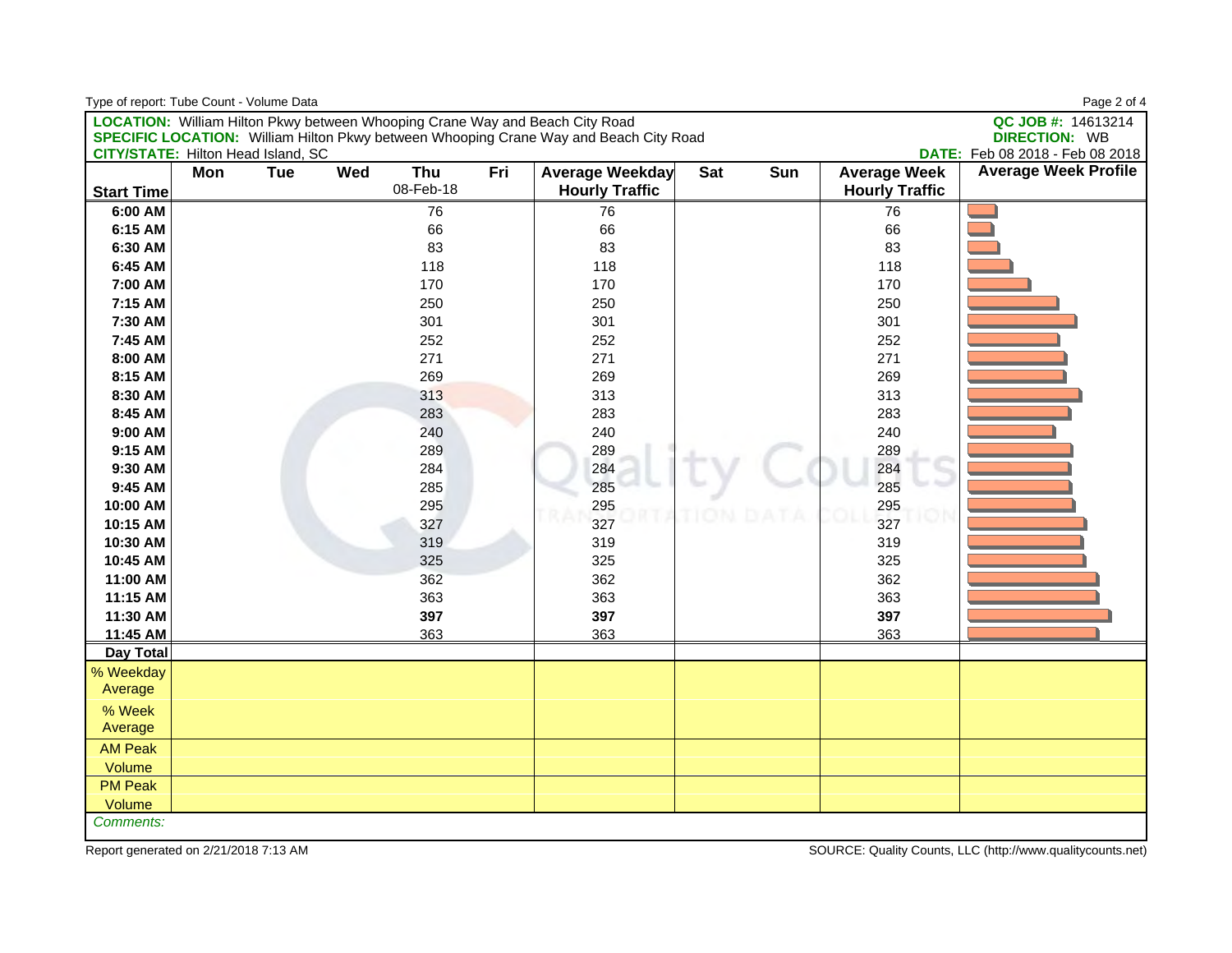Type of report: Tube Count - Volume Data

**LOCATION:** William Hilton Pkwy between Whooping Crane Way and Beach City Road
**SPECIFIC LOCATION:** William Hilton Pkwy between Whooping Crane Way and Beach City Road
**CITY/STATE:** Hilton Head Island, SC

**QC JOB #:** 14613214
**DIRECTION:** WB
**DATE:** Feb 08 2018 - Feb 08 2018

| Start Time | Mon | Tue | Wed | Thu 08-Feb-18 | Fri | Average Weekday Hourly Traffic | Sat | Sun | Average Week Hourly Traffic | Average Week Profile |
|---|---|---|---|---|---|---|---|---|---|---|
| 6:00 AM | | | | 76 | | 76 | | | 76 | |
| 6:15 AM | | | | 66 | | 66 | | | 66 | |
| 6:30 AM | | | | 83 | | 83 | | | 83 | |
| 6:45 AM | | | | 118 | | 118 | | | 118 | |
| 7:00 AM | | | | 170 | | 170 | | | 170 | |
| 7:15 AM | | | | 250 | | 250 | | | 250 | |
| 7:30 AM | | | | 301 | | 301 | | | 301 | |
| 7:45 AM | | | | 252 | | 252 | | | 252 | |
| 8:00 AM | | | | 271 | | 271 | | | 271 | |
| 8:15 AM | | | | 269 | | 269 | | | 269 | |
| 8:30 AM | | | | 313 | | 313 | | | 313 | |
| 8:45 AM | | | | 283 | | 283 | | | 283 | |
| 9:00 AM | | | | 240 | | 240 | | | 240 | |
| 9:15 AM | | | | 289 | | 289 | | | 289 | |
| 9:30 AM | | | | 284 | | 284 | | | 284 | |
| 9:45 AM | | | | 285 | | 285 | | | 285 | |
| 10:00 AM | | | | 295 | | 295 | | | 295 | |
| 10:15 AM | | | | 327 | | 327 | | | 327 | |
| 10:30 AM | | | | 319 | | 319 | | | 319 | |
| 10:45 AM | | | | 325 | | 325 | | | 325 | |
| 11:00 AM | | | | 362 | | 362 | | | 362 | |
| 11:15 AM | | | | 363 | | 363 | | | 363 | |
| 11:30 AM | | | | **397** | | **397** | | | **397** | |
| 11:45 AM | | | | 363 | | 363 | | | 363 | |
| Day Total | | | | | | | | | | |
| % Weekday Average | | | | | | | | | | |
| % Week Average | | | | | | | | | | |
| AM Peak Volume | | | | | | | | | | |
| PM Peak Volume | | | | | | | | | | |

*Comments:*

Report generated on 2/21/2018 7:13 AM

SOURCE: Quality Counts, LLC (http://www.qualitycounts.net)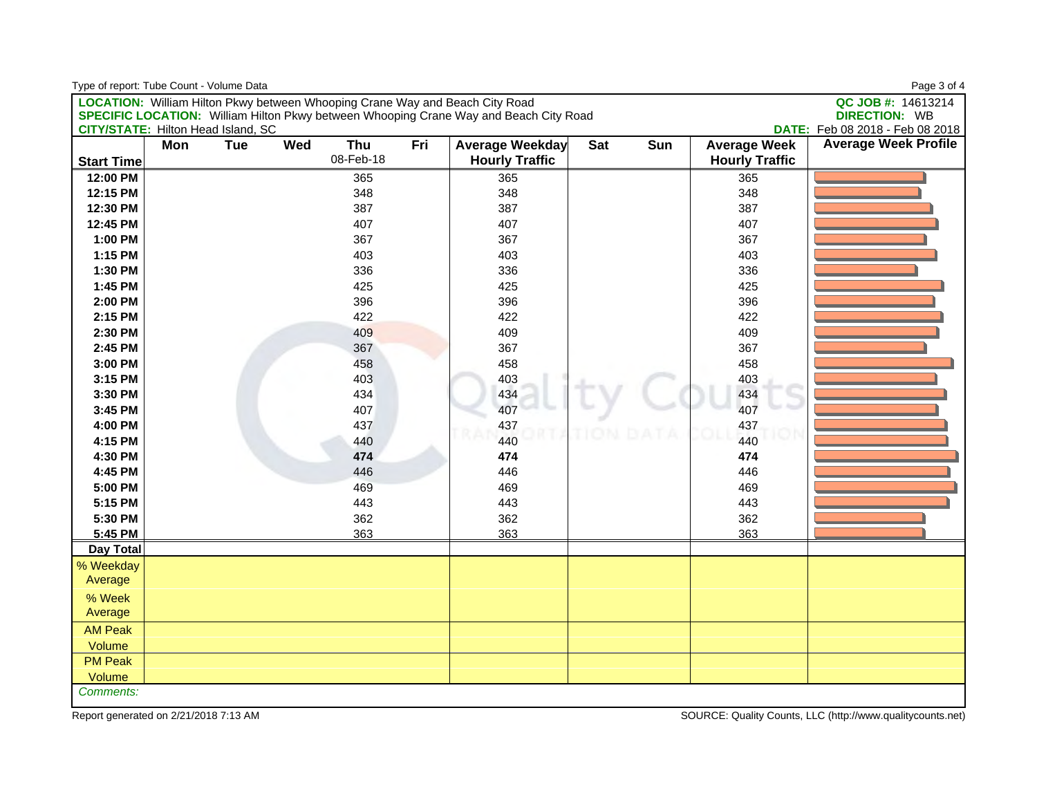Type of report: Tube Count - Volume Data

**LOCATION:** William Hilton Pkwy between Whooping Crane Way and Beach City Road
**SPECIFIC LOCATION:** William Hilton Pkwy between Whooping Crane Way and Beach City Road
**CITY/STATE:** Hilton Head Island, SC

**QC JOB #:** 14613214
**DIRECTION:** WB
**DATE:** Feb 08 2018 - Feb 08 2018

| Start Time | Mon | Tue | Wed | Thu 08-Feb-18 | Fri | Average Weekday Hourly Traffic | Sat | Sun | Average Week Hourly Traffic | Average Week Profile |
|---|---|---|---|---|---|---|---|---|---|---|
| 12:00 PM | | | | 365 | | 365 | | | 365 | |
| 12:15 PM | | | | 348 | | 348 | | | 348 | |
| 12:30 PM | | | | 387 | | 387 | | | 387 | |
| 12:45 PM | | | | 407 | | 407 | | | 407 | |
| 1:00 PM | | | | 367 | | 367 | | | 367 | |
| 1:15 PM | | | | 403 | | 403 | | | 403 | |
| 1:30 PM | | | | 336 | | 336 | | | 336 | |
| 1:45 PM | | | | 425 | | 425 | | | 425 | |
| 2:00 PM | | | | 396 | | 396 | | | 396 | |
| 2:15 PM | | | | 422 | | 422 | | | 422 | |
| 2:30 PM | | | | 409 | | 409 | | | 409 | |
| 2:45 PM | | | | 367 | | 367 | | | 367 | |
| 3:00 PM | | | | 458 | | 458 | | | 458 | |
| 3:15 PM | | | | 403 | | 403 | | | 403 | |
| 3:30 PM | | | | 434 | | 434 | | | 434 | |
| 3:45 PM | | | | 407 | | 407 | | | 407 | |
| 4:00 PM | | | | 437 | | 437 | | | 437 | |
| 4:15 PM | | | | 440 | | 440 | | | 440 | |
| 4:30 PM | | | | **474** | | **474** | | | **474** | |
| 4:45 PM | | | | 446 | | 446 | | | 446 | |
| 5:00 PM | | | | 469 | | 469 | | | 469 | |
| 5:15 PM | | | | 443 | | 443 | | | 443 | |
| 5:30 PM | | | | 362 | | 362 | | | 362 | |
| 5:45 PM | | | | 363 | | 363 | | | 363 | |
| Day Total | | | | | | | | | | |
| % Weekday Average | | | | | | | | | | |
| % Week Average | | | | | | | | | | |
| AM Peak Volume | | | | | | | | | | |
| PM Peak Volume | | | | | | | | | | |

*Comments:*

Report generated on 2/21/2018 7:13 AM

SOURCE: Quality Counts, LLC (http://www.qualitycounts.net)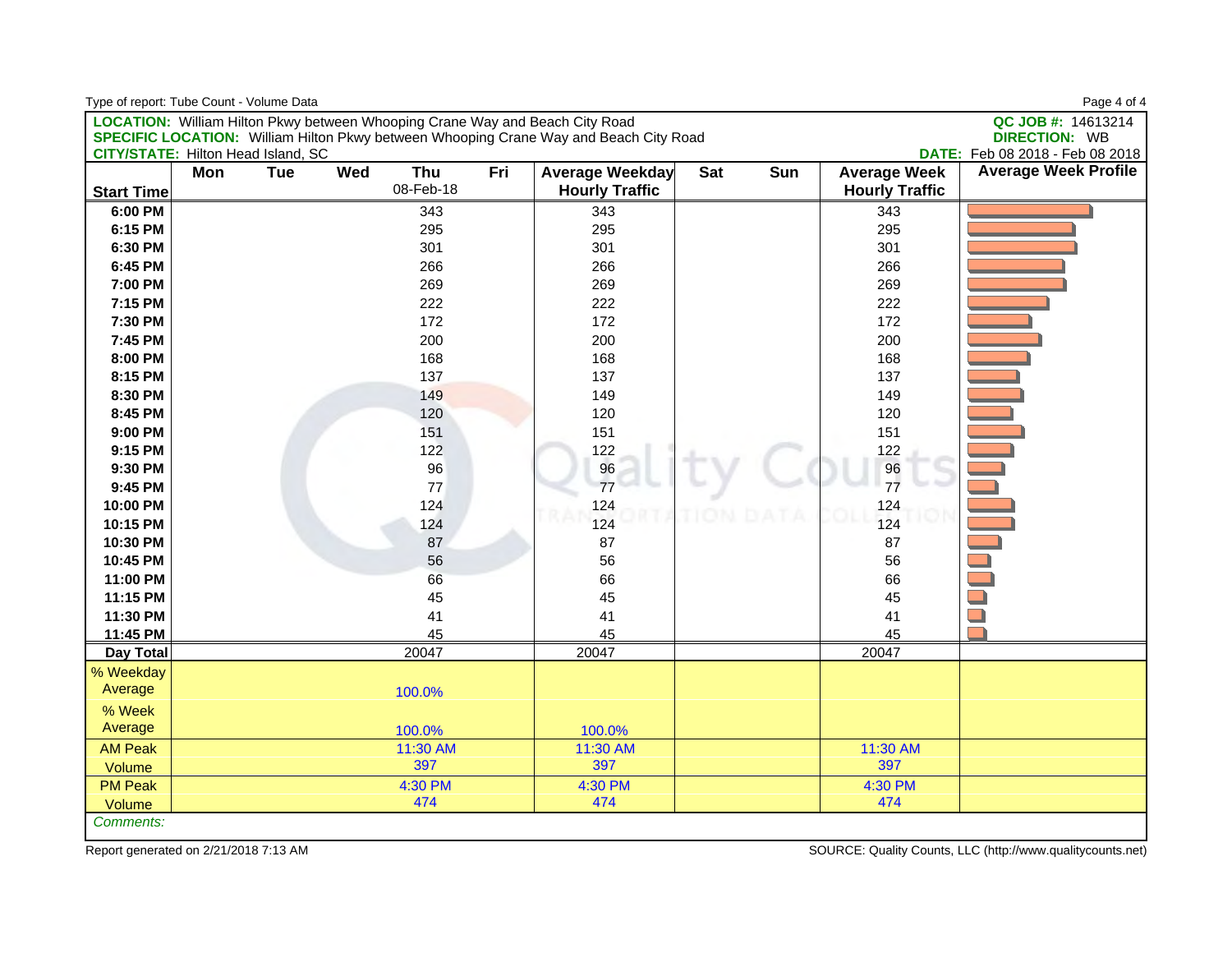Type of report: Tube Count - Volume Data

**LOCATION:** William Hilton Pkwy between Whooping Crane Way and Beach City Road
**SPECIFIC LOCATION:** William Hilton Pkwy between Whooping Crane Way and Beach City Road
**CITY/STATE:** Hilton Head Island, SC

**QC JOB #:** 14613214
**DIRECTION:** WB
**DATE:** Feb 08 2018 - Feb 08 2018

| Start Time | Mon | Tue | Wed | Thu 08-Feb-18 | Fri | Average Weekday Hourly Traffic | Sat | Sun | Average Week Hourly Traffic | Average Week Profile |
|---|---|---|---|---|---|---|---|---|---|---|
| 6:00 PM | | | | 343 | | 343 | | | 343 | |
| 6:15 PM | | | | 295 | | 295 | | | 295 | |
| 6:30 PM | | | | 301 | | 301 | | | 301 | |
| 6:45 PM | | | | 266 | | 266 | | | 266 | |
| 7:00 PM | | | | 269 | | 269 | | | 269 | |
| 7:15 PM | | | | 222 | | 222 | | | 222 | |
| 7:30 PM | | | | 172 | | 172 | | | 172 | |
| 7:45 PM | | | | 200 | | 200 | | | 200 | |
| 8:00 PM | | | | 168 | | 168 | | | 168 | |
| 8:15 PM | | | | 137 | | 137 | | | 137 | |
| 8:30 PM | | | | 149 | | 149 | | | 149 | |
| 8:45 PM | | | | 120 | | 120 | | | 120 | |
| 9:00 PM | | | | 151 | | 151 | | | 151 | |
| 9:15 PM | | | | 122 | | 122 | | | 122 | |
| 9:30 PM | | | | 96 | | 96 | | | 96 | |
| 9:45 PM | | | | 77 | | 77 | | | 77 | |
| 10:00 PM | | | | 124 | | 124 | | | 124 | |
| 10:15 PM | | | | 124 | | 124 | | | 124 | |
| 10:30 PM | | | | 87 | | 87 | | | 87 | |
| 10:45 PM | | | | 56 | | 56 | | | 56 | |
| 11:00 PM | | | | 66 | | 66 | | | 66 | |
| 11:15 PM | | | | 45 | | 45 | | | 45 | |
| 11:30 PM | | | | 41 | | 41 | | | 41 | |
| 11:45 PM | | | | 45 | | 45 | | | 45 | |
| **Day Total** | | | | 20047 | | 20047 | | | 20047 | |
| % Weekday Average | | | | 100.0% | | | | | | |
| % Week Average | | | | 100.0% | | 100.0% | | | | |
| AM Peak | | | | 11:30 AM | | 11:30 AM | | | 11:30 AM | |
| Volume | | | | 397 | | 397 | | | 397 | |
| PM Peak | | | | 4:30 PM | | 4:30 PM | | | 4:30 PM | |
| Volume | | | | 474 | | 474 | | | 474 | |

*Comments:*

Report generated on 2/21/2018 7:13 AM

SOURCE: Quality Counts, LLC (http://www.qualitycounts.net)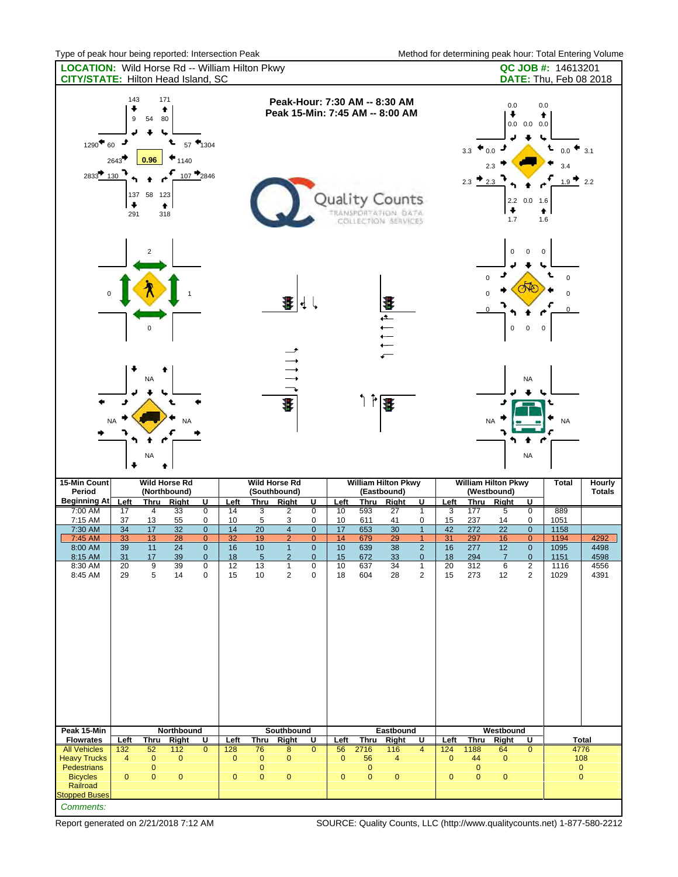Type of peak hour being reported: Intersection Peak

Method for determining peak hour: Total Entering Volume

**LOCATION:** Wild Horse Rd -- William Hilton Pkwy

**CITY/STATE:** Hilton Head Island, SC

**QC JOB #:** 14613201

**DATE:** Thu, Feb 08 2018

**Peak-Hour: 7:30 AM -- 8:30 AM**

**Peak 15-Min: 7:45 AM -- 8:00 AM**

143 171
9 54 80
1290 60 57 1304
2643 0.96 1140
2833 130 107 2846
137 58 123
291 318

0.0 0.0
0.0 0.0 0.0
3.3 0.0 0.0 3.1
2.3 3.4
2.3 2.3 1.9 2.2
2.2 0.0 1.6
1.7 1.6

2
0 1
0

0 0 0
0 0
0 0
0 0
0 0 0

NA
NA NA
NA

NA
NA NA
NA

| 15-Min Count Period Beginning At | Wild Horse Rd (Northbound) Left | Thru | Right | U | Wild Horse Rd (Southbound) Left | Thru | Right | U | William Hilton Pkwy (Eastbound) Left | Thru | Right | U | William Hilton Pkwy (Westbound) Left | Thru | Right | U | Total | Hourly Totals |
|---|---|---|---|---|---|---|---|---|---|---|---|---|---|---|---|---|---|---|
| 7:00 AM | 17 | 4 | 33 | 0 | 14 | 3 | 2 | 0 | 10 | 593 | 27 | 1 | 3 | 177 | 5 | 0 | 889 | |
| 7:15 AM | 37 | 13 | 55 | 0 | 10 | 5 | 3 | 0 | 10 | 611 | 41 | 0 | 15 | 237 | 14 | 0 | 1051 | |
| 7:30 AM | 34 | 17 | 32 | 0 | 14 | 20 | 4 | 0 | 17 | 653 | 30 | 1 | 42 | 272 | 22 | 0 | 1158 | |
| 7:45 AM | 33 | 13 | 28 | 0 | 32 | 19 | 2 | 0 | 14 | 679 | 29 | 1 | 31 | 297 | 16 | 0 | 1194 | 4292 |
| 8:00 AM | 39 | 11 | 24 | 0 | 16 | 10 | 1 | 0 | 10 | 639 | 38 | 2 | 16 | 277 | 12 | 0 | 1095 | 4498 |
| 8:15 AM | 31 | 17 | 39 | 0 | 18 | 5 | 2 | 0 | 15 | 672 | 33 | 0 | 18 | 294 | 7 | 0 | 1151 | 4598 |
| 8:30 AM | 20 | 9 | 39 | 0 | 12 | 13 | 1 | 0 | 10 | 637 | 34 | 1 | 20 | 312 | 6 | 2 | 1116 | 4556 |
| 8:45 AM | 29 | 5 | 14 | 0 | 15 | 10 | 2 | 0 | 18 | 604 | 28 | 2 | 15 | 273 | 12 | 2 | 1029 | 4391 |

| Peak 15-Min Flowrates | Northbound Left | Thru | Right | U | Southbound Left | Thru | Right | U | Eastbound Left | Thru | Right | U | Westbound Left | Thru | Right | U | Total |
|---|---|---|---|---|---|---|---|---|---|---|---|---|---|---|---|---|---|
| All Vehicles | 132 | 52 | 112 | 0 | 128 | 76 | 8 | 0 | 56 | 2716 | 116 | 4 | 124 | 1188 | 64 | 0 | 4776 |
| Heavy Trucks | 4 | 0 | 0 | | 0 | 0 | 0 | | 0 | 56 | 4 | | 0 | 44 | 0 | | 108 |
| Pedestrians | | 0 | | | | 0 | | | | 0 | | | | 0 | | | 0 |
| Bicycles | 0 | 0 | 0 | | 0 | 0 | 0 | | 0 | 0 | 0 | | 0 | 0 | 0 | | 0 |
| Railroad | | | | | | | | | | | | | | | | | |
| Stopped Buses | | | | | | | | | | | | | | | | | |

*Comments:*

Report generated on 2/21/2018 7:12 AM

SOURCE: Quality Counts, LLC (http://www.qualitycounts.net) 1-877-580-2212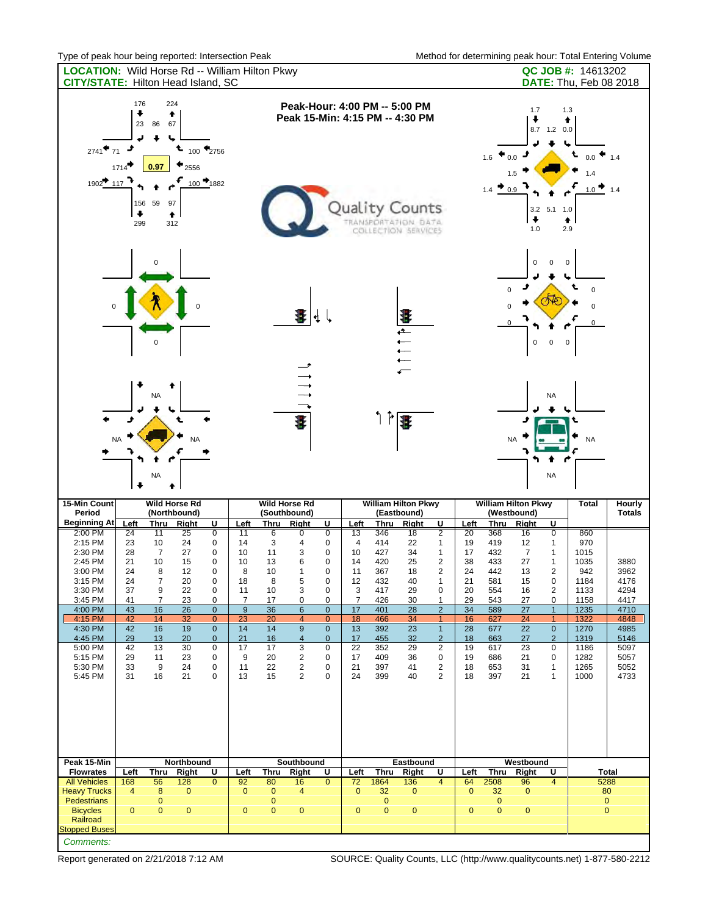Type of peak hour being reported: Intersection Peak

Method for determining peak hour: Total Entering Volume

**LOCATION:** Wild Horse Rd -- William Hilton Pkwy

**CITY/STATE:** Hilton Head Island, SC

**QC JOB #:** 14613202

**DATE:** Thu, Feb 08 2018

**Peak-Hour: 4:00 PM -- 5:00 PM**

**Peak 15-Min: 4:15 PM -- 4:30 PM**

176 224
23 86 67
2741 71
1714 0.97 2556
1902 117
100 2756
100 1882
156 59 97
299 312

1.7 1.3
8.7 1.2 0.0
1.6 0.0
1.5
1.4 0.9
0.0 1.4
1.4
1.0 1.4
3.2 5.1 1.0
1.0 2.9

| 15-Min Count Period Beginning At | Wild Horse Rd (Northbound) | | | | Wild Horse Rd (Southbound) | | | | William Hilton Pkwy (Eastbound) | | | | William Hilton Pkwy (Westbound) | | | | Total | Hourly Totals |
|---|---|---|---|---|---|---|---|---|---|---|---|---|---|---|---|---|---|---|
| | Left | Thru | Right | U | Left | Thru | Right | U | Left | Thru | Right | U | Left | Thru | Right | U | | |
| 2:00 PM | 24 | 11 | 25 | 0 | 11 | 6 | 0 | 0 | 13 | 346 | 18 | 2 | 20 | 368 | 16 | 0 | 860 | |
| 2:15 PM | 23 | 10 | 24 | 0 | 14 | 3 | 4 | 0 | 4 | 414 | 22 | 1 | 19 | 419 | 12 | 1 | 970 | |
| 2:30 PM | 28 | 7 | 27 | 0 | 10 | 11 | 3 | 0 | 10 | 427 | 34 | 1 | 17 | 432 | 7 | 1 | 1015 | |
| 2:45 PM | 21 | 10 | 15 | 0 | 10 | 13 | 6 | 0 | 14 | 420 | 25 | 2 | 38 | 433 | 27 | 1 | 1035 | 3880 |
| 3:00 PM | 24 | 8 | 12 | 0 | 8 | 10 | 1 | 0 | 11 | 367 | 18 | 2 | 24 | 442 | 13 | 2 | 942 | 3962 |
| 3:15 PM | 24 | 7 | 20 | 0 | 18 | 8 | 5 | 0 | 12 | 432 | 40 | 1 | 21 | 581 | 15 | 0 | 1184 | 4176 |
| 3:30 PM | 37 | 9 | 22 | 0 | 11 | 10 | 3 | 0 | 3 | 417 | 29 | 0 | 20 | 554 | 16 | 2 | 1133 | 4294 |
| 3:45 PM | 41 | 7 | 23 | 0 | 7 | 17 | 0 | 0 | 7 | 426 | 30 | 1 | 29 | 543 | 27 | 0 | 1158 | 4417 |
| 4:00 PM | 43 | 16 | 26 | 0 | 9 | 36 | 6 | 0 | 17 | 401 | 28 | 2 | 34 | 589 | 27 | 1 | 1235 | 4710 |
| 4:15 PM | 42 | 14 | 32 | 0 | 23 | 20 | 4 | 0 | 18 | 466 | 34 | 1 | 16 | 627 | 24 | 1 | 1322 | 4848 |
| 4:30 PM | 42 | 16 | 19 | 0 | 14 | 14 | 9 | 0 | 13 | 392 | 23 | 1 | 28 | 677 | 22 | 0 | 1270 | 4985 |
| 4:45 PM | 29 | 13 | 20 | 0 | 21 | 16 | 4 | 0 | 17 | 455 | 32 | 2 | 18 | 663 | 27 | 2 | 1319 | 5146 |
| 5:00 PM | 42 | 13 | 30 | 0 | 17 | 17 | 3 | 0 | 22 | 352 | 29 | 2 | 19 | 617 | 23 | 0 | 1186 | 5097 |
| 5:15 PM | 29 | 11 | 23 | 0 | 9 | 20 | 2 | 0 | 17 | 409 | 36 | 0 | 19 | 686 | 21 | 0 | 1282 | 5057 |
| 5:30 PM | 33 | 9 | 24 | 0 | 11 | 22 | 2 | 0 | 21 | 397 | 41 | 2 | 18 | 653 | 31 | 1 | 1265 | 5052 |
| 5:45 PM | 31 | 16 | 21 | 0 | 13 | 15 | 2 | 0 | 24 | 399 | 40 | 2 | 18 | 397 | 21 | 1 | 1000 | 4733 |

| Peak 15-Min Flowrates | Northbound | | | | Southbound | | | | Eastbound | | | | Westbound | | | | Total |
|---|---|---|---|---|---|---|---|---|---|---|---|---|---|---|---|---|---|
| | Left | Thru | Right | U | Left | Thru | Right | U | Left | Thru | Right | U | Left | Thru | Right | U | |
| All Vehicles | 168 | 56 | 128 | 0 | 92 | 80 | 16 | 0 | 72 | 1864 | 136 | 4 | 64 | 2508 | 96 | 4 | 5288 |
| Heavy Trucks | 4 | 8 | 0 | | 0 | 0 | 4 | | 0 | 32 | 0 | | 0 | 32 | 0 | | 80 |
| Pedestrians | | 0 | | | | 0 | | | | 0 | | | | 0 | | | 0 |
| Bicycles | 0 | 0 | 0 | | 0 | 0 | 0 | | 0 | 0 | 0 | | 0 | 0 | 0 | | 0 |
| Railroad | | | | | | | | | | | | | | | | | |
| Stopped Buses | | | | | | | | | | | | | | | | | |

*Comments:*

Report generated on 2/21/2018 7:12 AM

SOURCE: Quality Counts, LLC (http://www.qualitycounts.net) 1-877-580-2212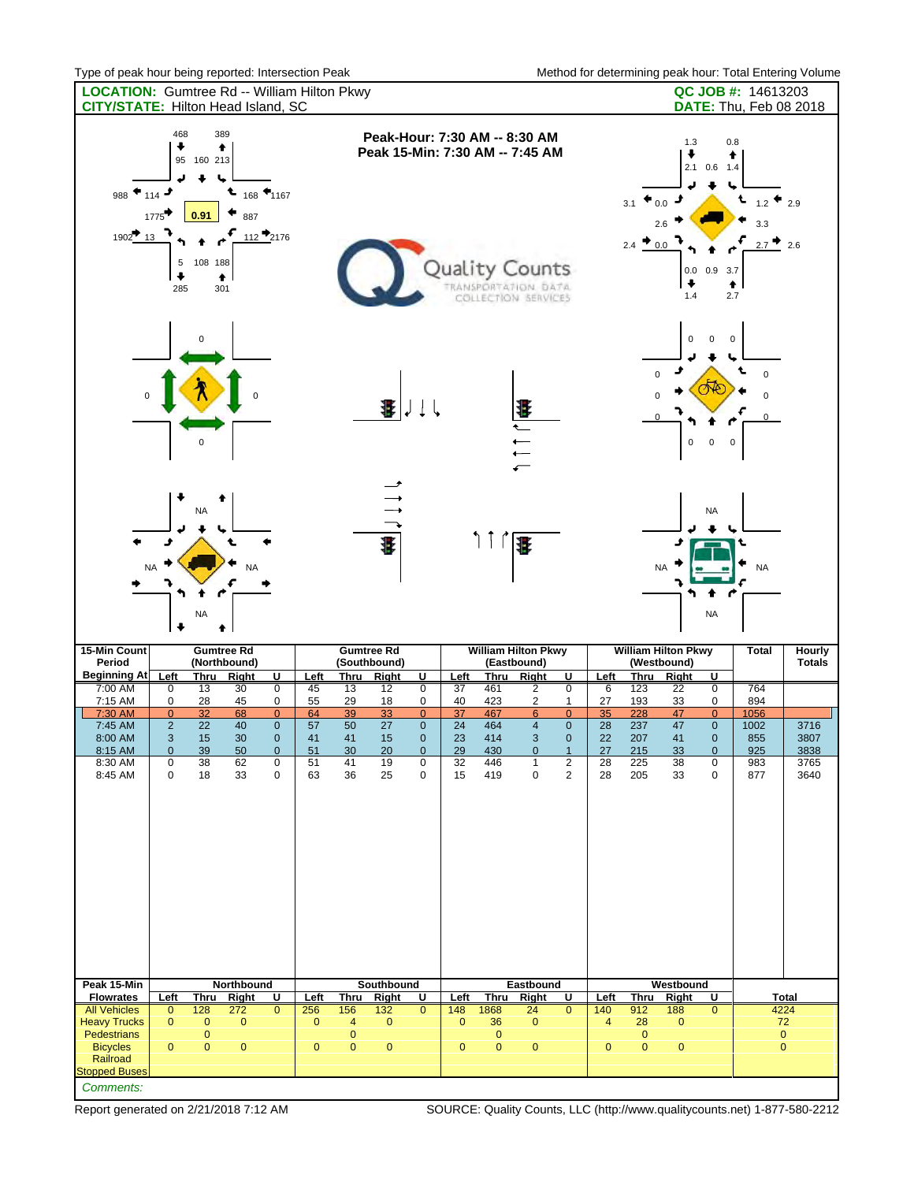Type of peak hour being reported: Intersection Peak

Method for determining peak hour: Total Entering Volume

**LOCATION:** Gumtree Rd -- William Hilton Pkwy

**CITY/STATE:** Hilton Head Island, SC

**QC JOB #:** 14613203

**DATE:** Thu, Feb 08 2018

**Peak-Hour: 7:30 AM -- 8:30 AM**

**Peak 15-Min: 7:30 AM -- 7:45 AM**

468 389
95 160 213
988 114
168 1167
1775 0.91 887
1902 13
112 2176
5 108 188
285 301

1.3 0.8
2.1 0.6 1.4
3.1 0.0
1.2 2.9
2.6 3.3
2.4 0.0
2.7 2.6
0.0 0.9 3.7
1.4 2.7

| 15-Min Count Period Beginning At | Gumtree Rd (Northbound) | | | | Gumtree Rd (Southbound) | | | | William Hilton Pkwy (Eastbound) | | | | William Hilton Pkwy (Westbound) | | | | Total | Hourly Totals |
|---|---|---|---|---|---|---|---|---|---|---|---|---|---|---|---|---|---|---|
| | Left | Thru | Right | U | Left | Thru | Right | U | Left | Thru | Right | U | Left | Thru | Right | U | | |
| 7:00 AM | 0 | 13 | 30 | 0 | 45 | 13 | 12 | 0 | 37 | 461 | 2 | 0 | 6 | 123 | 22 | 0 | 764 | |
| 7:15 AM | 0 | 28 | 45 | 0 | 55 | 29 | 18 | 0 | 40 | 423 | 2 | 1 | 27 | 193 | 33 | 0 | 894 | |
| 7:30 AM | 0 | 32 | 68 | 0 | 64 | 39 | 33 | 0 | 37 | 467 | 6 | 0 | 35 | 228 | 47 | 0 | 1056 | |
| 7:45 AM | 2 | 22 | 40 | 0 | 57 | 50 | 27 | 0 | 24 | 464 | 4 | 0 | 28 | 237 | 47 | 0 | 1002 | 3716 |
| 8:00 AM | 3 | 15 | 30 | 0 | 41 | 41 | 15 | 0 | 23 | 414 | 3 | 0 | 22 | 207 | 41 | 0 | 855 | 3807 |
| 8:15 AM | 0 | 39 | 50 | 0 | 51 | 30 | 20 | 0 | 29 | 430 | 0 | 1 | 27 | 215 | 33 | 0 | 925 | 3838 |
| 8:30 AM | 0 | 38 | 62 | 0 | 51 | 41 | 19 | 0 | 32 | 446 | 1 | 2 | 28 | 225 | 38 | 0 | 983 | 3765 |
| 8:45 AM | 0 | 18 | 33 | 0 | 63 | 36 | 25 | 0 | 15 | 419 | 0 | 2 | 28 | 205 | 33 | 0 | 877 | 3640 |

| Peak 15-Min Flowrates | Northbound | | | | Southbound | | | | Eastbound | | | | Westbound | | | | Total |
|---|---|---|---|---|---|---|---|---|---|---|---|---|---|---|---|---|---|
| | Left | Thru | Right | U | Left | Thru | Right | U | Left | Thru | Right | U | Left | Thru | Right | U | |
| All Vehicles | 0 | 128 | 272 | 0 | 256 | 156 | 132 | 0 | 148 | 1868 | 24 | 0 | 140 | 912 | 188 | 0 | 4224 |
| Heavy Trucks | 0 | 0 | 0 | | 0 | 4 | 0 | | 0 | 36 | 0 | | 4 | 28 | 0 | | 72 |
| Pedestrians | | 0 | | | | 0 | | | | 0 | | | | 0 | | | 0 |
| Bicycles | 0 | 0 | 0 | | 0 | 0 | 0 | | 0 | 0 | 0 | | 0 | 0 | 0 | | 0 |
| Railroad | | | | | | | | | | | | | | | | | |
| Stopped Buses | | | | | | | | | | | | | | | | | |

*Comments:*

Report generated on 2/21/2018 7:12 AM

SOURCE: Quality Counts, LLC (http://www.qualitycounts.net) 1-877-580-2212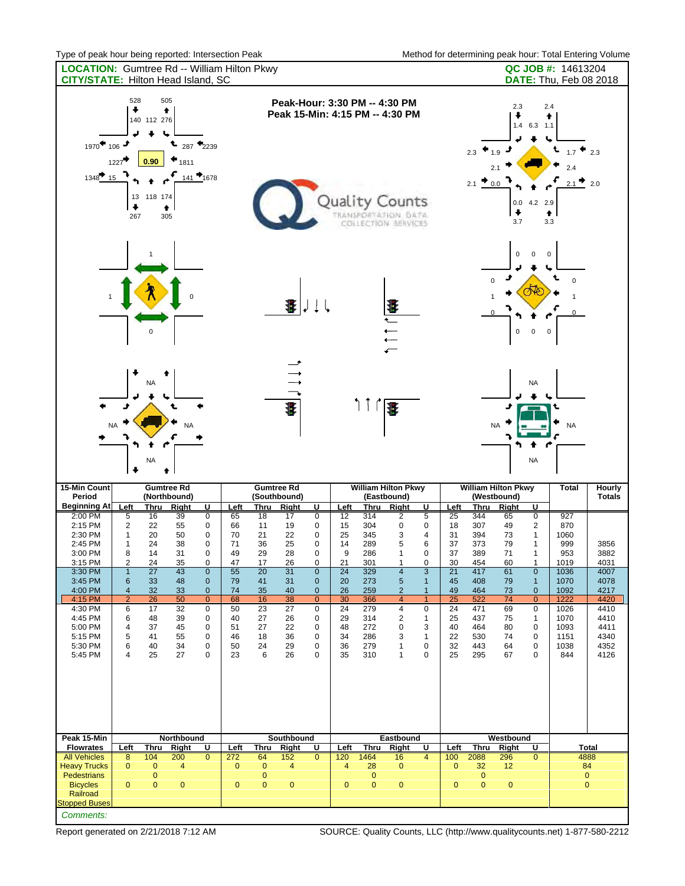Type of peak hour being reported: Intersection Peak

Method for determining peak hour: Total Entering Volume

**LOCATION:** Gumtree Rd -- William Hilton Pkwy

**CITY/STATE:** Hilton Head Island, SC

**QC JOB #:** 14613204

**DATE:** Thu, Feb 08 2018

**Peak-Hour: 3:30 PM -- 4:30 PM**

**Peak 15-Min: 4:15 PM -- 4:30 PM**

528 505
140 112 276
1970 106
287 2239
1227
0.90
1811
1348 15
141 1678
13 118 174
267 305

2.3 2.4
1.4 6.3 1.1
2.3 1.9
1.7 2.3
2.1
2.4
2.1 0.0
2.1 2.0
0.0 4.2 2.9
3.7 3.3

1
1 0
0

0 0 0
0 0
1 1
0 0
0 0 0

NA
NA NA
NA

NA
NA NA
NA

| 15-Min Count Period Beginning At | Gumtree Rd (Northbound) Left | Thru | Right | U | Gumtree Rd (Southbound) Left | Thru | Right | U | William Hilton Pkwy (Eastbound) Left | Thru | Right | U | William Hilton Pkwy (Westbound) Left | Thru | Right | U | Total | Hourly Totals |
|---|---|---|---|---|---|---|---|---|---|---|---|---|---|---|---|---|---|---|
| 2:00 PM | 5 | 16 | 39 | 0 | 65 | 18 | 17 | 0 | 12 | 314 | 2 | 5 | 25 | 344 | 65 | 0 | 927 | |
| 2:15 PM | 2 | 22 | 55 | 0 | 66 | 11 | 19 | 0 | 15 | 304 | 0 | 0 | 18 | 307 | 49 | 2 | 870 | |
| 2:30 PM | 1 | 20 | 50 | 0 | 70 | 21 | 22 | 0 | 25 | 345 | 3 | 4 | 31 | 394 | 73 | 1 | 1060 | |
| 2:45 PM | 1 | 24 | 38 | 0 | 71 | 36 | 25 | 0 | 14 | 289 | 5 | 6 | 37 | 373 | 79 | 1 | 999 | 3856 |
| 3:00 PM | 8 | 14 | 31 | 0 | 49 | 29 | 28 | 0 | 9 | 286 | 1 | 0 | 37 | 389 | 71 | 1 | 953 | 3882 |
| 3:15 PM | 2 | 24 | 35 | 0 | 47 | 17 | 26 | 0 | 21 | 301 | 1 | 0 | 30 | 454 | 60 | 1 | 1019 | 4031 |
| 3:30 PM | 1 | 27 | 43 | 0 | 55 | 20 | 31 | 0 | 24 | 329 | 4 | 3 | 21 | 417 | 61 | 0 | 1036 | 4007 |
| 3:45 PM | 6 | 33 | 48 | 0 | 79 | 41 | 31 | 0 | 20 | 273 | 5 | 1 | 45 | 408 | 79 | 1 | 1070 | 4078 |
| 4:00 PM | 4 | 32 | 33 | 0 | 74 | 35 | 40 | 0 | 26 | 259 | 2 | 1 | 49 | 464 | 73 | 0 | 1092 | 4217 |
| 4:15 PM | 2 | 26 | 50 | 0 | 68 | 16 | 38 | 0 | 30 | 366 | 4 | 1 | 25 | 522 | 74 | 0 | 1222 | 4420 |
| 4:30 PM | 6 | 17 | 32 | 0 | 50 | 23 | 27 | 0 | 24 | 279 | 4 | 0 | 24 | 471 | 69 | 0 | 1026 | 4410 |
| 4:45 PM | 6 | 48 | 39 | 0 | 40 | 27 | 26 | 0 | 29 | 314 | 2 | 1 | 25 | 437 | 75 | 1 | 1070 | 4410 |
| 5:00 PM | 4 | 37 | 45 | 0 | 51 | 27 | 22 | 0 | 48 | 272 | 0 | 3 | 40 | 464 | 80 | 0 | 1093 | 4411 |
| 5:15 PM | 5 | 41 | 55 | 0 | 46 | 18 | 36 | 0 | 34 | 286 | 3 | 1 | 22 | 530 | 74 | 0 | 1151 | 4340 |
| 5:30 PM | 6 | 40 | 34 | 0 | 50 | 24 | 29 | 0 | 36 | 279 | 1 | 0 | 32 | 443 | 64 | 0 | 1038 | 4352 |
| 5:45 PM | 4 | 25 | 27 | 0 | 23 | 6 | 26 | 0 | 35 | 310 | 1 | 0 | 25 | 295 | 67 | 0 | 844 | 4126 |

| Peak 15-Min Flowrates | Northbound Left | Thru | Right | U | Southbound Left | Thru | Right | U | Eastbound Left | Thru | Right | U | Westbound Left | Thru | Right | U | Total |
|---|---|---|---|---|---|---|---|---|---|---|---|---|---|---|---|---|---|
| All Vehicles | 8 | 104 | 200 | 0 | 272 | 64 | 152 | 0 | 120 | 1464 | 16 | 4 | 100 | 2088 | 296 | 0 | 4888 |
| Heavy Trucks | 0 | 0 | 4 | | 0 | 0 | 4 | | 4 | 28 | 0 | | 0 | 32 | 12 | | 84 |
| Pedestrians | | 0 | | | | 0 | | | | 0 | | | | 0 | | | 0 |
| Bicycles | 0 | 0 | 0 | | 0 | 0 | 0 | | 0 | 0 | 0 | | 0 | 0 | 0 | | 0 |
| Railroad | | | | | | | | | | | | | | | | | |
| Stopped Buses | | | | | | | | | | | | | | | | | |

*Comments:*

Report generated on 2/21/2018 7:12 AM

SOURCE: Quality Counts, LLC (http://www.qualitycounts.net) 1-877-580-2212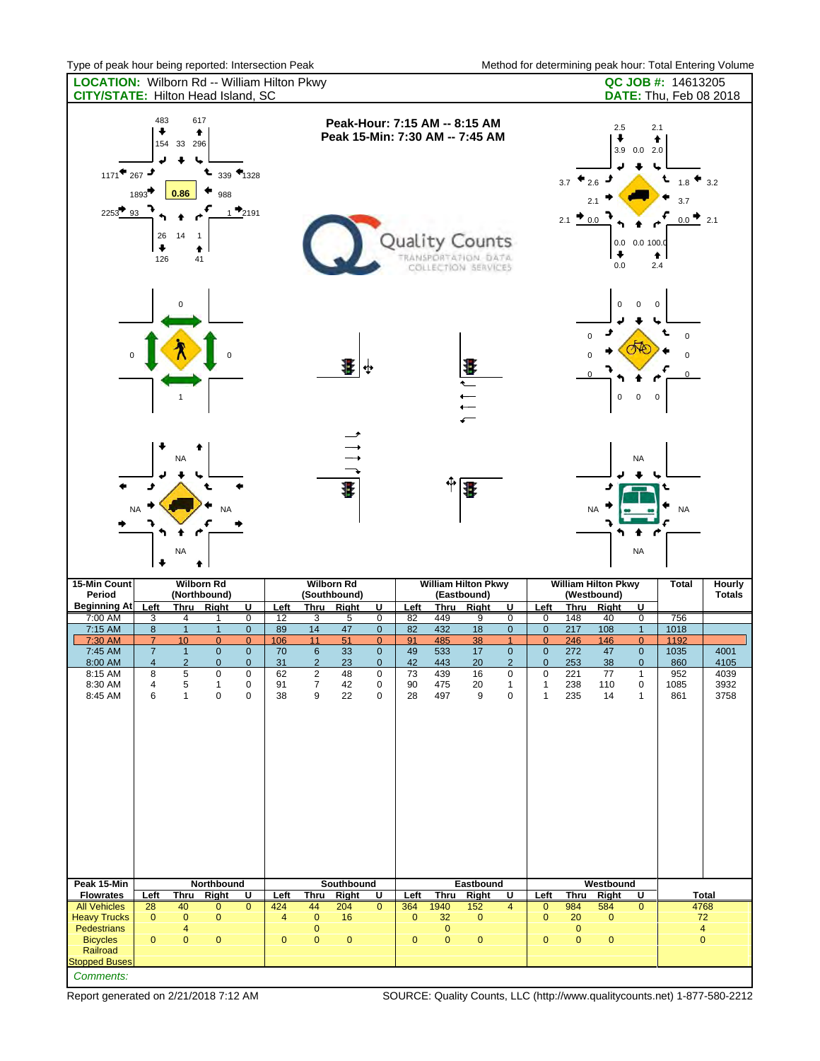Type of peak hour being reported: Intersection Peak

Method for determining peak hour: Total Entering Volume

**LOCATION:** Wilborn Rd -- William Hilton Pkwy

**CITY/STATE:** Hilton Head Island, SC

**QC JOB #:** 14613205

**DATE:** Thu, Feb 08 2018

**Peak-Hour: 7:15 AM -- 8:15 AM**

**Peak 15-Min: 7:30 AM -- 7:45 AM**

483 617
154 33 296
1171 267
339 1328
1893 0.86 988
2253 93
1 2191
26 14 1
126 41

2.5 2.1
3.9 0.0 2.0
3.7 2.6
1.8 3.2
2.1 3.7
2.1 0.0
0.0 2.1
0.0 0.0 100.0
0.0 2.4

0
0 0
1

0 0 0
0 0
0 0
0 0
0 0 0

NA
NA NA
NA

NA
NA NA
NA

| 15-Min Count Period Beginning At | Wilborn Rd (Northbound) Left | Thru | Right | U | Wilborn Rd (Southbound) Left | Thru | Right | U | William Hilton Pkwy (Eastbound) Left | Thru | Right | U | William Hilton Pkwy (Westbound) Left | Thru | Right | U | Total | Hourly Totals |
|---|---|---|---|---|---|---|---|---|---|---|---|---|---|---|---|---|---|---|
| 7:00 AM | 3 | 4 | 1 | 0 | 12 | 3 | 5 | 0 | 82 | 449 | 9 | 0 | 0 | 148 | 40 | 0 | 756 | |
| 7:15 AM | 8 | 1 | 1 | 0 | 89 | 14 | 47 | 0 | 82 | 432 | 18 | 0 | 0 | 217 | 108 | 1 | 1018 | |
| 7:30 AM | 7 | 10 | 0 | 0 | 106 | 11 | 51 | 0 | 91 | 485 | 38 | 1 | 0 | 246 | 146 | 0 | 1192 | |
| 7:45 AM | 7 | 1 | 0 | 0 | 70 | 6 | 33 | 0 | 49 | 533 | 17 | 0 | 0 | 272 | 47 | 0 | 1035 | 4001 |
| 8:00 AM | 4 | 2 | 0 | 0 | 31 | 2 | 23 | 0 | 42 | 443 | 20 | 2 | 0 | 253 | 38 | 0 | 860 | 4105 |
| 8:15 AM | 8 | 5 | 0 | 0 | 62 | 2 | 48 | 0 | 73 | 439 | 16 | 0 | 0 | 221 | 77 | 1 | 952 | 4039 |
| 8:30 AM | 4 | 5 | 1 | 0 | 91 | 7 | 42 | 0 | 90 | 475 | 20 | 1 | 1 | 238 | 110 | 0 | 1085 | 3932 |
| 8:45 AM | 6 | 1 | 0 | 0 | 38 | 9 | 22 | 0 | 28 | 497 | 9 | 0 | 1 | 235 | 14 | 1 | 861 | 3758 |

| Peak 15-Min Flowrates | Northbound Left | Thru | Right | U | Southbound Left | Thru | Right | U | Eastbound Left | Thru | Right | U | Westbound Left | Thru | Right | U | Total |
|---|---|---|---|---|---|---|---|---|---|---|---|---|---|---|---|---|---|
| All Vehicles | 28 | 40 | 0 | 0 | 424 | 44 | 204 | 0 | 364 | 1940 | 152 | 4 | 0 | 984 | 584 | 0 | 4768 |
| Heavy Trucks | 0 | 0 | 0 | | 4 | 0 | 16 | | 0 | 32 | 0 | | 0 | 20 | 0 | | 72 |
| Pedestrians | | 4 | | | | 0 | | | | 0 | | | | 0 | | | 4 |
| Bicycles | 0 | 0 | 0 | | 0 | 0 | 0 | | 0 | 0 | 0 | | 0 | 0 | 0 | | 0 |
| Railroad | | | | | | | | | | | | | | | | | |
| Stopped Buses | | | | | | | | | | | | | | | | | |

*Comments:*

Report generated on 2/21/2018 7:12 AM

SOURCE: Quality Counts, LLC (http://www.qualitycounts.net) 1-877-580-2212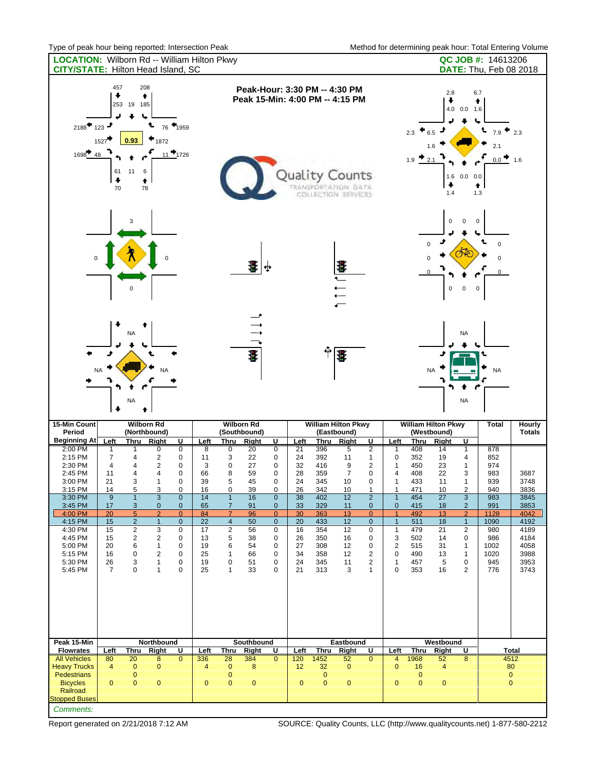Type of peak hour being reported: Intersection Peak

Method for determining peak hour: Total Entering Volume

**LOCATION:** Wilborn Rd -- William Hilton Pkwy

**CITY/STATE:** Hilton Head Island, SC

**QC JOB #:** 14613206

**DATE:** Thu, Feb 08 2018

**Peak-Hour: 3:30 PM -- 4:30 PM**

**Peak 15-Min: 4:00 PM -- 4:15 PM**

457 208
253 19 185
2188 123
76 1959
1527 0.93 1872
1698 48
11 1726
61 11 6
70 78

2.8 6.7
4.0 0.0 1.6
2.3 6.5
7.9 2.3
1.6
2.1
1.9 2.1
0.0 1.6
1.6 0.0 0.0
1.4 1.3

Quality Counts
TRANSPORTATION DATA COLLECTION SERVICES

3
0 0
0

0 0 0
0 0
0 0
0 0
0 0 0

NA
NA NA
NA

NA
NA NA
NA

| 15-Min Count Period Beginning At | Wilborn Rd (Northbound) | | | | Wilborn Rd (Southbound) | | | | William Hilton Pkwy (Eastbound) | | | | William Hilton Pkwy (Westbound) | | | | Total | Hourly Totals |
|---|---|---|---|---|---|---|---|---|---|---|---|---|---|---|---|---|---|---|
| | Left | Thru | Right | U | Left | Thru | Right | U | Left | Thru | Right | U | Left | Thru | Right | U | | |
| 2:00 PM | 1 | 1 | 0 | 0 | 8 | 0 | 20 | 0 | 21 | 396 | 5 | 2 | 1 | 408 | 14 | 1 | 878 | |
| 2:15 PM | 7 | 4 | 2 | 0 | 11 | 3 | 22 | 0 | 24 | 392 | 11 | 1 | 0 | 352 | 19 | 4 | 852 | |
| 2:30 PM | 4 | 4 | 2 | 0 | 3 | 0 | 27 | 0 | 32 | 416 | 9 | 2 | 1 | 450 | 23 | 1 | 974 | |
| 2:45 PM | 11 | 4 | 4 | 0 | 66 | 8 | 59 | 0 | 28 | 359 | 7 | 0 | 4 | 408 | 22 | 3 | 983 | 3687 |
| 3:00 PM | 21 | 3 | 1 | 0 | 39 | 5 | 45 | 0 | 24 | 345 | 10 | 0 | 1 | 433 | 11 | 1 | 939 | 3748 |
| 3:15 PM | 14 | 5 | 3 | 0 | 16 | 0 | 39 | 0 | 26 | 342 | 10 | 1 | 1 | 471 | 10 | 2 | 940 | 3836 |
| 3:30 PM | 9 | 1 | 3 | 0 | 14 | 1 | 16 | 0 | 38 | 402 | 12 | 2 | 1 | 454 | 27 | 3 | 983 | 3845 |
| 3:45 PM | 17 | 3 | 0 | 0 | 65 | 7 | 91 | 0 | 33 | 329 | 11 | 0 | 0 | 415 | 18 | 2 | 991 | 3853 |
| 4:00 PM | 20 | 5 | 2 | 0 | 84 | 7 | 96 | 0 | 30 | 363 | 13 | 0 | 1 | 492 | 13 | 2 | 1128 | 4042 |
| 4:15 PM | 15 | 2 | 1 | 0 | 22 | 4 | 50 | 0 | 20 | 433 | 12 | 0 | 1 | 511 | 18 | 1 | 1090 | 4192 |
| 4:30 PM | 15 | 2 | 3 | 0 | 17 | 2 | 56 | 0 | 16 | 354 | 12 | 0 | 1 | 479 | 21 | 2 | 980 | 4189 |
| 4:45 PM | 15 | 2 | 2 | 0 | 13 | 5 | 38 | 0 | 26 | 350 | 16 | 0 | 3 | 502 | 14 | 0 | 986 | 4184 |
| 5:00 PM | 20 | 6 | 1 | 0 | 19 | 6 | 54 | 0 | 27 | 308 | 12 | 0 | 2 | 515 | 31 | 1 | 1002 | 4058 |
| 5:15 PM | 16 | 0 | 2 | 0 | 25 | 1 | 66 | 0 | 34 | 358 | 12 | 2 | 0 | 490 | 13 | 1 | 1020 | 3988 |
| 5:30 PM | 26 | 3 | 1 | 0 | 19 | 0 | 51 | 0 | 24 | 345 | 11 | 2 | 1 | 457 | 5 | 0 | 945 | 3953 |
| 5:45 PM | 7 | 0 | 1 | 0 | 25 | 1 | 33 | 0 | 21 | 313 | 3 | 1 | 0 | 353 | 16 | 2 | 776 | 3743 |

| Peak 15-Min Flowrates | Northbound | | | | Southbound | | | | Eastbound | | | | Westbound | | | | Total |
|---|---|---|---|---|---|---|---|---|---|---|---|---|---|---|---|---|---|
| | Left | Thru | Right | U | Left | Thru | Right | U | Left | Thru | Right | U | Left | Thru | Right | U | |
| All Vehicles | 80 | 20 | 8 | 0 | 336 | 28 | 384 | 0 | 120 | 1452 | 52 | 0 | 4 | 1968 | 52 | 8 | 4512 |
| Heavy Trucks | 4 | 0 | 0 | | 4 | 0 | 8 | | 12 | 32 | 0 | | 0 | 16 | 4 | | 80 |
| Pedestrians | | 0 | | | | 0 | | | | 0 | | | | 0 | | | 0 |
| Bicycles | 0 | 0 | 0 | | 0 | 0 | 0 | | 0 | 0 | 0 | | 0 | 0 | 0 | | 0 |
| Railroad | | | | | | | | | | | | | | | | | |
| Stopped Buses | | | | | | | | | | | | | | | | | |

*Comments:*

Report generated on 2/21/2018 7:12 AM

SOURCE: Quality Counts, LLC (http://www.qualitycounts.net) 1-877-580-2212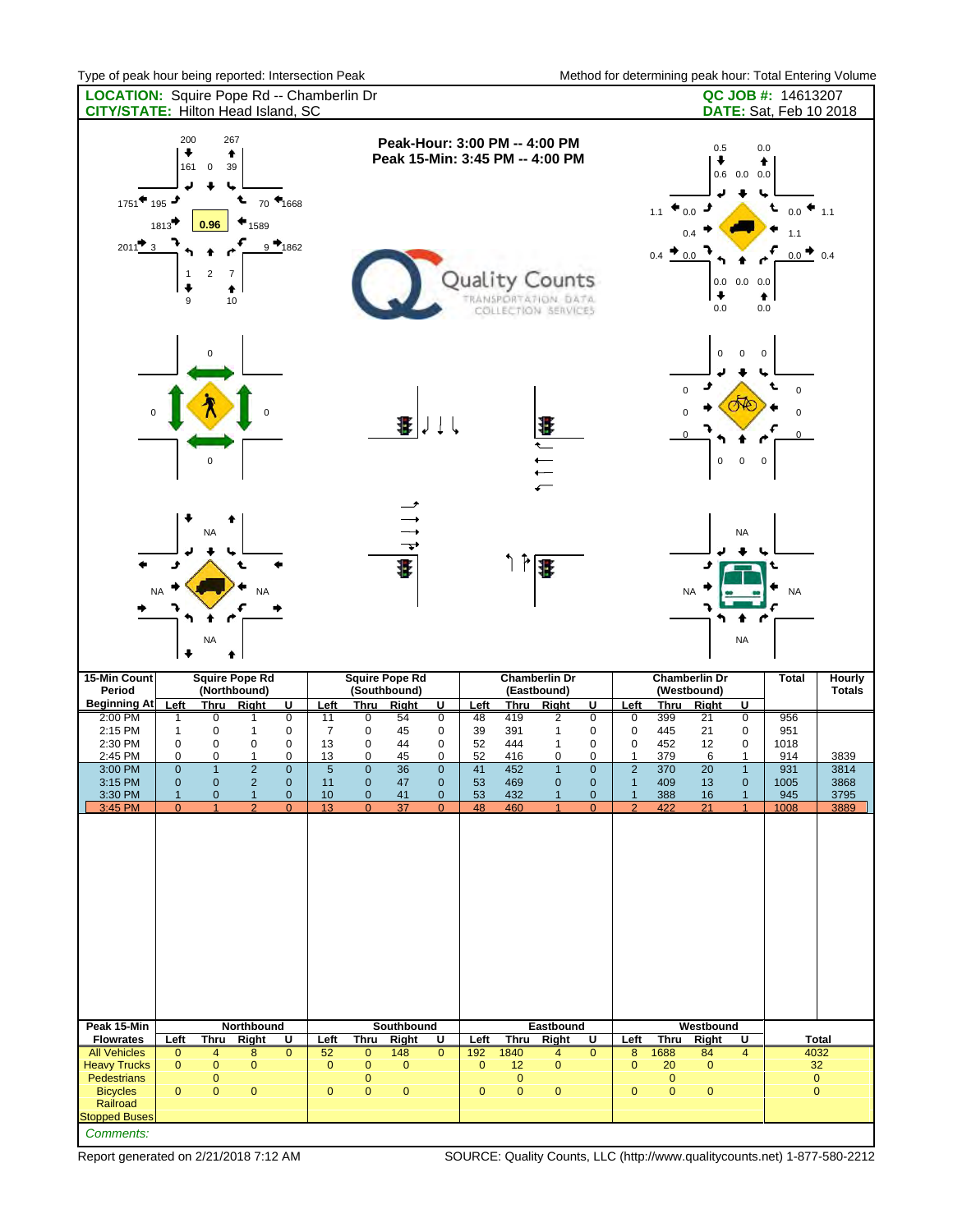Type of peak hour being reported: Intersection Peak

Method for determining peak hour: Total Entering Volume

**LOCATION:** Squire Pope Rd -- Chamberlin Dr

**CITY/STATE:** Hilton Head Island, SC

**QC JOB #:** 14613207

**DATE:** Sat, Feb 10 2018

**Peak-Hour: 3:00 PM -- 4:00 PM**

**Peak 15-Min: 3:45 PM -- 4:00 PM**

200 267
161 0 39
1751 195 70 1668
1813 0.96 1589
2011 3 9 1862
1 2 7
9 10

0.5 0.0
0.6 0.0 0.0
1.1 0.0 0.0 1.1
0.4 1.1
0.4 0.0 0.0 0.4
0.0 0.0 0.0
0.0 0.0

0
0 0
0

0 0 0
0 0
0 0
0 0
0 0 0

NA
NA NA
NA

NA
NA NA
NA

| 15-Min Count Period Beginning At | Squire Pope Rd (Northbound) | | | | Squire Pope Rd (Southbound) | | | | Chamberlin Dr (Eastbound) | | | | Chamberlin Dr (Westbound) | | | | Total | Hourly Totals |
|---|---|---|---|---|---|---|---|---|---|---|---|---|---|---|---|---|---|---|
| | Left | Thru | Right | U | Left | Thru | Right | U | Left | Thru | Right | U | Left | Thru | Right | U | | |
| 2:00 PM | 1 | 0 | 1 | 0 | 11 | 0 | 54 | 0 | 48 | 419 | 2 | 0 | 0 | 399 | 21 | 0 | 956 | |
| 2:15 PM | 1 | 0 | 1 | 0 | 7 | 0 | 45 | 0 | 39 | 391 | 1 | 0 | 0 | 445 | 21 | 0 | 951 | |
| 2:30 PM | 0 | 0 | 0 | 0 | 13 | 0 | 44 | 0 | 52 | 444 | 1 | 0 | 0 | 452 | 12 | 0 | 1018 | |
| 2:45 PM | 0 | 0 | 1 | 0 | 13 | 0 | 45 | 0 | 52 | 416 | 0 | 0 | 1 | 379 | 6 | 1 | 914 | 3839 |
| 3:00 PM | 0 | 1 | 2 | 0 | 5 | 0 | 36 | 0 | 41 | 452 | 1 | 0 | 2 | 370 | 20 | 1 | 931 | 3814 |
| 3:15 PM | 0 | 0 | 2 | 0 | 11 | 0 | 47 | 0 | 53 | 469 | 0 | 0 | 1 | 409 | 13 | 0 | 1005 | 3868 |
| 3:30 PM | 1 | 0 | 1 | 0 | 10 | 0 | 41 | 0 | 53 | 432 | 1 | 0 | 1 | 388 | 16 | 1 | 945 | 3795 |
| 3:45 PM | 0 | 1 | 2 | 0 | 13 | 0 | 37 | 0 | 48 | 460 | 1 | 0 | 2 | 422 | 21 | 1 | 1008 | 3889 |

| Peak 15-Min Flowrates | Northbound | | | | Southbound | | | | Eastbound | | | | Westbound | | | | Total |
|---|---|---|---|---|---|---|---|---|---|---|---|---|---|---|---|---|---|
| | Left | Thru | Right | U | Left | Thru | Right | U | Left | Thru | Right | U | Left | Thru | Right | U | |
| All Vehicles | 0 | 4 | 8 | 0 | 52 | 0 | 148 | 0 | 192 | 1840 | 4 | 0 | 8 | 1688 | 84 | 4 | 4032 |
| Heavy Trucks | 0 | 0 | 0 | | 0 | 0 | 0 | | 0 | 12 | 0 | | 0 | 20 | 0 | | 32 |
| Pedestrians | | 0 | | | | 0 | | | | 0 | | | | 0 | | | 0 |
| Bicycles | 0 | 0 | 0 | | 0 | 0 | 0 | | 0 | 0 | 0 | | 0 | 0 | 0 | | 0 |
| Railroad | | | | | | | | | | | | | | | | | |
| Stopped Buses | | | | | | | | | | | | | | | | | |

*Comments:*

Report generated on 2/21/2018 7:12 AM

SOURCE: Quality Counts, LLC (http://www.qualitycounts.net) 1-877-580-2212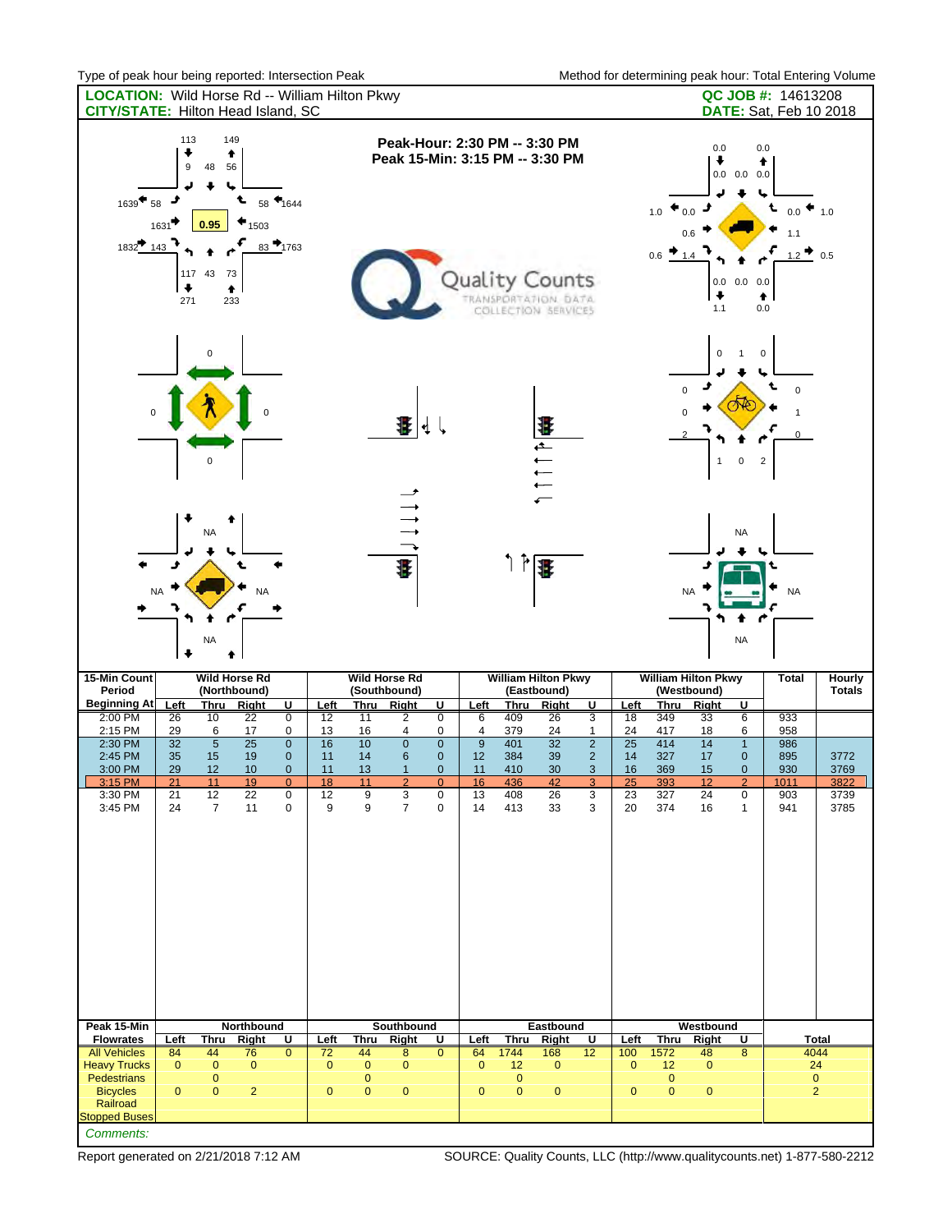Type of peak hour being reported: Intersection Peak

Method for determining peak hour: Total Entering Volume

**LOCATION:** Wild Horse Rd -- William Hilton Pkwy

**CITY/STATE:** Hilton Head Island, SC

**QC JOB #:** 14613208

**DATE:** Sat, Feb 10 2018

**Peak-Hour: 2:30 PM -- 3:30 PM**

**Peak 15-Min: 3:15 PM -- 3:30 PM**

113 149
9 48 56
1639 58
58 1644
1631 0.95 1503
1832 143
83 1763
117 43 73
271 233

0.0 0.0
0.0 0.0 0.0
1.0 0.0
0.0 1.0
0.6
1.1
0.6 1.4
1.2 0.5
0.0 0.0 0.0
1.1 0.0

0
0 0
0

0 1 0
0 0
0 1
2 0
1 0 2

NA
NA NA
NA

NA
NA NA
NA

| 15-Min Count Period Beginning At | Wild Horse Rd (Northbound) Left | Thru | Right | U | Wild Horse Rd (Southbound) Left | Thru | Right | U | William Hilton Pkwy (Eastbound) Left | Thru | Right | U | William Hilton Pkwy (Westbound) Left | Thru | Right | U | Total | Hourly Totals |
|---|---|---|---|---|---|---|---|---|---|---|---|---|---|---|---|---|---|---|
| 2:00 PM | 26 | 10 | 22 | 0 | 12 | 11 | 2 | 0 | 6 | 409 | 26 | 3 | 18 | 349 | 33 | 6 | 933 | |
| 2:15 PM | 29 | 6 | 17 | 0 | 13 | 16 | 4 | 0 | 4 | 379 | 24 | 1 | 24 | 417 | 18 | 6 | 958 | |
| 2:30 PM | 32 | 5 | 25 | 0 | 16 | 10 | 0 | 0 | 9 | 401 | 32 | 2 | 25 | 414 | 14 | 1 | 986 | |
| 2:45 PM | 35 | 15 | 19 | 0 | 11 | 14 | 6 | 0 | 12 | 384 | 39 | 2 | 14 | 327 | 17 | 0 | 895 | 3772 |
| 3:00 PM | 29 | 12 | 10 | 0 | 11 | 13 | 1 | 0 | 11 | 410 | 30 | 3 | 16 | 369 | 15 | 0 | 930 | 3769 |
| 3:15 PM | 21 | 11 | 19 | 0 | 18 | 11 | 2 | 0 | 16 | 436 | 42 | 3 | 25 | 393 | 12 | 2 | 1011 | 3822 |
| 3:30 PM | 21 | 12 | 22 | 0 | 12 | 9 | 3 | 0 | 13 | 408 | 26 | 3 | 23 | 327 | 24 | 0 | 903 | 3739 |
| 3:45 PM | 24 | 7 | 11 | 0 | 9 | 9 | 7 | 0 | 14 | 413 | 33 | 3 | 20 | 374 | 16 | 1 | 941 | 3785 |

| Peak 15-Min Flowrates | Northbound Left | Thru | Right | U | Southbound Left | Thru | Right | U | Eastbound Left | Thru | Right | U | Westbound Left | Thru | Right | U | Total |
|---|---|---|---|---|---|---|---|---|---|---|---|---|---|---|---|---|---|
| All Vehicles | 84 | 44 | 76 | 0 | 72 | 44 | 8 | 0 | 64 | 1744 | 168 | 12 | 100 | 1572 | 48 | 8 | 4044 |
| Heavy Trucks | 0 | 0 | 0 | | 0 | 0 | 0 | | 0 | 12 | 0 | | 0 | 12 | 0 | | 24 |
| Pedestrians | | 0 | | | | 0 | | | | 0 | | | | 0 | | | 0 |
| Bicycles | 0 | 0 | 2 | | 0 | 0 | 0 | | 0 | 0 | 0 | | 0 | 0 | 0 | | 2 |
| Railroad | | | | | | | | | | | | | | | | | |
| Stopped Buses | | | | | | | | | | | | | | | | | |

*Comments:*

Report generated on 2/21/2018 7:12 AM

SOURCE: Quality Counts, LLC (http://www.qualitycounts.net) 1-877-580-2212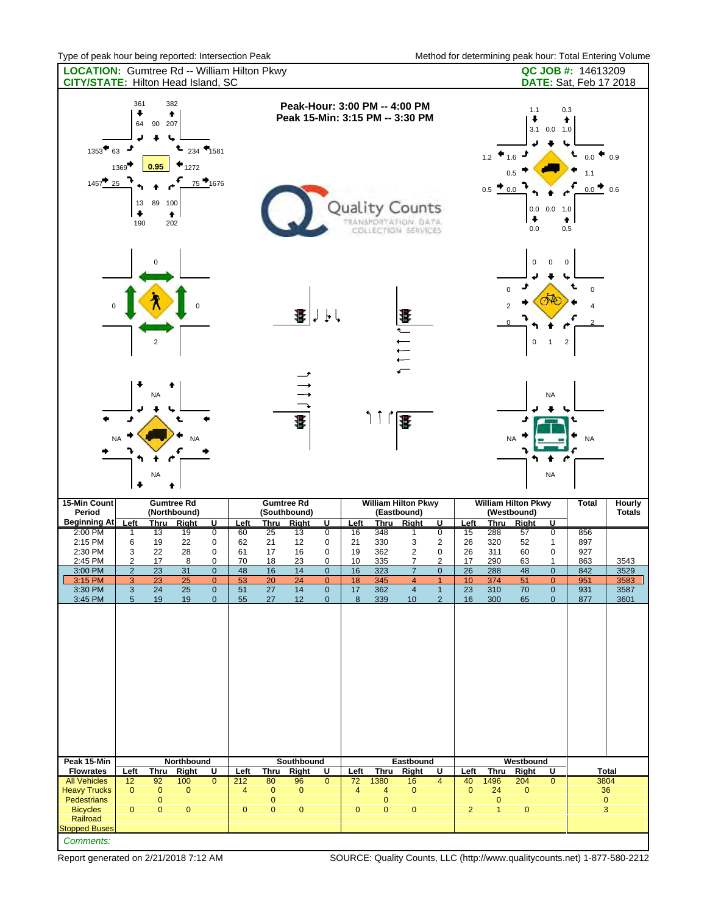Type of peak hour being reported: Intersection Peak

Method for determining peak hour: Total Entering Volume

**LOCATION:** Gumtree Rd -- William Hilton Pkwy

**CITY/STATE:** Hilton Head Island, SC

**QC JOB #:** 14613209

**DATE:** Sat, Feb 17 2018

**Peak-Hour: 3:00 PM -- 4:00 PM**

**Peak 15-Min: 3:15 PM -- 3:30 PM**

361 382
64 90 207
1353 63 234 1581
1369 0.95 1272
1457 25 75 1676
13 89 100
190 202

1.1 0.3
3.1 0.0 1.0
1.2 1.6 0.0 0.9
0.5 1.1
0.5 0.0 0.0 0.6
0.0 0.0 1.0
0.0 0.5

0
0 0
2

0 0 0
0 0
2 4
0 2
0 1 2

NA
NA NA
NA

NA
NA NA
NA

| 15-Min Count Period Beginning At | Gumtree Rd (Northbound) Left | Thru | Right | U | Gumtree Rd (Southbound) Left | Thru | Right | U | William Hilton Pkwy (Eastbound) Left | Thru | Right | U | William Hilton Pkwy (Westbound) Left | Thru | Right | U | Total | Hourly Totals |
|---|---|---|---|---|---|---|---|---|---|---|---|---|---|---|---|---|---|---|
| 2:00 PM | 1 | 13 | 19 | 0 | 60 | 25 | 13 | 0 | 16 | 348 | 1 | 0 | 15 | 288 | 57 | 0 | 856 | |
| 2:15 PM | 6 | 19 | 22 | 0 | 62 | 21 | 12 | 0 | 21 | 330 | 3 | 2 | 26 | 320 | 52 | 1 | 897 | |
| 2:30 PM | 3 | 22 | 28 | 0 | 61 | 17 | 16 | 0 | 19 | 362 | 2 | 0 | 26 | 311 | 60 | 0 | 927 | |
| 2:45 PM | 2 | 17 | 8 | 0 | 70 | 18 | 23 | 0 | 10 | 335 | 7 | 2 | 17 | 290 | 63 | 1 | 863 | 3543 |
| 3:00 PM | 2 | 23 | 31 | 0 | 48 | 16 | 14 | 0 | 16 | 323 | 7 | 0 | 26 | 288 | 48 | 0 | 842 | 3529 |
| 3:15 PM | 3 | 23 | 25 | 0 | 53 | 20 | 24 | 0 | 18 | 345 | 4 | 1 | 10 | 374 | 51 | 0 | 951 | 3583 |
| 3:30 PM | 3 | 24 | 25 | 0 | 51 | 27 | 14 | 0 | 17 | 362 | 4 | 1 | 23 | 310 | 70 | 0 | 931 | 3587 |
| 3:45 PM | 5 | 19 | 19 | 0 | 55 | 27 | 12 | 0 | 8 | 339 | 10 | 2 | 16 | 300 | 65 | 0 | 877 | 3601 |

| Peak 15-Min Flowrates | Northbound Left | Thru | Right | U | Southbound Left | Thru | Right | U | Eastbound Left | Thru | Right | U | Westbound Left | Thru | Right | U | Total |
|---|---|---|---|---|---|---|---|---|---|---|---|---|---|---|---|---|---|
| All Vehicles | 12 | 92 | 100 | 0 | 212 | 80 | 96 | 0 | 72 | 1380 | 16 | 4 | 40 | 1496 | 204 | 0 | 3804 |
| Heavy Trucks | 0 | 0 | 0 | | 4 | 0 | 0 | | 4 | 4 | 0 | | 0 | 24 | 0 | | 36 |
| Pedestrians | | 0 | | | | 0 | | | | 0 | | | | 0 | | | 0 |
| Bicycles | 0 | 0 | 0 | | 0 | 0 | 0 | | 0 | 0 | 0 | | 2 | 1 | 0 | | 3 |
| Railroad | | | | | | | | | | | | | | | | | |
| Stopped Buses | | | | | | | | | | | | | | | | | |

*Comments:*

Report generated on 2/21/2018 7:12 AM

SOURCE: Quality Counts, LLC (http://www.qualitycounts.net) 1-877-580-2212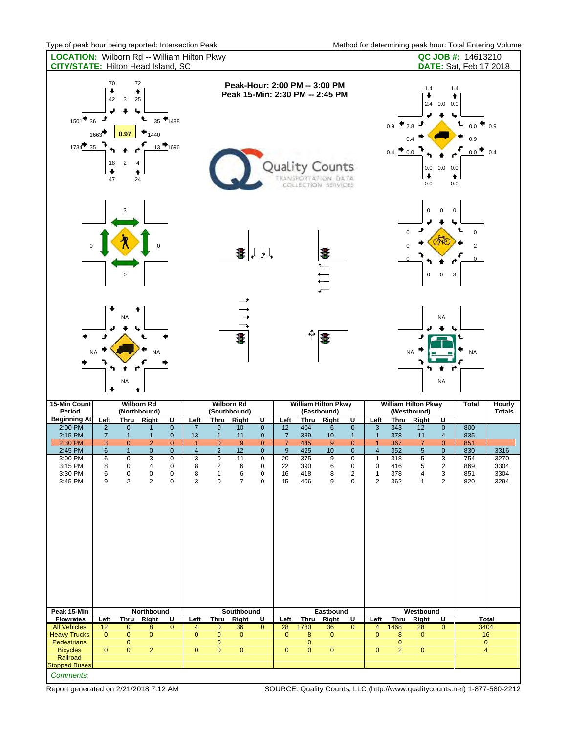Type of peak hour being reported: Intersection Peak

Method for determining peak hour: Total Entering Volume

**LOCATION:** Wilborn Rd -- William Hilton Pkwy

**CITY/STATE:** Hilton Head Island, SC

**QC JOB #:** 14613210

**DATE:** Sat, Feb 17 2018

**Peak-Hour: 2:00 PM -- 3:00 PM**

**Peak 15-Min: 2:30 PM -- 2:45 PM**

70 72
42 3 25
1501 36 35 1488
1663 0.97 1440
1734 35 13 1696
18 2 4
47 24

1.4 1.4
2.4 0.0 0.0
0.9 2.8 0.0 0.9
0.4 0.9
0.4 0.0 0.0 0.4
0.0 0.0 0.0
0.0 0.0

3
0 0
0

0 0 0
0 0
0 2
0 0
0 0 3

NA
NA NA
NA

NA
NA NA
NA

| 15-Min Count Period Beginning At | Wilborn Rd (Northbound) | | | | Wilborn Rd (Southbound) | | | | William Hilton Pkwy (Eastbound) | | | | William Hilton Pkwy (Westbound) | | | | Total | Hourly Totals |
|---|---|---|---|---|---|---|---|---|---|---|---|---|---|---|---|---|---|---|
| | Left | Thru | Right | U | Left | Thru | Right | U | Left | Thru | Right | U | Left | Thru | Right | U | | |
| 2:00 PM | 2 | 0 | 1 | 0 | 7 | 0 | 10 | 0 | 12 | 404 | 6 | 0 | 3 | 343 | 12 | 0 | 800 | |
| 2:15 PM | 7 | 1 | 1 | 0 | 13 | 1 | 11 | 0 | 7 | 389 | 10 | 1 | 1 | 378 | 11 | 4 | 835 | |
| 2:30 PM | 3 | 0 | 2 | 0 | 1 | 0 | 9 | 0 | 7 | 445 | 9 | 0 | 1 | 367 | 7 | 0 | 851 | |
| 2:45 PM | 6 | 1 | 0 | 0 | 4 | 2 | 12 | 0 | 9 | 425 | 10 | 0 | 4 | 352 | 5 | 0 | 830 | 3316 |
| 3:00 PM | 6 | 0 | 3 | 0 | 3 | 0 | 11 | 0 | 20 | 375 | 9 | 0 | 1 | 318 | 5 | 3 | 754 | 3270 |
| 3:15 PM | 8 | 0 | 4 | 0 | 8 | 2 | 6 | 0 | 22 | 390 | 6 | 0 | 0 | 416 | 5 | 2 | 869 | 3304 |
| 3:30 PM | 6 | 0 | 0 | 0 | 8 | 1 | 6 | 0 | 16 | 418 | 8 | 2 | 1 | 378 | 4 | 3 | 851 | 3304 |
| 3:45 PM | 9 | 2 | 2 | 0 | 3 | 0 | 7 | 0 | 15 | 406 | 9 | 0 | 2 | 362 | 1 | 2 | 820 | 3294 |

| Peak 15-Min Flowrates | Northbound | | | | Southbound | | | | Eastbound | | | | Westbound | | | | Total |
|---|---|---|---|---|---|---|---|---|---|---|---|---|---|---|---|---|---|
| | Left | Thru | Right | U | Left | Thru | Right | U | Left | Thru | Right | U | Left | Thru | Right | U | |
| All Vehicles | 12 | 0 | 8 | 0 | 4 | 0 | 36 | 0 | 28 | 1780 | 36 | 0 | 4 | 1468 | 28 | 0 | 3404 |
| Heavy Trucks | 0 | 0 | 0 | | 0 | 0 | 0 | | 0 | 8 | 0 | | 0 | 8 | 0 | | 16 |
| Pedestrians | | 0 | | | | 0 | | | | 0 | | | | 0 | | | 0 |
| Bicycles | 0 | 0 | 2 | | 0 | 0 | 0 | | 0 | 0 | 0 | | 0 | 2 | 0 | | 4 |
| Railroad | | | | | | | | | | | | | | | | | |
| Stopped Buses | | | | | | | | | | | | | | | | | |

*Comments:*

Report generated on 2/21/2018 7:12 AM

SOURCE: Quality Counts, LLC (http://www.qualitycounts.net) 1-877-580-2212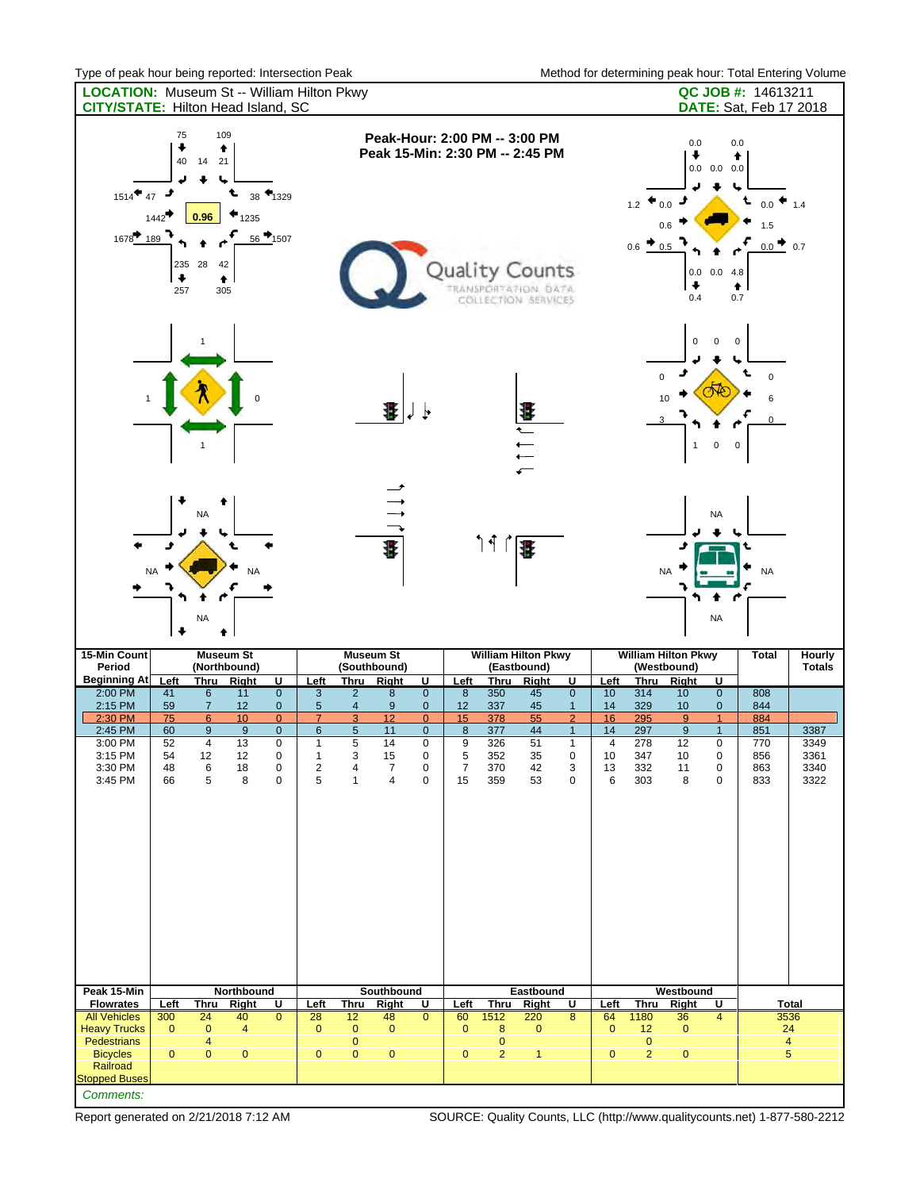Type of peak hour being reported: Intersection Peak

Method for determining peak hour: Total Entering Volume

**LOCATION:** Museum St -- William Hilton Pkwy

**CITY/STATE:** Hilton Head Island, SC

**QC JOB #:** 14613211

**DATE:** Sat, Feb 17 2018

**Peak-Hour: 2:00 PM -- 3:00 PM**

**Peak 15-Min: 2:30 PM -- 2:45 PM**

75 109
40 14 21
1514 47
1442 0.96 1235
1678 189
38 1329
56 1507
235 28 42
257 305

0.0 0.0
0.0 0.0 0.0
1.2 0.0
0.6
0.6 0.5
0.0 1.4
1.5
0.0 0.7
0.0 0.0 4.8
0.4 0.7

Quality Counts
TRANSPORTATION DATA COLLECTION SERVICES

1
1 0
1

0 0 0
0
10
3
0
6
0
1 0 0

NA
NA NA
NA

NA
NA NA
NA

| 15-Min Count Period Beginning At | Museum St (Northbound) Left | Thru | Right | U | Museum St (Southbound) Left | Thru | Right | U | William Hilton Pkwy (Eastbound) Left | Thru | Right | U | William Hilton Pkwy (Westbound) Left | Thru | Right | U | Total | Hourly Totals |
|---|---|---|---|---|---|---|---|---|---|---|---|---|---|---|---|---|---|---|
| 2:00 PM | 41 | 6 | 11 | 0 | 3 | 2 | 8 | 0 | 8 | 350 | 45 | 0 | 10 | 314 | 10 | 0 | 808 | |
| 2:15 PM | 59 | 7 | 12 | 0 | 5 | 4 | 9 | 0 | 12 | 337 | 45 | 1 | 14 | 329 | 10 | 0 | 844 | |
| 2:30 PM | 75 | 6 | 10 | 0 | 7 | 3 | 12 | 0 | 15 | 378 | 55 | 2 | 16 | 295 | 9 | 1 | 884 | |
| 2:45 PM | 60 | 9 | 9 | 0 | 6 | 5 | 11 | 0 | 8 | 377 | 44 | 1 | 14 | 297 | 9 | 1 | 851 | 3387 |
| 3:00 PM | 52 | 4 | 13 | 0 | 1 | 5 | 14 | 0 | 9 | 326 | 51 | 1 | 4 | 278 | 12 | 0 | 770 | 3349 |
| 3:15 PM | 54 | 12 | 12 | 0 | 1 | 3 | 15 | 0 | 5 | 352 | 35 | 0 | 10 | 347 | 10 | 0 | 856 | 3361 |
| 3:30 PM | 48 | 6 | 18 | 0 | 2 | 4 | 7 | 0 | 7 | 370 | 42 | 3 | 13 | 332 | 11 | 0 | 863 | 3340 |
| 3:45 PM | 66 | 5 | 8 | 0 | 5 | 1 | 4 | 0 | 15 | 359 | 53 | 0 | 6 | 303 | 8 | 0 | 833 | 3322 |

| Peak 15-Min Flowrates | Northbound Left | Thru | Right | U | Southbound Left | Thru | Right | U | Eastbound Left | Thru | Right | U | Westbound Left | Thru | Right | U | Total |
|---|---|---|---|---|---|---|---|---|---|---|---|---|---|---|---|---|---|
| All Vehicles | 300 | 24 | 40 | 0 | 28 | 12 | 48 | 0 | 60 | 1512 | 220 | 8 | 64 | 1180 | 36 | 4 | 3536 |
| Heavy Trucks | 0 | 0 | 4 | | 0 | 0 | 0 | | 0 | 8 | 0 | | 0 | 12 | 0 | | 24 |
| Pedestrians | | 4 | | | | 0 | | | | 0 | | | | 0 | | | 4 |
| Bicycles | 0 | 0 | 0 | | 0 | 0 | 0 | | 0 | 2 | 1 | | 0 | 2 | 0 | | 5 |
| Railroad | | | | | | | | | | | | | | | | | |
| Stopped Buses | | | | | | | | | | | | | | | | | |

*Comments:*

Report generated on 2/21/2018 7:12 AM

SOURCE: Quality Counts, LLC (http://www.qualitycounts.net) 1-877-580-2212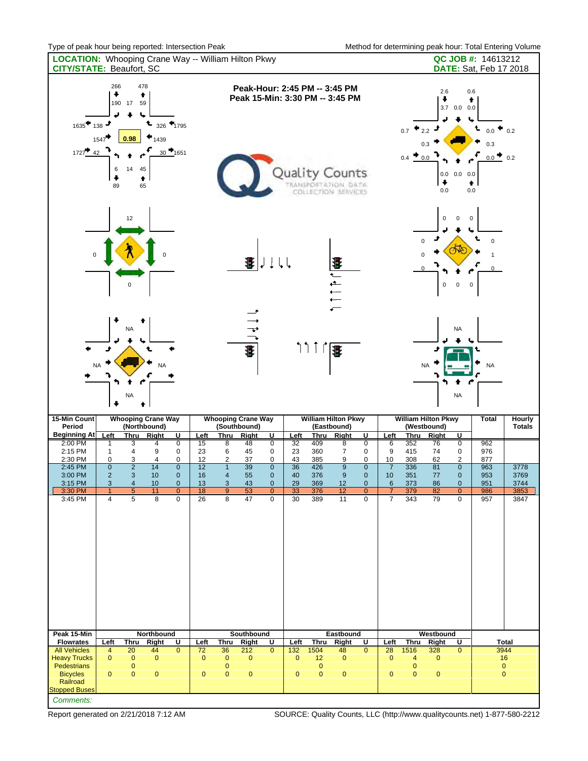Type of peak hour being reported: Intersection Peak

Method for determining peak hour: Total Entering Volume

**LOCATION:** Whooping Crane Way -- William Hilton Pkwy

**CITY/STATE:** Beaufort, SC

**QC JOB #:** 14613212

**DATE:** Sat, Feb 17 2018

**Peak-Hour: 2:45 PM -- 3:45 PM**

**Peak 15-Min: 3:30 PM -- 3:45 PM**

266 478
190 17 59
1635 138 326 1795
1547 0.98 1439
1727 42 30 1651
6 14 45
89 65

2.6 0.6
3.7 0.0 0.0
0.7 2.2 0.0 0.2
0.3 0.3
0.4 0.0 0.0 0.2
0.0 0.0 0.0
0.0 0.0

12
0 0
0

0 0 0
0 0
0 1
0 0
0 0 0

NA
NA NA
NA

NA
NA NA
NA

| 15-Min Count Period Beginning At | Whooping Crane Way (Northbound) | | | | Whooping Crane Way (Southbound) | | | | William Hilton Pkwy (Eastbound) | | | | William Hilton Pkwy (Westbound) | | | | Total | Hourly Totals |
|---|---|---|---|---|---|---|---|---|---|---|---|---|---|---|---|---|---|---|
| | Left | Thru | Right | U | Left | Thru | Right | U | Left | Thru | Right | U | Left | Thru | Right | U | | |
| 2:00 PM | 1 | 3 | 4 | 0 | 15 | 8 | 48 | 0 | 32 | 409 | 8 | 0 | 6 | 352 | 76 | 0 | 962 | |
| 2:15 PM | 1 | 4 | 9 | 0 | 23 | 6 | 45 | 0 | 23 | 360 | 7 | 0 | 9 | 415 | 74 | 0 | 976 | |
| 2:30 PM | 0 | 3 | 4 | 0 | 12 | 2 | 37 | 0 | 43 | 385 | 9 | 0 | 10 | 308 | 62 | 2 | 877 | |
| 2:45 PM | 0 | 2 | 14 | 0 | 12 | 1 | 39 | 0 | 36 | 426 | 9 | 0 | 7 | 336 | 81 | 0 | 963 | 3778 |
| 3:00 PM | 2 | 3 | 10 | 0 | 16 | 4 | 55 | 0 | 40 | 376 | 9 | 0 | 10 | 351 | 77 | 0 | 953 | 3769 |
| 3:15 PM | 3 | 4 | 10 | 0 | 13 | 3 | 43 | 0 | 29 | 369 | 12 | 0 | 6 | 373 | 86 | 0 | 951 | 3744 |
| 3:30 PM | 1 | 5 | 11 | 0 | 18 | 9 | 53 | 0 | 33 | 376 | 12 | 0 | 7 | 379 | 82 | 0 | 986 | 3853 |
| 3:45 PM | 4 | 5 | 8 | 0 | 26 | 8 | 47 | 0 | 30 | 389 | 11 | 0 | 7 | 343 | 79 | 0 | 957 | 3847 |

| Peak 15-Min Flowrates | Northbound | | | | Southbound | | | | Eastbound | | | | Westbound | | | | Total |
|---|---|---|---|---|---|---|---|---|---|---|---|---|---|---|---|---|---|
| | Left | Thru | Right | U | Left | Thru | Right | U | Left | Thru | Right | U | Left | Thru | Right | U | |
| All Vehicles | 4 | 20 | 44 | 0 | 72 | 36 | 212 | 0 | 132 | 1504 | 48 | 0 | 28 | 1516 | 328 | 0 | 3944 |
| Heavy Trucks | 0 | 0 | 0 | | 0 | 0 | 0 | | 0 | 12 | 0 | | 0 | 4 | 0 | | 16 |
| Pedestrians | | 0 | | | | 0 | | | | 0 | | | | 0 | | | 0 |
| Bicycles | 0 | 0 | 0 | | 0 | 0 | 0 | | 0 | 0 | 0 | | 0 | 0 | 0 | | 0 |
| Railroad | | | | | | | | | | | | | | | | | |
| Stopped Buses | | | | | | | | | | | | | | | | | |

*Comments:*

Report generated on 2/21/2018 7:12 AM

SOURCE: Quality Counts, LLC (http://www.qualitycounts.net) 1-877-580-2212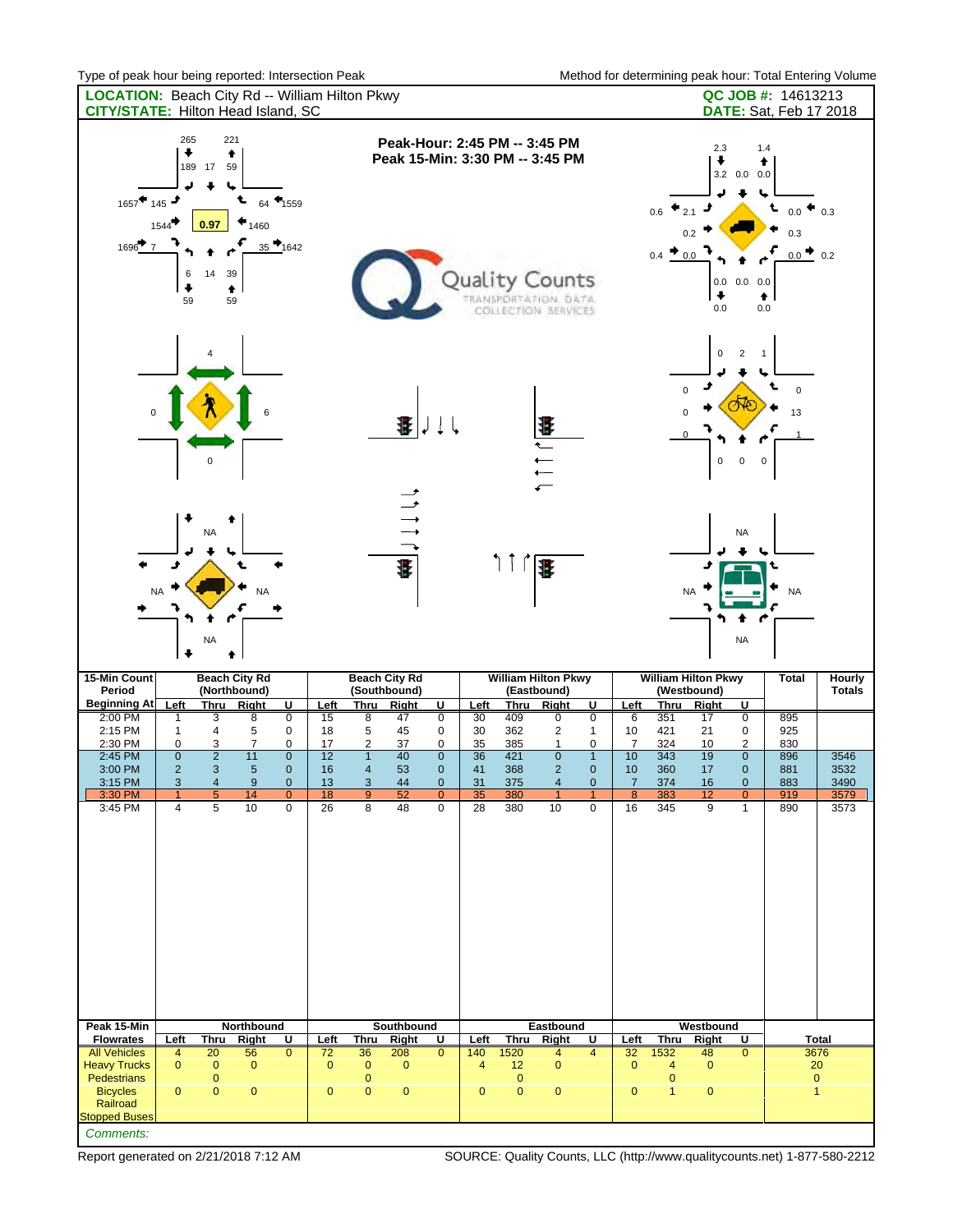Type of peak hour being reported: Intersection Peak

Method for determining peak hour: Total Entering Volume

**LOCATION:** Beach City Rd -- William Hilton Pkwy

**CITY/STATE:** Hilton Head Island, SC

**QC JOB #:** 14613213

**DATE:** Sat, Feb 17 2018

**Peak-Hour: 2:45 PM -- 3:45 PM**

**Peak 15-Min: 3:30 PM -- 3:45 PM**

265 221
189 17 59
1657 145 64 1559
1544 0.97 1460
1696 7 35 1642
6 14 39
59 59

2.3 1.4
3.2 0.0 0.0
0.6 2.1 0.0 0.3
0.2 0.3
0.4 0.0 0.0 0.2
0.0 0.0 0.0
0.0 0.0

4
0 6
0

0 2 1
0 0
0 13
0 1
0 0 0

NA
NA NA
NA

NA
NA NA
NA

| 15-Min Count Period Beginning At | Beach City Rd (Northbound) | | | | Beach City Rd (Southbound) | | | | William Hilton Pkwy (Eastbound) | | | | William Hilton Pkwy (Westbound) | | | | Total | Hourly Totals |
|---|---|---|---|---|---|---|---|---|---|---|---|---|---|---|---|---|---|---|
| | Left | Thru | Right | U | Left | Thru | Right | U | Left | Thru | Right | U | Left | Thru | Right | U | | |
| 2:00 PM | 1 | 3 | 8 | 0 | 15 | 8 | 47 | 0 | 30 | 409 | 0 | 0 | 6 | 351 | 17 | 0 | 895 | |
| 2:15 PM | 1 | 4 | 5 | 0 | 18 | 5 | 45 | 0 | 30 | 362 | 2 | 1 | 10 | 421 | 21 | 0 | 925 | |
| 2:30 PM | 0 | 3 | 7 | 0 | 17 | 2 | 37 | 0 | 35 | 385 | 1 | 0 | 7 | 324 | 10 | 2 | 830 | |
| 2:45 PM | 0 | 2 | 11 | 0 | 12 | 1 | 40 | 0 | 36 | 421 | 0 | 1 | 10 | 343 | 19 | 0 | 896 | 3546 |
| 3:00 PM | 2 | 3 | 5 | 0 | 16 | 4 | 53 | 0 | 41 | 368 | 2 | 0 | 10 | 360 | 17 | 0 | 881 | 3532 |
| 3:15 PM | 3 | 4 | 9 | 0 | 13 | 3 | 44 | 0 | 31 | 375 | 4 | 0 | 7 | 374 | 16 | 0 | 883 | 3490 |
| 3:30 PM | 1 | 5 | 14 | 0 | 18 | 9 | 52 | 0 | 35 | 380 | 1 | 1 | 8 | 383 | 12 | 0 | 919 | 3579 |
| 3:45 PM | 4 | 5 | 10 | 0 | 26 | 8 | 48 | 0 | 28 | 380 | 10 | 0 | 16 | 345 | 9 | 1 | 890 | 3573 |

| Peak 15-Min Flowrates | Northbound | | | | Southbound | | | | Eastbound | | | | Westbound | | | | Total |
|---|---|---|---|---|---|---|---|---|---|---|---|---|---|---|---|---|---|
| | Left | Thru | Right | U | Left | Thru | Right | U | Left | Thru | Right | U | Left | Thru | Right | U | |
| All Vehicles | 4 | 20 | 56 | 0 | 72 | 36 | 208 | 0 | 140 | 1520 | 4 | 4 | 32 | 1532 | 48 | 0 | 3676 |
| Heavy Trucks | 0 | 0 | 0 | | 0 | 0 | 0 | | 4 | 12 | 0 | | 0 | 4 | 0 | | 20 |
| Pedestrians | | 0 | | | | 0 | | | | 0 | | | | 0 | | | 0 |
| Bicycles | 0 | 0 | 0 | | 0 | 0 | 0 | | 0 | 0 | 0 | | 0 | 1 | 0 | | 1 |
| Railroad | | | | | | | | | | | | | | | | | |
| Stopped Buses | | | | | | | | | | | | | | | | | |

*Comments:*

Report generated on 2/21/2018 7:12 AM

SOURCE: Quality Counts, LLC (http://www.qualitycounts.net) 1-877-580-2212